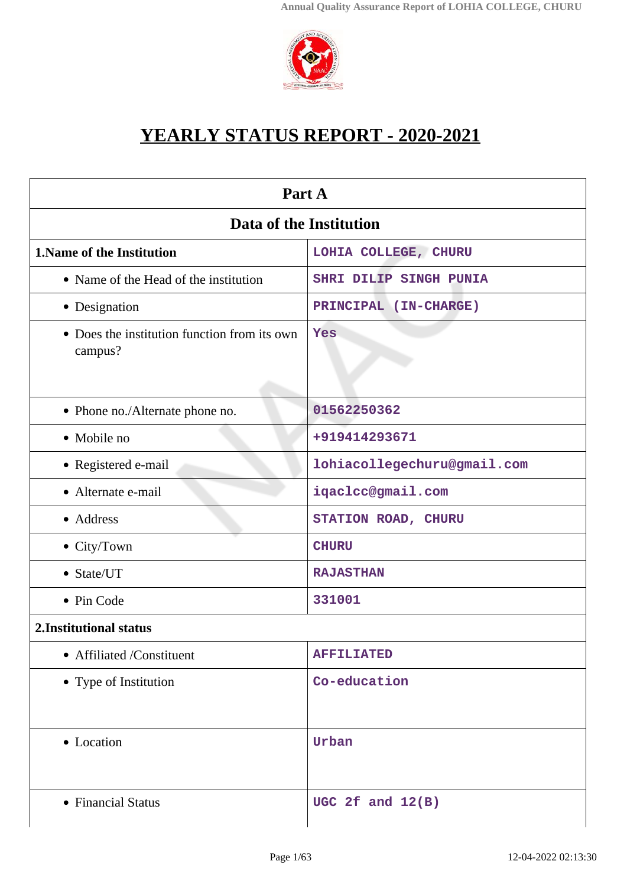# YEARLY STATUS REPORT - 2020-2021

| Part A | |
|---|---|
| **Data of the Institution** | |
| **1.Name of the Institution** | LOHIA COLLEGE, CHURU |
| • Name of the Head of the institution | SHRI DILIP SINGH PUNIA |
| • Designation | PRINCIPAL (IN-CHARGE) |
| • Does the institution function from its own campus? | Yes |
| • Phone no./Alternate phone no. | 01562250362 |
| • Mobile no | +919414293671 |
| • Registered e-mail | lohiacollegechuru@gmail.com |
| • Alternate e-mail | iqaclcc@gmail.com |
| • Address | STATION ROAD, CHURU |
| • City/Town | CHURU |
| • State/UT | RAJASTHAN |
| • Pin Code | 331001 |
| **2.Institutional status** | |
| • Affiliated /Constituent | AFFILIATED |
| • Type of Institution | Co-education |
| • Location | Urban |
| • Financial Status | UGC 2f and 12(B) |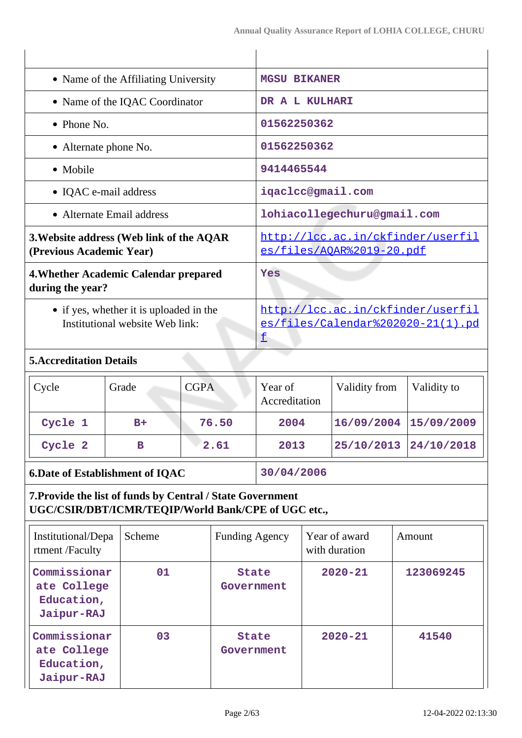| | |
|---|---|
| • Name of the Affiliating University | MGSU BIKANER |
| • Name of the IQAC Coordinator | DR A L KULHARI |
| • Phone No. | 01562250362 |
| • Alternate phone No. | 01562250362 |
| • Mobile | 9414465544 |
| • IQAC e-mail address | iqaclcc@gmail.com |
| • Alternate Email address | lohiacollegechuru@gmail.com |
| **3.Website address (Web link of the AQAR (Previous Academic Year)** | http://lcc.ac.in/ckfinder/userfiles/files/AQAR%2019-20.pdf |
| **4.Whether Academic Calendar prepared during the year?** | Yes |
| • if yes, whether it is uploaded in the Institutional website Web link: | http://lcc.ac.in/ckfinder/userfiles/files/Calendar%202020-21(1).pdf |

**5.Accreditation Details**

| Cycle | Grade | CGPA | Year of Accreditation | Validity from | Validity to |
|---|---|---|---|---|---|
| Cycle 1 | B+ | 76.50 | 2004 | 16/09/2004 | 15/09/2009 |
| Cycle 2 | B | 2.61 | 2013 | 25/10/2013 | 24/10/2018 |

| | |
|---|---|
| **6.Date of Establishment of IQAC** | 30/04/2006 |

**7.Provide the list of funds by Central / State Government UGC/CSIR/DBT/ICMR/TEQIP/World Bank/CPE of UGC etc.,**

| Institutional/Department /Faculty | Scheme | Funding Agency | Year of award with duration | Amount |
|---|---|---|---|---|
| Commissionarate College Education, Jaipur-RAJ | 01 | State Government | 2020-21 | 123069245 |
| Commissionarate College Education, Jaipur-RAJ | 03 | State Government | 2020-21 | 41540 |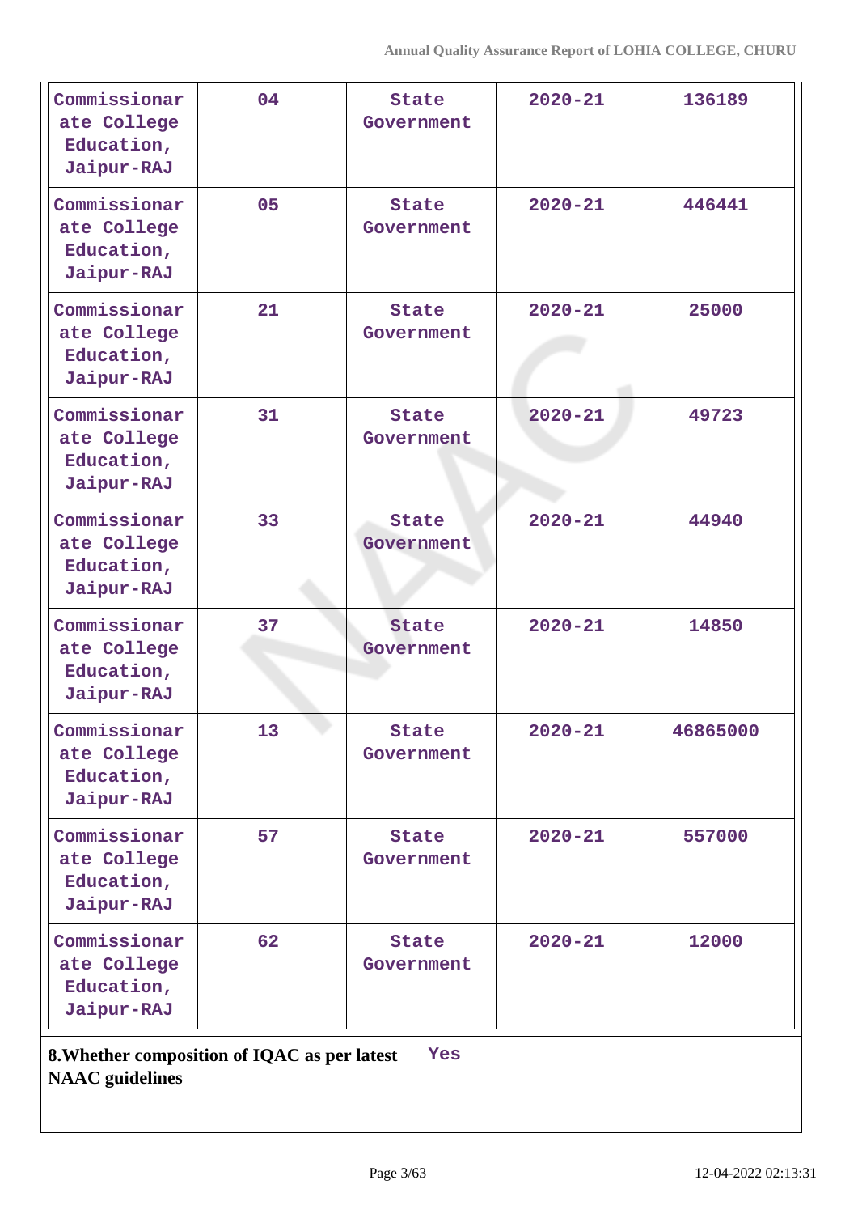| | | | | |
|---|---|---|---|---|
| Commissionarate College Education, Jaipur-RAJ | 04 | State Government | 2020-21 | 136189 |
| Commissionarate College Education, Jaipur-RAJ | 05 | State Government | 2020-21 | 446441 |
| Commissionarate College Education, Jaipur-RAJ | 21 | State Government | 2020-21 | 25000 |
| Commissionarate College Education, Jaipur-RAJ | 31 | State Government | 2020-21 | 49723 |
| Commissionarate College Education, Jaipur-RAJ | 33 | State Government | 2020-21 | 44940 |
| Commissionarate College Education, Jaipur-RAJ | 37 | State Government | 2020-21 | 14850 |
| Commissionarate College Education, Jaipur-RAJ | 13 | State Government | 2020-21 | 46865000 |
| Commissionarate College Education, Jaipur-RAJ | 57 | State Government | 2020-21 | 557000 |
| Commissionarate College Education, Jaipur-RAJ | 62 | State Government | 2020-21 | 12000 |

| **8.Whether composition of IQAC as per latest NAAC guidelines** | Yes |
|---|---|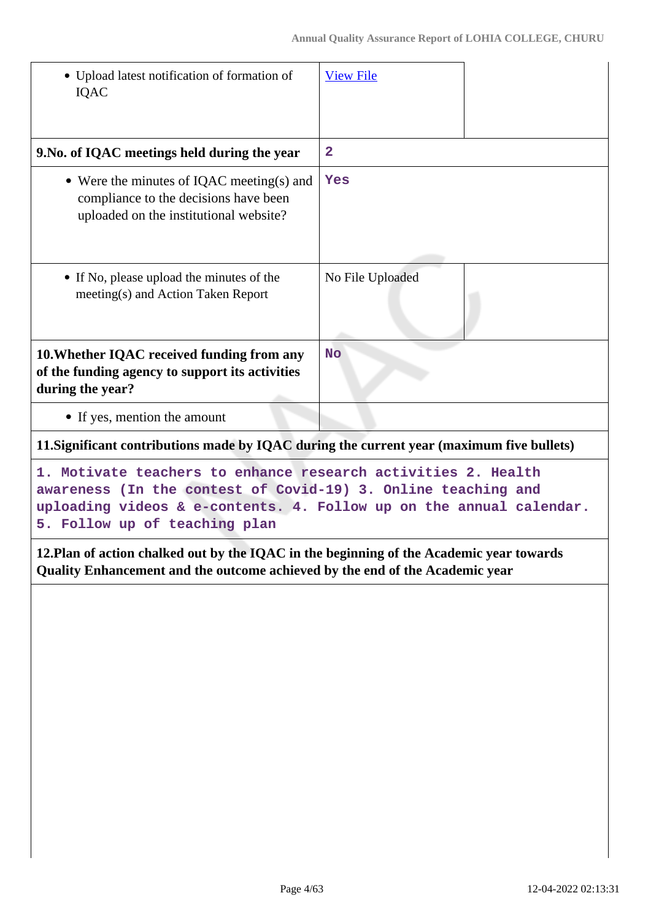| | |
|---|---|
| • Upload latest notification of formation of IQAC | View File |
| **9.No. of IQAC meetings held during the year** | **2** |
| • Were the minutes of IQAC meeting(s) and compliance to the decisions have been uploaded on the institutional website? | **Yes** |
| • If No, please upload the minutes of the meeting(s) and Action Taken Report | No File Uploaded |
| **10.Whether IQAC received funding from any of the funding agency to support its activities during the year?** | **No** |
| • If yes, mention the amount | |

**11.Significant contributions made by IQAC during the current year (maximum five bullets)**

1. Motivate teachers to enhance research activities 2. Health awareness (In the contest of Covid-19) 3. Online teaching and uploading videos & e-contents. 4. Follow up on the annual calendar. 5. Follow up of teaching plan

**12.Plan of action chalked out by the IQAC in the beginning of the Academic year towards Quality Enhancement and the outcome achieved by the end of the Academic year**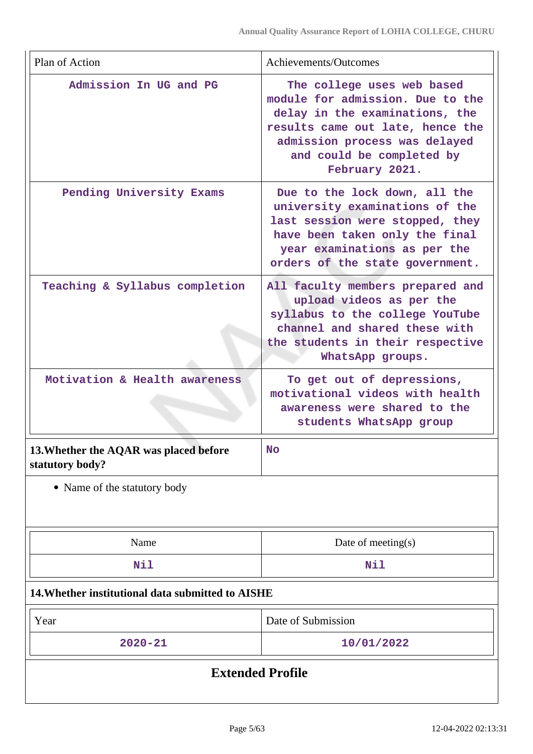| Plan of Action | Achievements/Outcomes |
|---|---|
| Admission In UG and PG | The college uses web based module for admission. Due to the delay in the examinations, the results came out late, hence the admission process was delayed and could be completed by February 2021. |
| Pending University Exams | Due to the lock down, all the university examinations of the last session were stopped, they have been taken only the final year examinations as per the orders of the state government. |
| Teaching & Syllabus completion | All faculty members prepared and upload videos as per the syllabus to the college YouTube channel and shared these with the students in their respective WhatsApp groups. |
| Motivation & Health awareness | To get out of depressions, motivational videos with health awareness were shared to the students WhatsApp group |

| **13.Whether the AQAR was placed before statutory body?** | No |
|---|---|

- Name of the statutory body

| Name | Date of meeting(s) |
|---|---|
| Nil | Nil |

**14.Whether institutional data submitted to AISHE**

| Year | Date of Submission |
|---|---|
| 2020-21 | 10/01/2022 |

## Extended Profile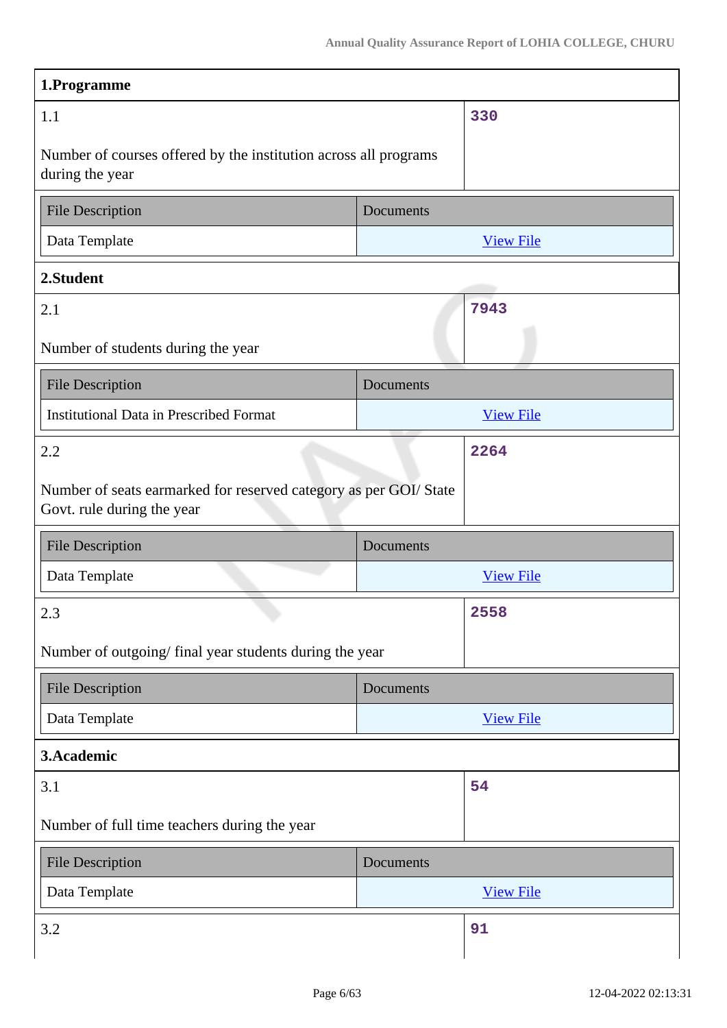## 1.Programme

| 1.1 Number of courses offered by the institution across all programs during the year | 330 |
|---|---|

| File Description | Documents |
|---|---|
| Data Template | View File |

## 2.Student

| 2.1 Number of students during the year | 7943 |
|---|---|

| File Description | Documents |
|---|---|
| Institutional Data in Prescribed Format | View File |

| 2.2 Number of seats earmarked for reserved category as per GOI/ State Govt. rule during the year | 2264 |
|---|---|

| File Description | Documents |
|---|---|
| Data Template | View File |

| 2.3 Number of outgoing/ final year students during the year | 2558 |
|---|---|

| File Description | Documents |
|---|---|
| Data Template | View File |

## 3.Academic

| 3.1 Number of full time teachers during the year | 54 |
|---|---|

| File Description | Documents |
|---|---|
| Data Template | View File |

| 3.2 | 91 |
|---|---|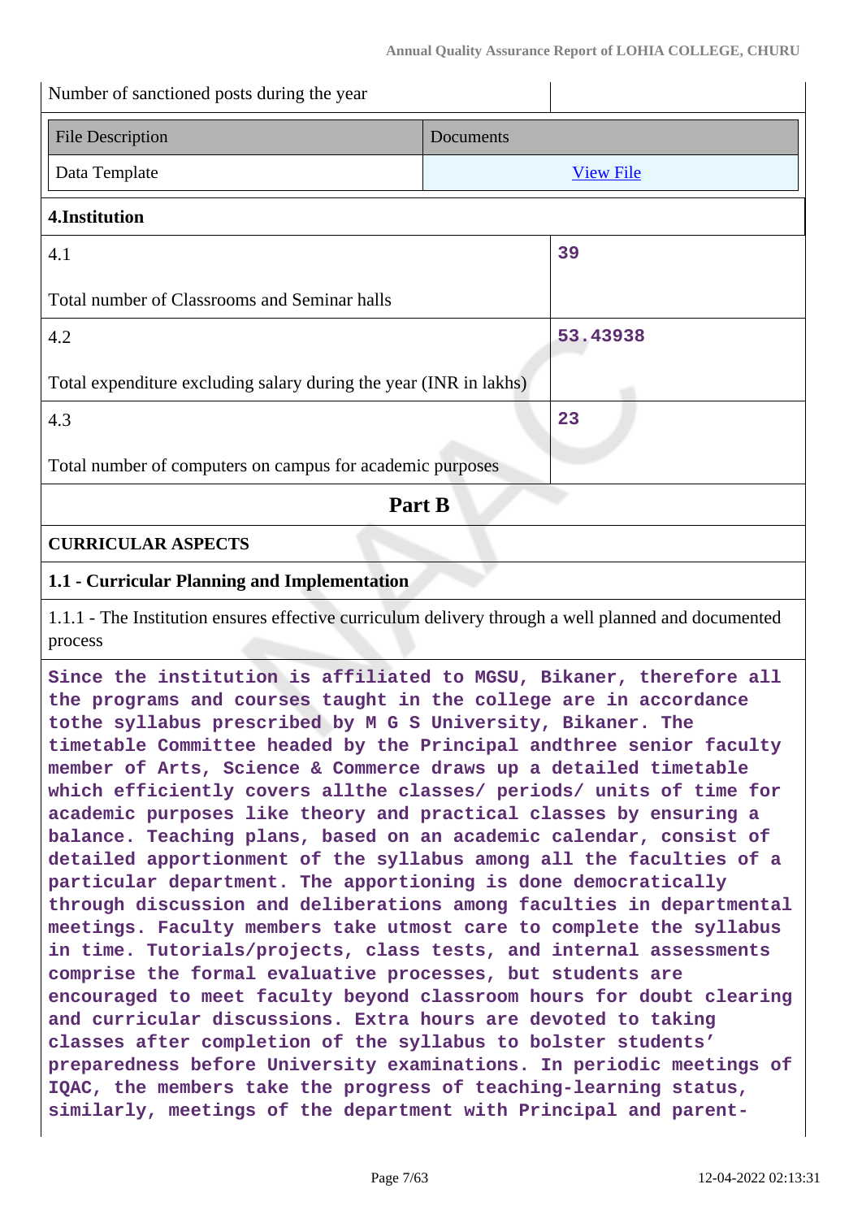| Number of sanctioned posts during the year | |
|---|---|

| File Description | Documents |
|---|---|
| Data Template | View File |

**4.Institution**

| | |
|---|---|
| 4.1<br><br>Total number of Classrooms and Seminar halls | 39 |
| 4.2<br><br>Total expenditure excluding salary during the year (INR in lakhs) | 53.43938 |
| 4.3<br><br>Total number of computers on campus for academic purposes | 23 |

## Part B

### CURRICULAR ASPECTS

### 1.1 - Curricular Planning and Implementation

1.1.1 - The Institution ensures effective curriculum delivery through a well planned and documented process

Since the institution is affiliated to MGSU, Bikaner, therefore all the programs and courses taught in the college are in accordance tothe syllabus prescribed by M G S University, Bikaner. The timetable Committee headed by the Principal andthree senior faculty member of Arts, Science & Commerce draws up a detailed timetable which efficiently covers allthe classes/ periods/ units of time for academic purposes like theory and practical classes by ensuring a balance. Teaching plans, based on an academic calendar, consist of detailed apportionment of the syllabus among all the faculties of a particular department. The apportioning is done democratically through discussion and deliberations among faculties in departmental meetings. Faculty members take utmost care to complete the syllabus in time. Tutorials/projects, class tests, and internal assessments comprise the formal evaluative processes, but students are encouraged to meet faculty beyond classroom hours for doubt clearing and curricular discussions. Extra hours are devoted to taking classes after completion of the syllabus to bolster students' preparedness before University examinations. In periodic meetings of IQAC, the members take the progress of teaching-learning status, similarly, meetings of the department with Principal and parent-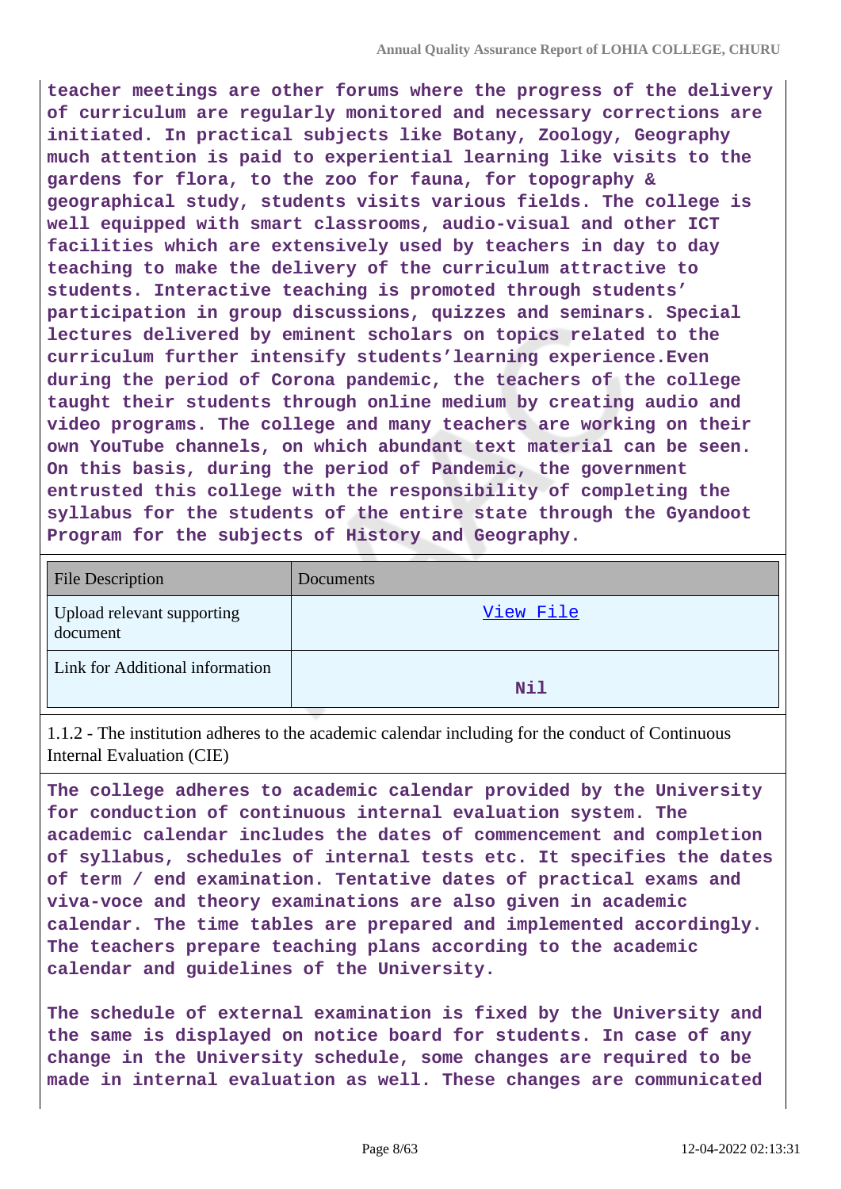**teacher meetings are other forums where the progress of the delivery of curriculum are regularly monitored and necessary corrections are initiated. In practical subjects like Botany, Zoology, Geography much attention is paid to experiential learning like visits to the gardens for flora, to the zoo for fauna, for topography & geographical study, students visits various fields. The college is well equipped with smart classrooms, audio-visual and other ICT facilities which are extensively used by teachers in day to day teaching to make the delivery of the curriculum attractive to students. Interactive teaching is promoted through students' participation in group discussions, quizzes and seminars. Special lectures delivered by eminent scholars on topics related to the curriculum further intensify students'learning experience.Even during the period of Corona pandemic, the teachers of the college taught their students through online medium by creating audio and video programs. The college and many teachers are working on their own YouTube channels, on which abundant text material can be seen. On this basis, during the period of Pandemic, the government entrusted this college with the responsibility of completing the syllabus for the students of the entire state through the Gyandoot Program for the subjects of History and Geography.**

| File Description | Documents |
|---|---|
| Upload relevant supporting document | View File |
| Link for Additional information | Nil |

1.1.2 - The institution adheres to the academic calendar including for the conduct of Continuous Internal Evaluation (CIE)

**The college adheres to academic calendar provided by the University for conduction of continuous internal evaluation system. The academic calendar includes the dates of commencement and completion of syllabus, schedules of internal tests etc. It specifies the dates of term / end examination. Tentative dates of practical exams and viva-voce and theory examinations are also given in academic calendar. The time tables are prepared and implemented accordingly. The teachers prepare teaching plans according to the academic calendar and guidelines of the University.**

**The schedule of external examination is fixed by the University and the same is displayed on notice board for students. In case of any change in the University schedule, some changes are required to be made in internal evaluation as well. These changes are communicated**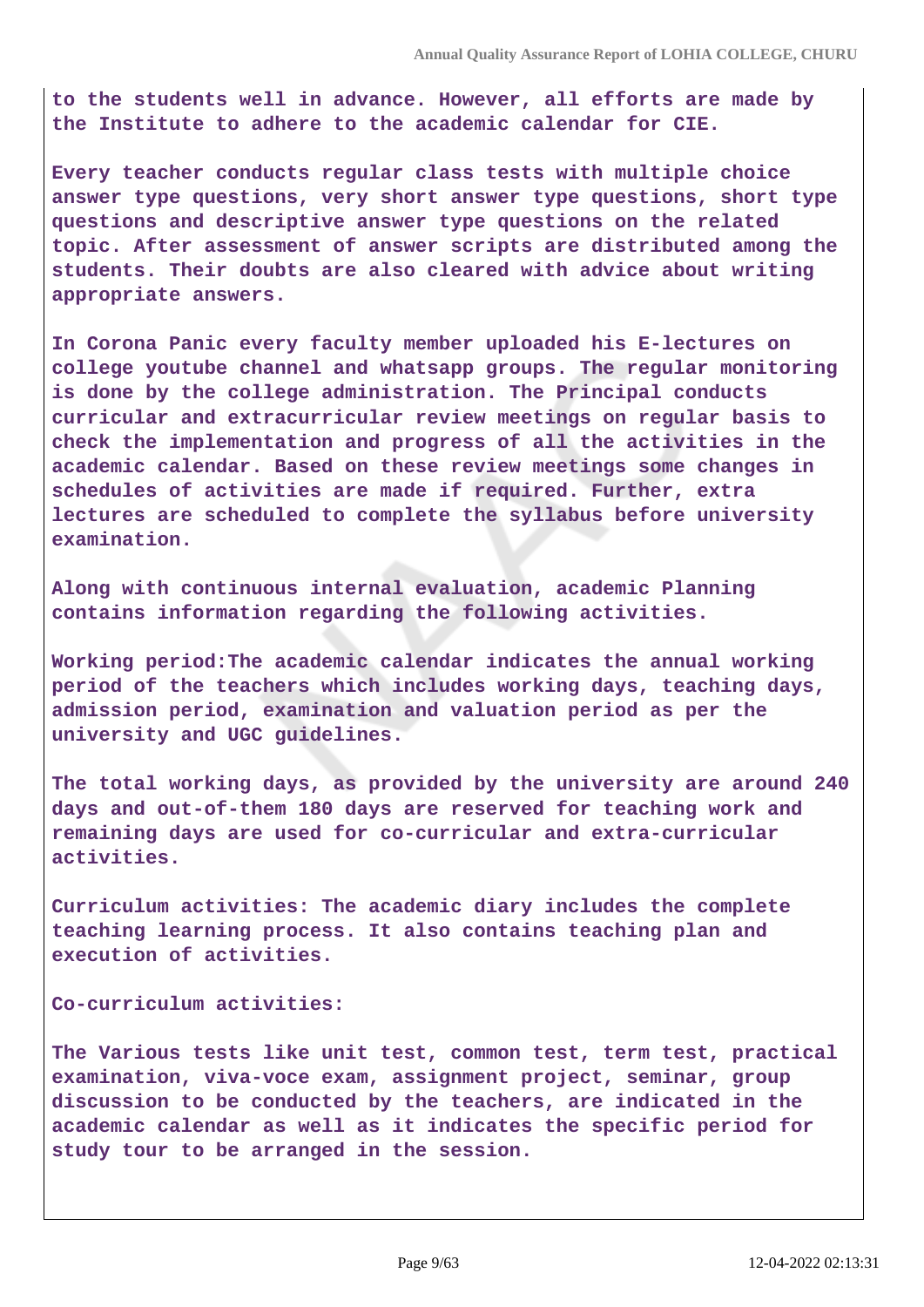to the students well in advance. However, all efforts are made by the Institute to adhere to the academic calendar for CIE.

Every teacher conducts regular class tests with multiple choice answer type questions, very short answer type questions, short type questions and descriptive answer type questions on the related topic. After assessment of answer scripts are distributed among the students. Their doubts are also cleared with advice about writing appropriate answers.

In Corona Panic every faculty member uploaded his E-lectures on college youtube channel and whatsapp groups. The regular monitoring is done by the college administration. The Principal conducts curricular and extracurricular review meetings on regular basis to check the implementation and progress of all the activities in the academic calendar. Based on these review meetings some changes in schedules of activities are made if required. Further, extra lectures are scheduled to complete the syllabus before university examination.

Along with continuous internal evaluation, academic Planning contains information regarding the following activities.

Working period:The academic calendar indicates the annual working period of the teachers which includes working days, teaching days, admission period, examination and valuation period as per the university and UGC guidelines.

The total working days, as provided by the university are around 240 days and out-of-them 180 days are reserved for teaching work and remaining days are used for co-curricular and extra-curricular activities.

Curriculum activities: The academic diary includes the complete teaching learning process. It also contains teaching plan and execution of activities.

Co-curriculum activities:

The Various tests like unit test, common test, term test, practical examination, viva-voce exam, assignment project, seminar, group discussion to be conducted by the teachers, are indicated in the academic calendar as well as it indicates the specific period for study tour to be arranged in the session.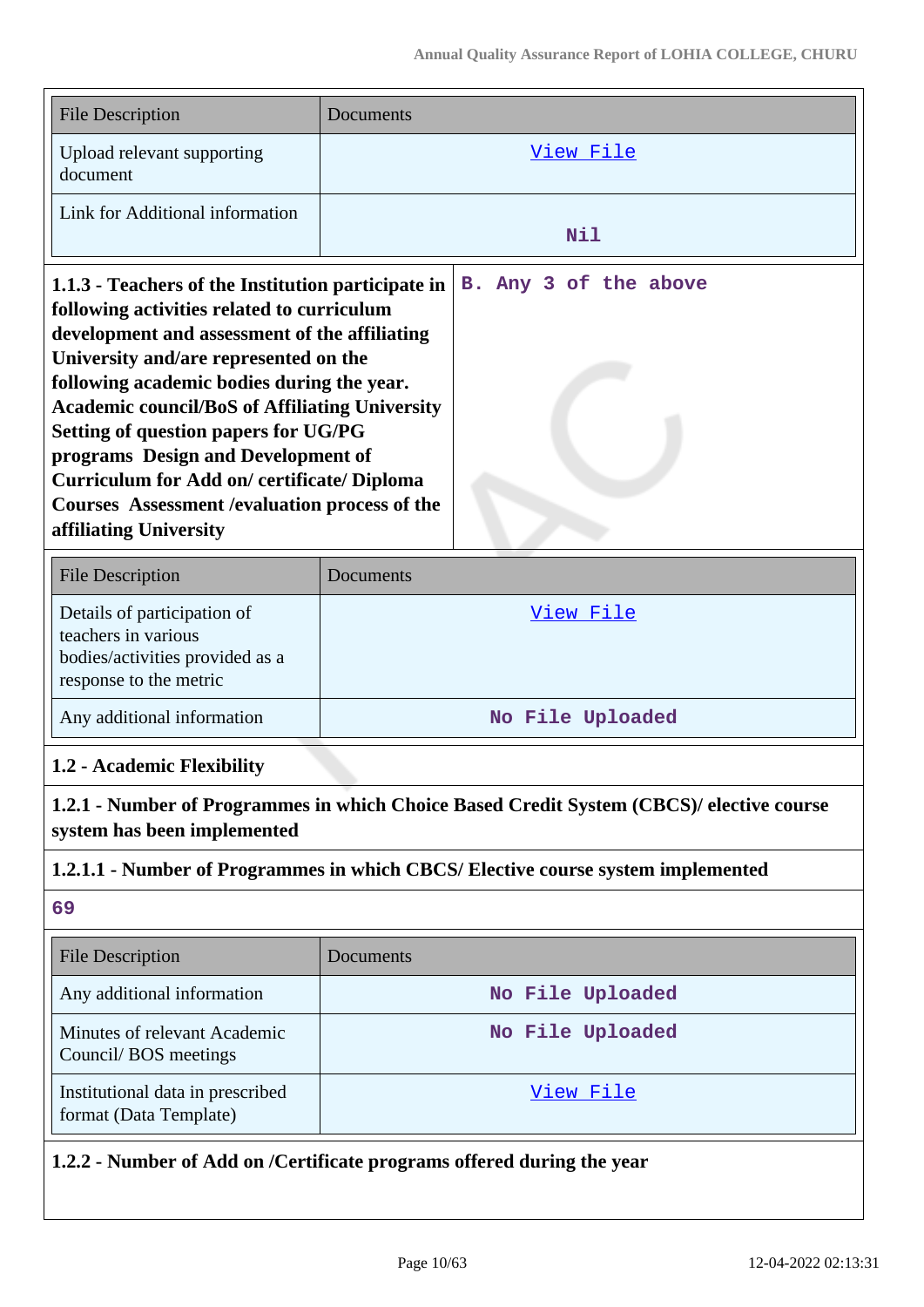| File Description | Documents |
| --- | --- |
| Upload relevant supporting document | View File |
| Link for Additional information | Nil |

| **1.1.3 - Teachers of the Institution participate in following activities related to curriculum development and assessment of the affiliating University and/are represented on the following academic bodies during the year. Academic council/BoS of Affiliating University Setting of question papers for UG/PG programs Design and Development of Curriculum for Add on/ certificate/ Diploma Courses Assessment /evaluation process of the affiliating University** | B. Any 3 of the above |
| --- | --- |

| File Description | Documents |
| --- | --- |
| Details of participation of teachers in various bodies/activities provided as a response to the metric | View File |
| Any additional information | No File Uploaded |

**1.2 - Academic Flexibility**

**1.2.1 - Number of Programmes in which Choice Based Credit System (CBCS)/ elective course system has been implemented**

**1.2.1.1 - Number of Programmes in which CBCS/ Elective course system implemented**

69

| File Description | Documents |
| --- | --- |
| Any additional information | No File Uploaded |
| Minutes of relevant Academic Council/ BOS meetings | No File Uploaded |
| Institutional data in prescribed format (Data Template) | View File |

**1.2.2 - Number of Add on /Certificate programs offered during the year**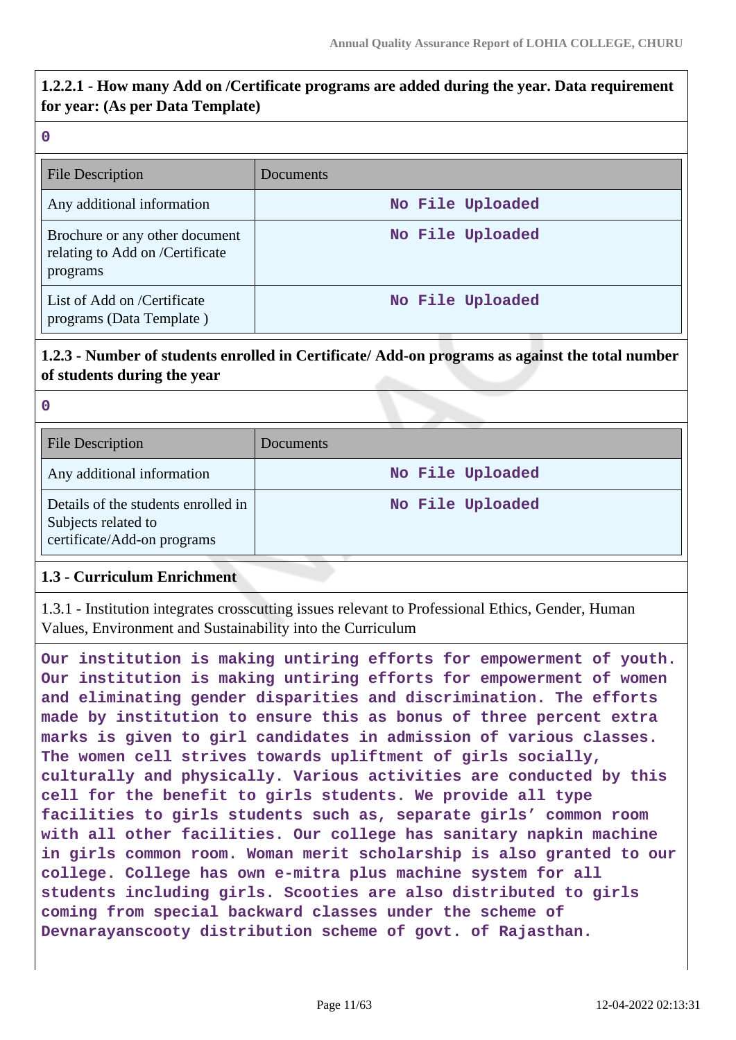**1.2.2.1 - How many Add on /Certificate programs are added during the year. Data requirement for year: (As per Data Template)**

0

| File Description | Documents |
|---|---|
| Any additional information | No File Uploaded |
| Brochure or any other document relating to Add on /Certificate programs | No File Uploaded |
| List of Add on /Certificate programs (Data Template ) | No File Uploaded |

**1.2.3 - Number of students enrolled in Certificate/ Add-on programs as against the total number of students during the year**

0

| File Description | Documents |
|---|---|
| Any additional information | No File Uploaded |
| Details of the students enrolled in Subjects related to certificate/Add-on programs | No File Uploaded |

**1.3 - Curriculum Enrichment**

1.3.1 - Institution integrates crosscutting issues relevant to Professional Ethics, Gender, Human Values, Environment and Sustainability into the Curriculum

Our institution is making untiring efforts for empowerment of youth. Our institution is making untiring efforts for empowerment of women and eliminating gender disparities and discrimination. The efforts made by institution to ensure this as bonus of three percent extra marks is given to girl candidates in admission of various classes. The women cell strives towards upliftment of girls socially, culturally and physically. Various activities are conducted by this cell for the benefit to girls students. We provide all type facilities to girls students such as, separate girls' common room with all other facilities. Our college has sanitary napkin machine in girls common room. Woman merit scholarship is also granted to our college. College has own e-mitra plus machine system for all students including girls. Scooties are also distributed to girls coming from special backward classes under the scheme of Devnarayanscooty distribution scheme of govt. of Rajasthan.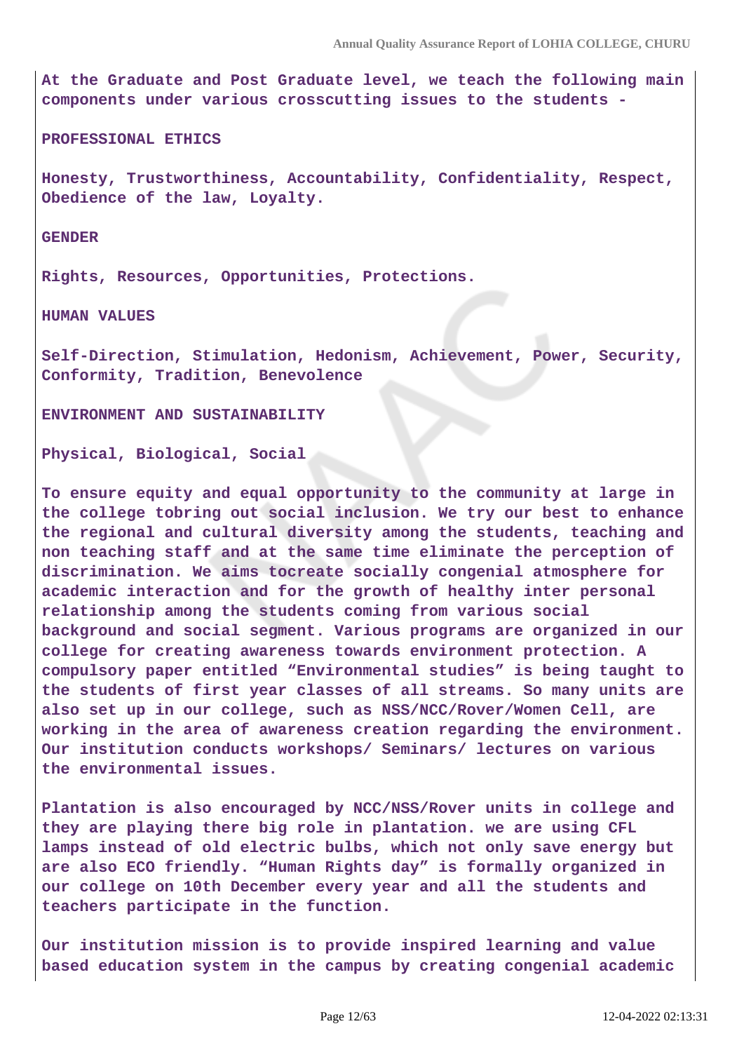**At the Graduate and Post Graduate level, we teach the following main components under various crosscutting issues to the students -**

**PROFESSIONAL ETHICS**

**Honesty, Trustworthiness, Accountability, Confidentiality, Respect, Obedience of the law, Loyalty.**

**GENDER**

**Rights, Resources, Opportunities, Protections.**

**HUMAN VALUES**

**Self-Direction, Stimulation, Hedonism, Achievement, Power, Security, Conformity, Tradition, Benevolence**

**ENVIRONMENT AND SUSTAINABILITY**

**Physical, Biological, Social**

**To ensure equity and equal opportunity to the community at large in the college tobring out social inclusion. We try our best to enhance the regional and cultural diversity among the students, teaching and non teaching staff and at the same time eliminate the perception of discrimination. We aims tocreate socially congenial atmosphere for academic interaction and for the growth of healthy inter personal relationship among the students coming from various social background and social segment. Various programs are organized in our college for creating awareness towards environment protection. A compulsory paper entitled "Environmental studies" is being taught to the students of first year classes of all streams. So many units are also set up in our college, such as NSS/NCC/Rover/Women Cell, are working in the area of awareness creation regarding the environment. Our institution conducts workshops/ Seminars/ lectures on various the environmental issues.**

**Plantation is also encouraged by NCC/NSS/Rover units in college and they are playing there big role in plantation. we are using CFL lamps instead of old electric bulbs, which not only save energy but are also ECO friendly. "Human Rights day" is formally organized in our college on 10th December every year and all the students and teachers participate in the function.**

**Our institution mission is to provide inspired learning and value based education system in the campus by creating congenial academic**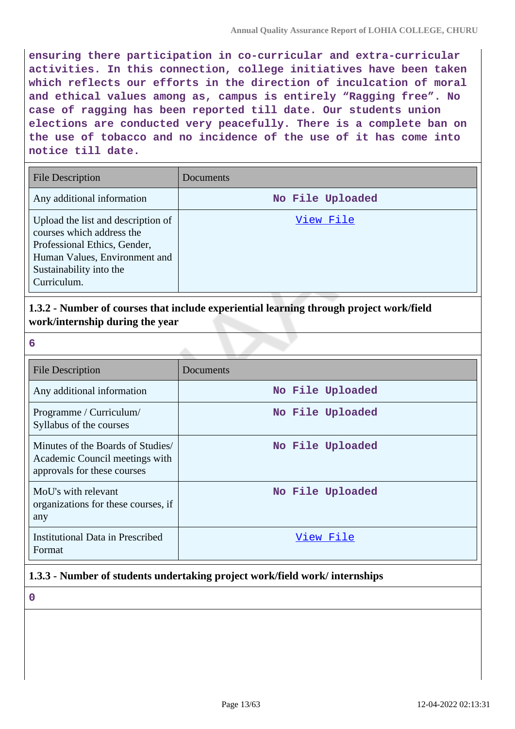**ensuring there participation in co-curricular and extra-curricular activities. In this connection, college initiatives have been taken which reflects our efforts in the direction of inculcation of moral and ethical values among as, campus is entirely "Ragging free". No case of ragging has been reported till date. Our students union elections are conducted very peacefully. There is a complete ban on the use of tobacco and no incidence of the use of it has come into notice till date.**

| File Description | Documents |
|---|---|
| Any additional information | No File Uploaded |
| Upload the list and description of courses which address the Professional Ethics, Gender, Human Values, Environment and Sustainability into the Curriculum. | View File |

### 1.3.2 - Number of courses that include experiential learning through project work/field work/internship during the year

**6**

| File Description | Documents |
|---|---|
| Any additional information | No File Uploaded |
| Programme / Curriculum/ Syllabus of the courses | No File Uploaded |
| Minutes of the Boards of Studies/ Academic Council meetings with approvals for these courses | No File Uploaded |
| MoU's with relevant organizations for these courses, if any | No File Uploaded |
| Institutional Data in Prescribed Format | View File |

### 1.3.3 - Number of students undertaking project work/field work/ internships

**0**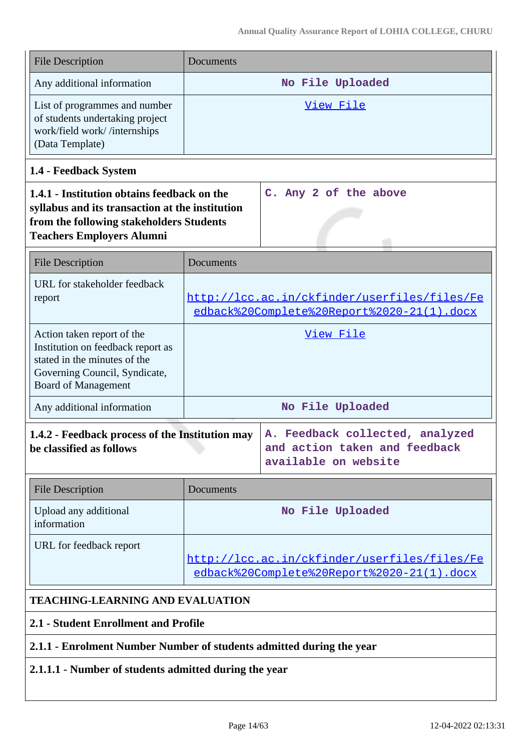| File Description | Documents |
|---|---|
| Any additional information | No File Uploaded |
| List of programmes and number of students undertaking project work/field work/ /internships (Data Template) | View File |

### 1.4 - Feedback System

| **1.4.1 - Institution obtains feedback on the syllabus and its transaction at the institution from the following stakeholders Students Teachers Employers Alumni** | C. Any 2 of the above |
|---|---|

| File Description | Documents |
|---|---|
| URL for stakeholder feedback report | http://lcc.ac.in/ckfinder/userfiles/files/Feedback%20Complete%20Report%2020-21(1).docx |
| Action taken report of the Institution on feedback report as stated in the minutes of the Governing Council, Syndicate, Board of Management | View File |
| Any additional information | No File Uploaded |

| **1.4.2 - Feedback process of the Institution may be classified as follows** | A. Feedback collected, analyzed and action taken and feedback available on website |
|---|---|

| File Description | Documents |
|---|---|
| Upload any additional information | No File Uploaded |
| URL for feedback report | http://lcc.ac.in/ckfinder/userfiles/files/Feedback%20Complete%20Report%2020-21(1).docx |

## TEACHING-LEARNING AND EVALUATION

### 2.1 - Student Enrollment and Profile

**2.1.1 - Enrolment Number Number of students admitted during the year**

**2.1.1.1 - Number of students admitted during the year**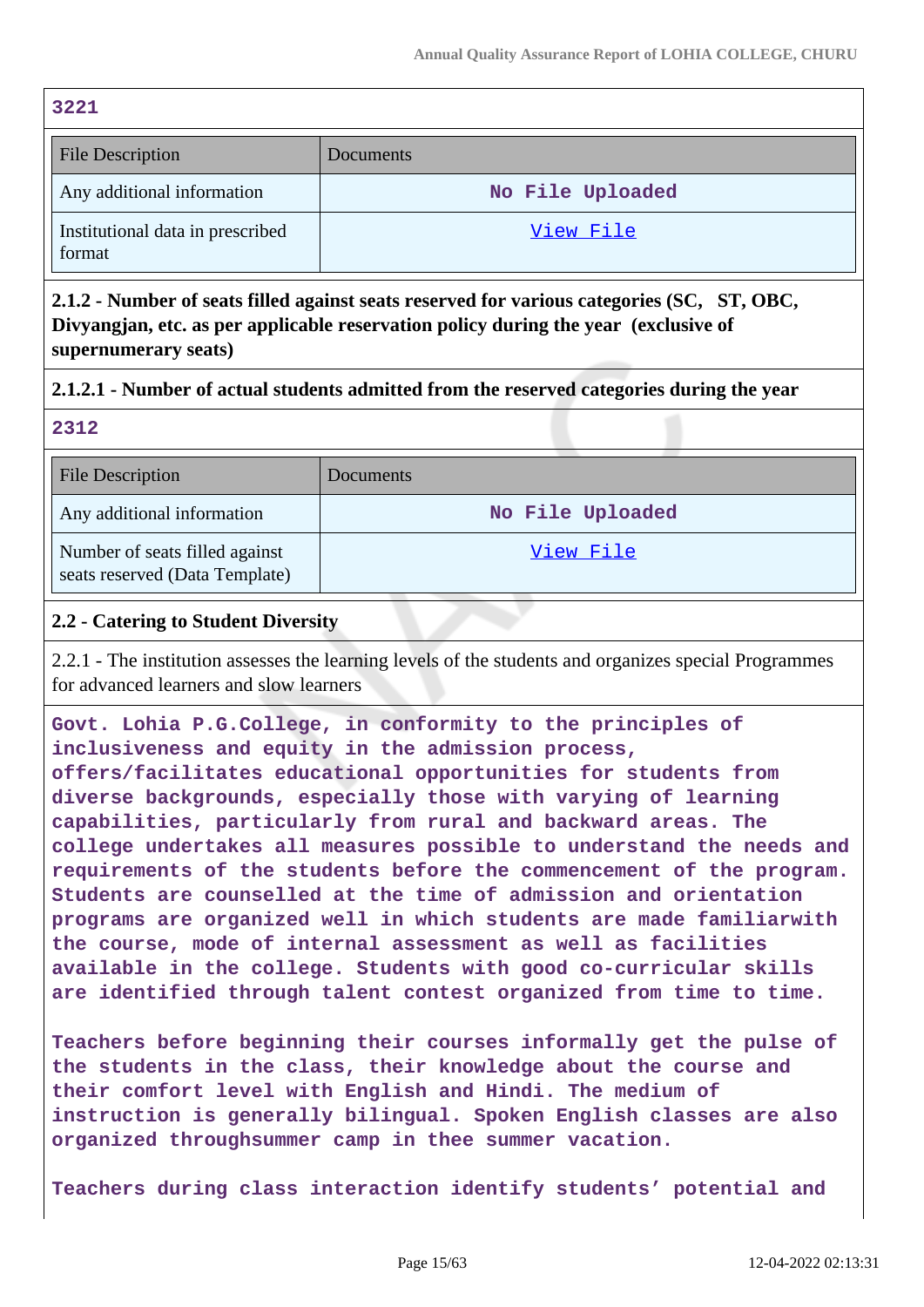3221

| File Description | Documents |
|---|---|
| Any additional information | No File Uploaded |
| Institutional data in prescribed format | View File |

**2.1.2 - Number of seats filled against seats reserved for various categories (SC, ST, OBC, Divyangjan, etc. as per applicable reservation policy during the year (exclusive of supernumerary seats)**

**2.1.2.1 - Number of actual students admitted from the reserved categories during the year**

2312

| File Description | Documents |
|---|---|
| Any additional information | No File Uploaded |
| Number of seats filled against seats reserved (Data Template) | View File |

**2.2 - Catering to Student Diversity**

2.2.1 - The institution assesses the learning levels of the students and organizes special Programmes for advanced learners and slow learners

Govt. Lohia P.G.College, in conformity to the principles of inclusiveness and equity in the admission process, offers/facilitates educational opportunities for students from diverse backgrounds, especially those with varying of learning capabilities, particularly from rural and backward areas. The college undertakes all measures possible to understand the needs and requirements of the students before the commencement of the program. Students are counselled at the time of admission and orientation programs are organized well in which students are made familiarwith the course, mode of internal assessment as well as facilities available in the college. Students with good co-curricular skills are identified through talent contest organized from time to time.

Teachers before beginning their courses informally get the pulse of the students in the class, their knowledge about the course and their comfort level with English and Hindi. The medium of instruction is generally bilingual. Spoken English classes are also organized throughsummer camp in thee summer vacation.

Teachers during class interaction identify students' potential and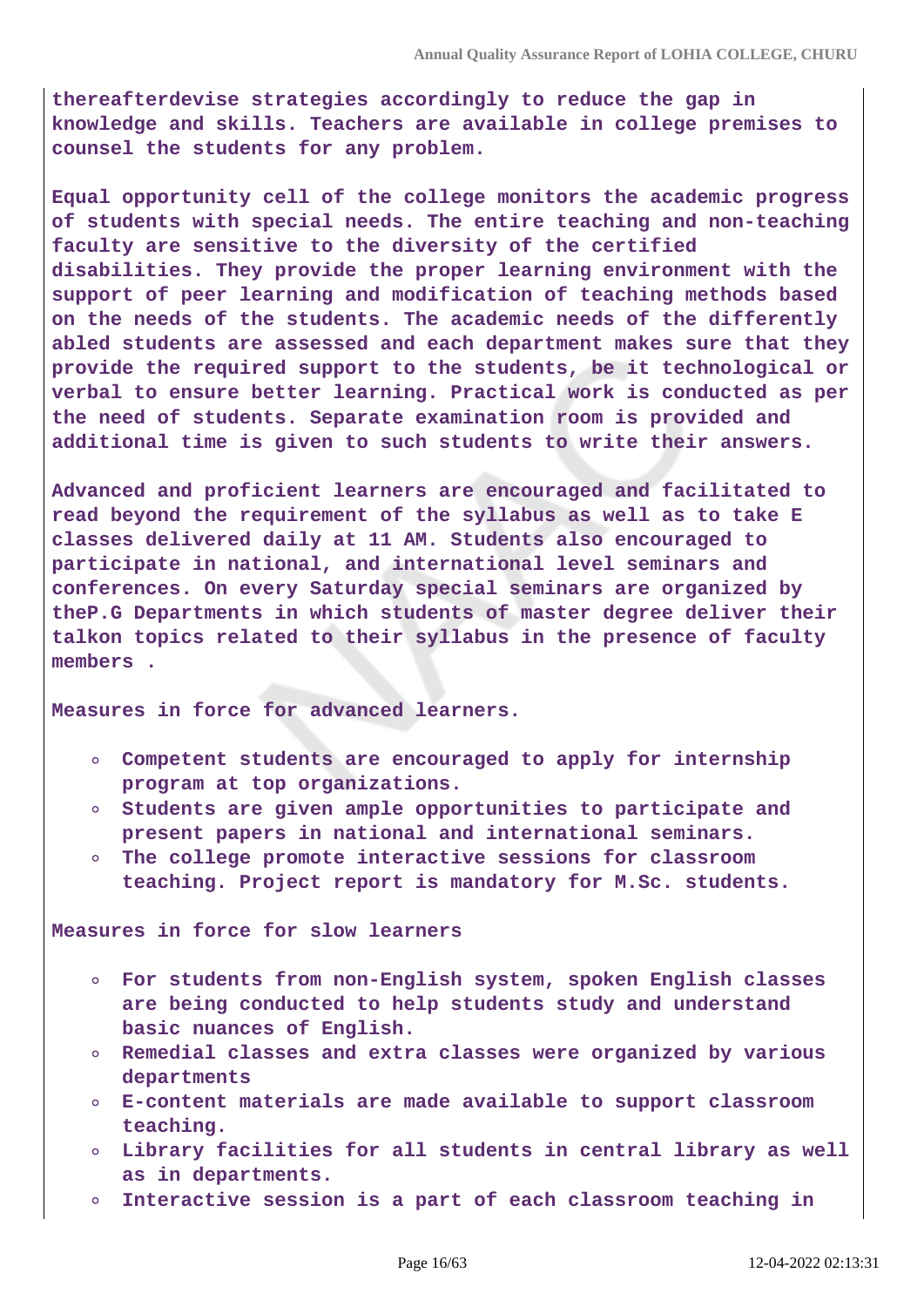thereafterdevise strategies accordingly to reduce the gap in knowledge and skills. Teachers are available in college premises to counsel the students for any problem.

Equal opportunity cell of the college monitors the academic progress of students with special needs. The entire teaching and non-teaching faculty are sensitive to the diversity of the certified disabilities. They provide the proper learning environment with the support of peer learning and modification of teaching methods based on the needs of the students. The academic needs of the differently abled students are assessed and each department makes sure that they provide the required support to the students, be it technological or verbal to ensure better learning. Practical work is conducted as per the need of students. Separate examination room is provided and additional time is given to such students to write their answers.

Advanced and proficient learners are encouraged and facilitated to read beyond the requirement of the syllabus as well as to take E classes delivered daily at 11 AM. Students also encouraged to participate in national, and international level seminars and conferences. On every Saturday special seminars are organized by theP.G Departments in which students of master degree deliver their talkon topics related to their syllabus in the presence of faculty members .

Measures in force for advanced learners.

- Competent students are encouraged to apply for internship program at top organizations.
- Students are given ample opportunities to participate and present papers in national and international seminars.
- The college promote interactive sessions for classroom teaching. Project report is mandatory for M.Sc. students.

Measures in force for slow learners

- For students from non-English system, spoken English classes are being conducted to help students study and understand basic nuances of English.
- Remedial classes and extra classes were organized by various departments
- E-content materials are made available to support classroom teaching.
- Library facilities for all students in central library as well as in departments.
- Interactive session is a part of each classroom teaching in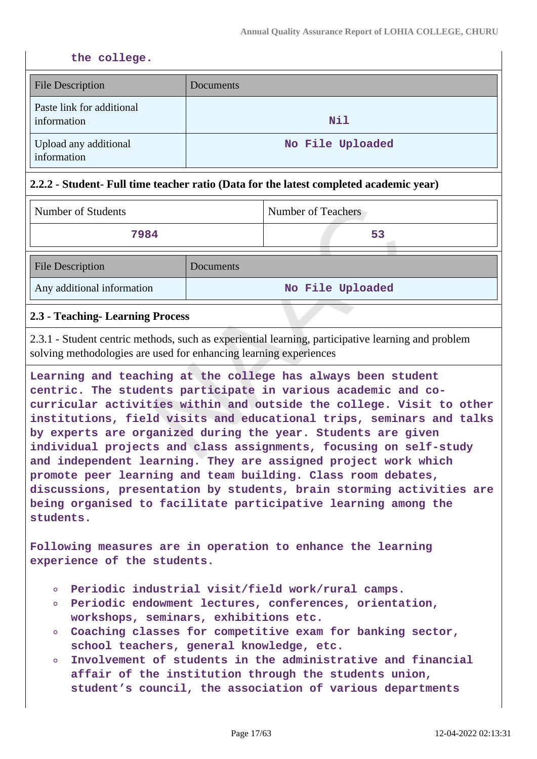the college.

| File Description | Documents |
| --- | --- |
| Paste link for additional information | Nil |
| Upload any additional information | No File Uploaded |

**2.2.2 - Student- Full time teacher ratio (Data for the latest completed academic year)**

| Number of Students | Number of Teachers |
| --- | --- |
| 7984 | 53 |

| File Description | Documents |
| --- | --- |
| Any additional information | No File Uploaded |

**2.3 - Teaching- Learning Process**

2.3.1 - Student centric methods, such as experiential learning, participative learning and problem solving methodologies are used for enhancing learning experiences

Learning and teaching at the college has always been student centric. The students participate in various academic and co-curricular activities within and outside the college. Visit to other institutions, field visits and educational trips, seminars and talks by experts are organized during the year. Students are given individual projects and class assignments, focusing on self-study and independent learning. They are assigned project work which promote peer learning and team building. Class room debates, discussions, presentation by students, brain storming activities are being organised to facilitate participative learning among the students.

Following measures are in operation to enhance the learning experience of the students.

- Periodic industrial visit/field work/rural camps.
- Periodic endowment lectures, conferences, orientation, workshops, seminars, exhibitions etc.
- Coaching classes for competitive exam for banking sector, school teachers, general knowledge, etc.
- Involvement of students in the administrative and financial affair of the institution through the students union, student's council, the association of various departments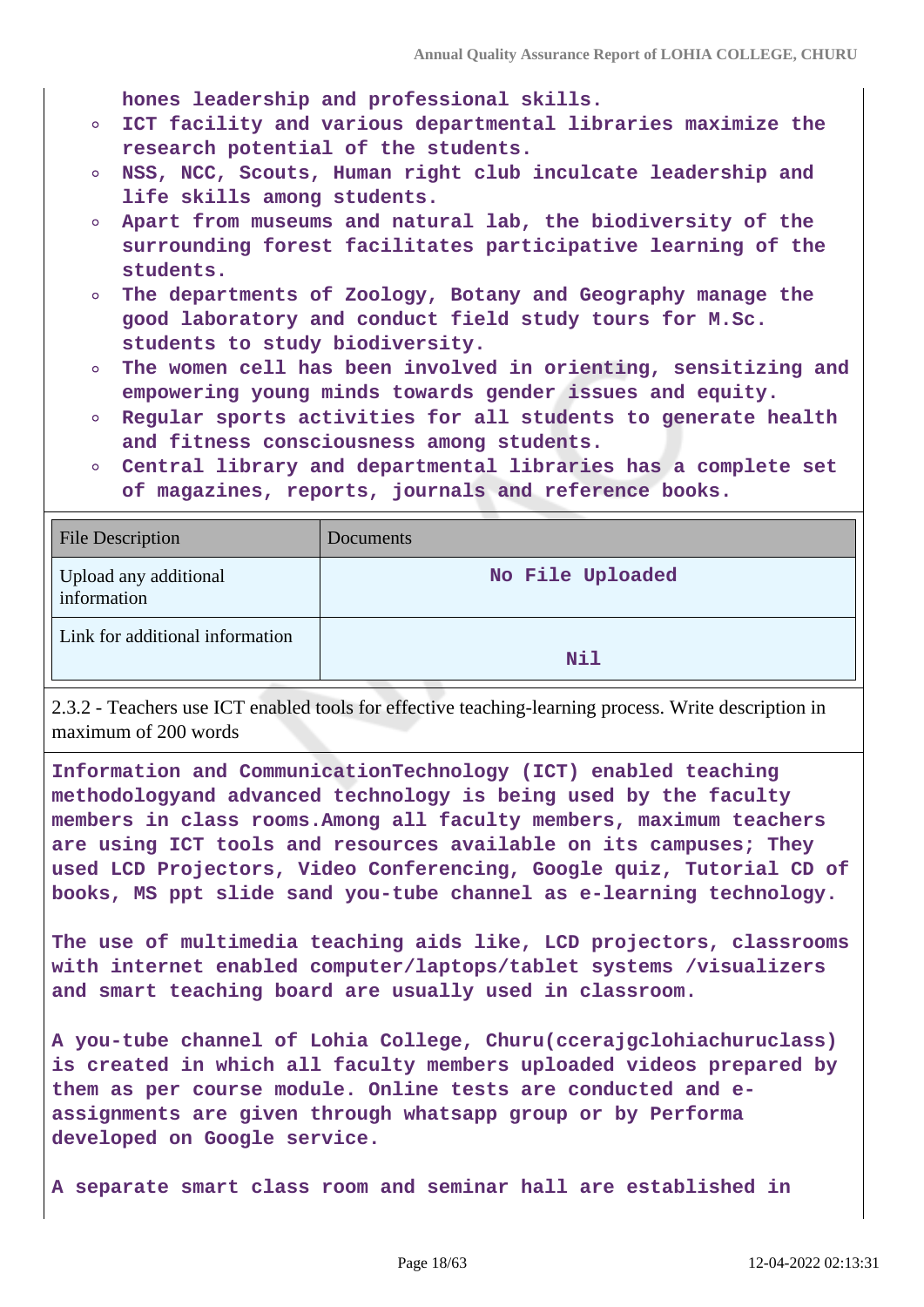hones leadership and professional skills.

- ICT facility and various departmental libraries maximize the research potential of the students.
- NSS, NCC, Scouts, Human right club inculcate leadership and life skills among students.
- Apart from museums and natural lab, the biodiversity of the surrounding forest facilitates participative learning of the students.
- The departments of Zoology, Botany and Geography manage the good laboratory and conduct field study tours for M.Sc. students to study biodiversity.
- The women cell has been involved in orienting, sensitizing and empowering young minds towards gender issues and equity.
- Regular sports activities for all students to generate health and fitness consciousness among students.
- Central library and departmental libraries has a complete set of magazines, reports, journals and reference books.

| File Description | Documents |
|---|---|
| Upload any additional information | No File Uploaded |
| Link for additional information | Nil |

2.3.2 - Teachers use ICT enabled tools for effective teaching-learning process. Write description in maximum of 200 words

Information and CommunicationTechnology (ICT) enabled teaching methodologyand advanced technology is being used by the faculty members in class rooms.Among all faculty members, maximum teachers are using ICT tools and resources available on its campuses; They used LCD Projectors, Video Conferencing, Google quiz, Tutorial CD of books, MS ppt slide sand you-tube channel as e-learning technology.

The use of multimedia teaching aids like, LCD projectors, classrooms with internet enabled computer/laptops/tablet systems /visualizers and smart teaching board are usually used in classroom.

A you-tube channel of Lohia College, Churu(ccerajgclohiachuruclass) is created in which all faculty members uploaded videos prepared by them as per course module. Online tests are conducted and e-assignments are given through whatsapp group or by Performa developed on Google service.

A separate smart class room and seminar hall are established in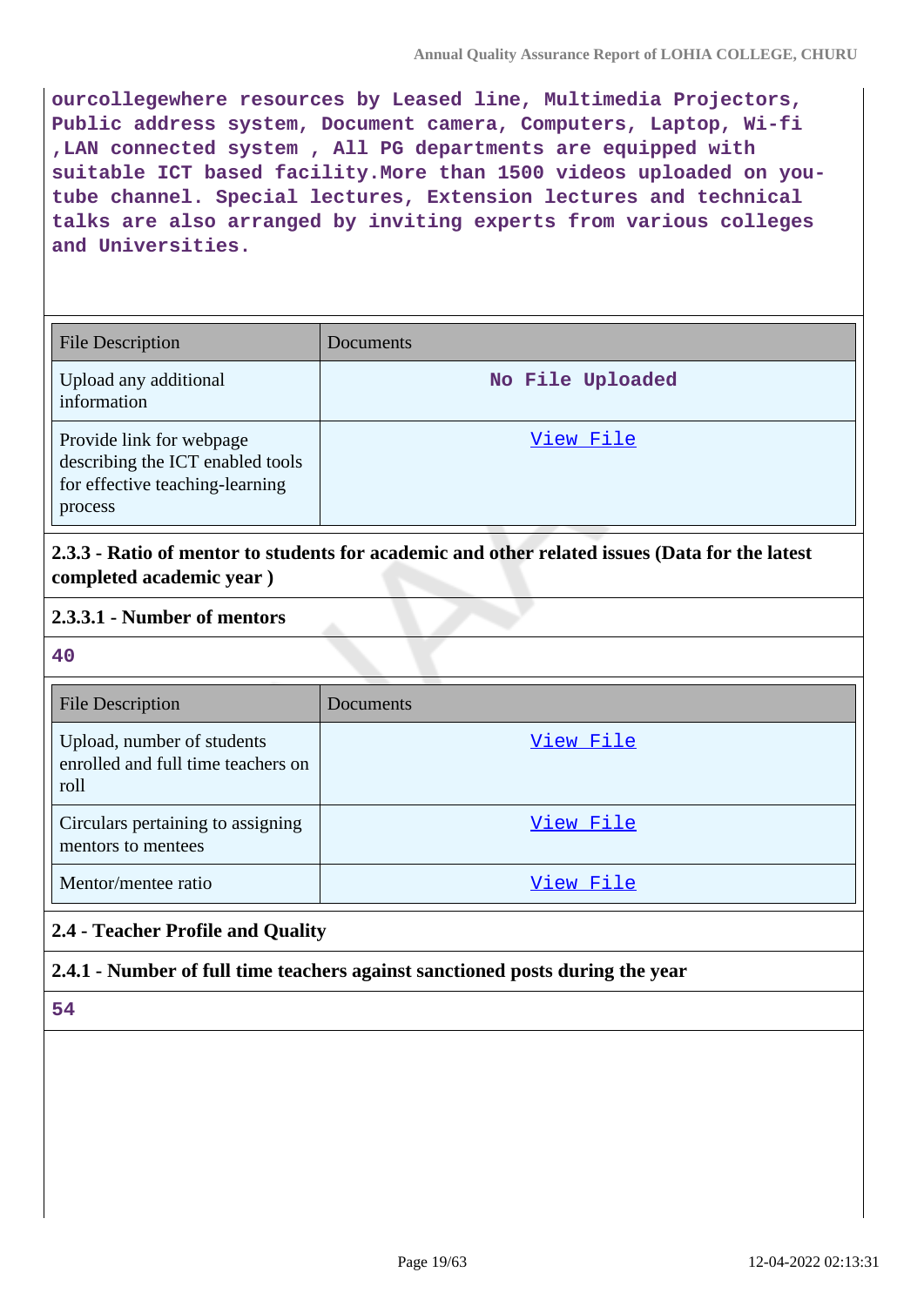ourcollegewhere resources by Leased line, Multimedia Projectors, Public address system, Document camera, Computers, Laptop, Wi-fi ,LAN connected system , All PG departments are equipped with suitable ICT based facility.More than 1500 videos uploaded on you-tube channel. Special lectures, Extension lectures and technical talks are also arranged by inviting experts from various colleges and Universities.

| File Description | Documents |
|---|---|
| Upload any additional information | No File Uploaded |
| Provide link for webpage describing the ICT enabled tools for effective teaching-learning process | View File |

**2.3.3 - Ratio of mentor to students for academic and other related issues (Data for the latest completed academic year )**

**2.3.3.1 - Number of mentors**

40

| File Description | Documents |
|---|---|
| Upload, number of students enrolled and full time teachers on roll | View File |
| Circulars pertaining to assigning mentors to mentees | View File |
| Mentor/mentee ratio | View File |

**2.4 - Teacher Profile and Quality**

**2.4.1 - Number of full time teachers against sanctioned posts during the year**

54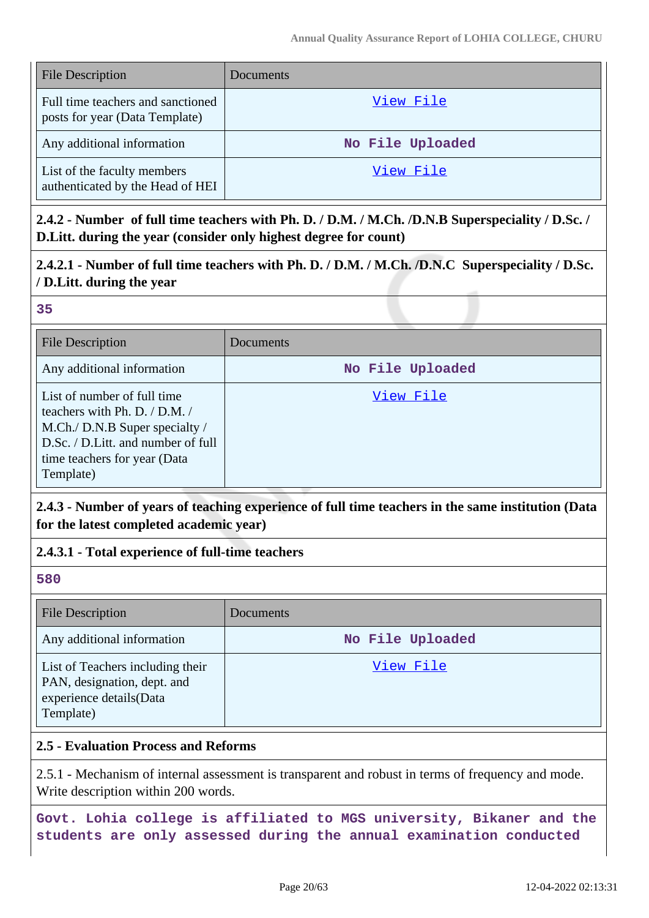| File Description | Documents |
|---|---|
| Full time teachers and sanctioned posts for year (Data Template) | View File |
| Any additional information | No File Uploaded |
| List of the faculty members authenticated by the Head of HEI | View File |

**2.4.2 - Number of full time teachers with Ph. D. / D.M. / M.Ch. /D.N.B Superspeciality / D.Sc. / D.Litt. during the year (consider only highest degree for count)**

**2.4.2.1 - Number of full time teachers with Ph. D. / D.M. / M.Ch. /D.N.C Superspeciality / D.Sc. / D.Litt. during the year**

**35**

| File Description | Documents |
|---|---|
| Any additional information | No File Uploaded |
| List of number of full time teachers with Ph. D. / D.M. / M.Ch./ D.N.B Super specialty / D.Sc. / D.Litt. and number of full time teachers for year (Data Template) | View File |

**2.4.3 - Number of years of teaching experience of full time teachers in the same institution (Data for the latest completed academic year)**

**2.4.3.1 - Total experience of full-time teachers**

**580**

| File Description | Documents |
|---|---|
| Any additional information | No File Uploaded |
| List of Teachers including their PAN, designation, dept. and experience details(Data Template) | View File |

**2.5 - Evaluation Process and Reforms**

2.5.1 - Mechanism of internal assessment is transparent and robust in terms of frequency and mode. Write description within 200 words.

**Govt. Lohia college is affiliated to MGS university, Bikaner and the students are only assessed during the annual examination conducted**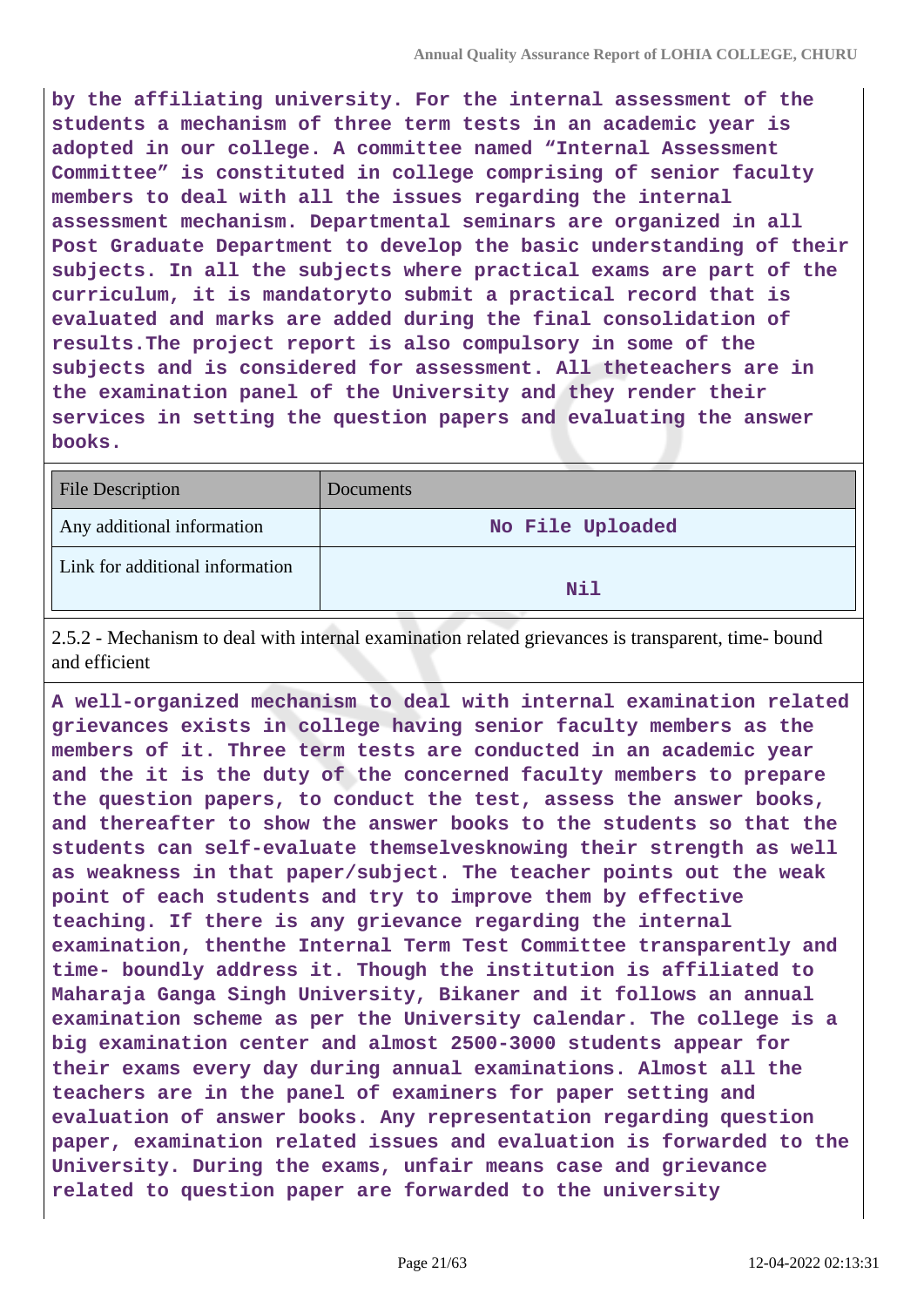**by the affiliating university. For the internal assessment of the students a mechanism of three term tests in an academic year is adopted in our college. A committee named "Internal Assessment Committee" is constituted in college comprising of senior faculty members to deal with all the issues regarding the internal assessment mechanism. Departmental seminars are organized in all Post Graduate Department to develop the basic understanding of their subjects. In all the subjects where practical exams are part of the curriculum, it is mandatoryto submit a practical record that is evaluated and marks are added during the final consolidation of results.The project report is also compulsory in some of the subjects and is considered for assessment. All theteachers are in the examination panel of the University and they render their services in setting the question papers and evaluating the answer books.**

| File Description | Documents |
|---|---|
| Any additional information | No File Uploaded |
| Link for additional information | Nil |

2.5.2 - Mechanism to deal with internal examination related grievances is transparent, time- bound and efficient

**A well-organized mechanism to deal with internal examination related grievances exists in college having senior faculty members as the members of it. Three term tests are conducted in an academic year and the it is the duty of the concerned faculty members to prepare the question papers, to conduct the test, assess the answer books, and thereafter to show the answer books to the students so that the students can self-evaluate themselvesknowing their strength as well as weakness in that paper/subject. The teacher points out the weak point of each students and try to improve them by effective teaching. If there is any grievance regarding the internal examination, thenthe Internal Term Test Committee transparently and time- boundly address it. Though the institution is affiliated to Maharaja Ganga Singh University, Bikaner and it follows an annual examination scheme as per the University calendar. The college is a big examination center and almost 2500-3000 students appear for their exams every day during annual examinations. Almost all the teachers are in the panel of examiners for paper setting and evaluation of answer books. Any representation regarding question paper, examination related issues and evaluation is forwarded to the University. During the exams, unfair means case and grievance related to question paper are forwarded to the university**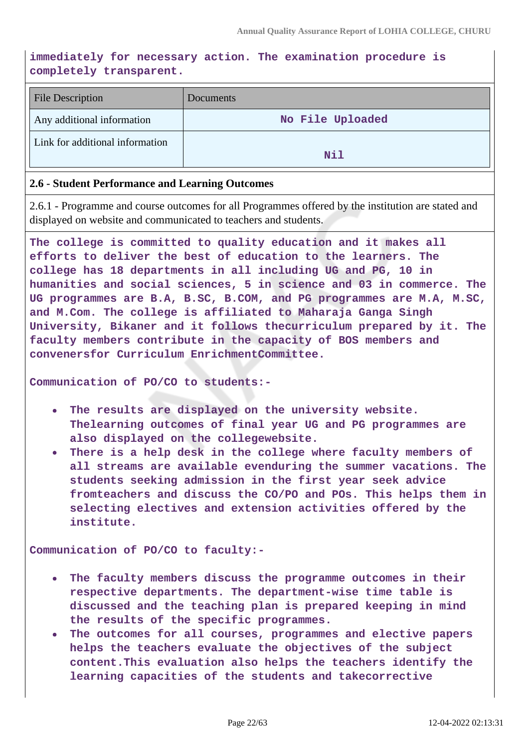immediately for necessary action. The examination procedure is completely transparent.

| File Description | Documents |
|---|---|
| Any additional information | No File Uploaded |
| Link for additional information | Nil |

**2.6 - Student Performance and Learning Outcomes**

2.6.1 - Programme and course outcomes for all Programmes offered by the institution are stated and displayed on website and communicated to teachers and students.

The college is committed to quality education and it makes all efforts to deliver the best of education to the learners. The college has 18 departments in all including UG and PG, 10 in humanities and social sciences, 5 in science and 03 in commerce. The UG programmes are B.A, B.SC, B.COM, and PG programmes are M.A, M.SC, and M.Com. The college is affiliated to Maharaja Ganga Singh University, Bikaner and it follows thecurriculum prepared by it. The faculty members contribute in the capacity of BOS members and convenersfor Curriculum EnrichmentCommittee.

Communication of PO/CO to students:-

- The results are displayed on the university website. Thelearning outcomes of final year UG and PG programmes are also displayed on the collegewebsite.
- There is a help desk in the college where faculty members of all streams are available evenduring the summer vacations. The students seeking admission in the first year seek advice fromteachers and discuss the CO/PO and POs. This helps them in selecting electives and extension activities offered by the institute.

Communication of PO/CO to faculty:-

- The faculty members discuss the programme outcomes in their respective departments. The department-wise time table is discussed and the teaching plan is prepared keeping in mind the results of the specific programmes.
- The outcomes for all courses, programmes and elective papers helps the teachers evaluate the objectives of the subject content.This evaluation also helps the teachers identify the learning capacities of the students and takecorrective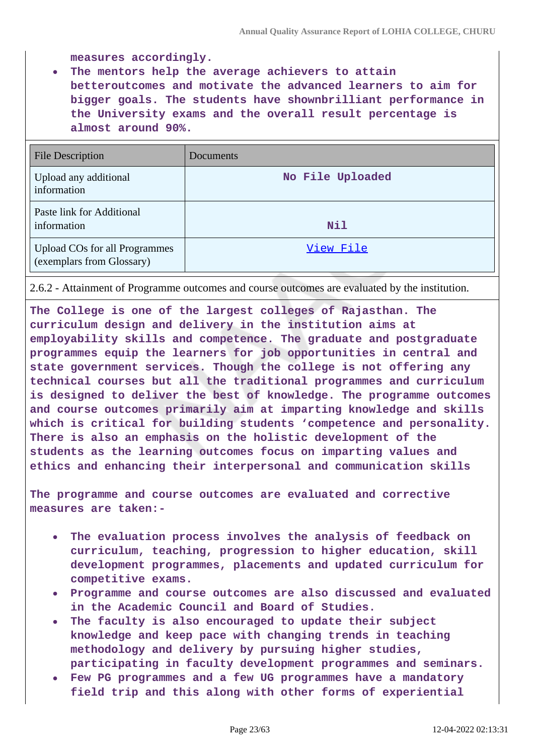measures accordingly.

- The mentors help the average achievers to attain betteroutcomes and motivate the advanced learners to aim for bigger goals. The students have shownbrilliant performance in the University exams and the overall result percentage is almost around 90%.

| File Description | Documents |
|---|---|
| Upload any additional information | No File Uploaded |
| Paste link for Additional information | Nil |
| Upload COs for all Programmes (exemplars from Glossary) | View File |

2.6.2 - Attainment of Programme outcomes and course outcomes are evaluated by the institution.

The College is one of the largest colleges of Rajasthan. The curriculum design and delivery in the institution aims at employability skills and competence. The graduate and postgraduate programmes equip the learners for job opportunities in central and state government services. Though the college is not offering any technical courses but all the traditional programmes and curriculum is designed to deliver the best of knowledge. The programme outcomes and course outcomes primarily aim at imparting knowledge and skills which is critical for building students 'competence and personality. There is also an emphasis on the holistic development of the students as the learning outcomes focus on imparting values and ethics and enhancing their interpersonal and communication skills

The programme and course outcomes are evaluated and corrective measures are taken:-

- The evaluation process involves the analysis of feedback on curriculum, teaching, progression to higher education, skill development programmes, placements and updated curriculum for competitive exams.
- Programme and course outcomes are also discussed and evaluated in the Academic Council and Board of Studies.
- The faculty is also encouraged to update their subject knowledge and keep pace with changing trends in teaching methodology and delivery by pursuing higher studies, participating in faculty development programmes and seminars.
- Few PG programmes and a few UG programmes have a mandatory field trip and this along with other forms of experiential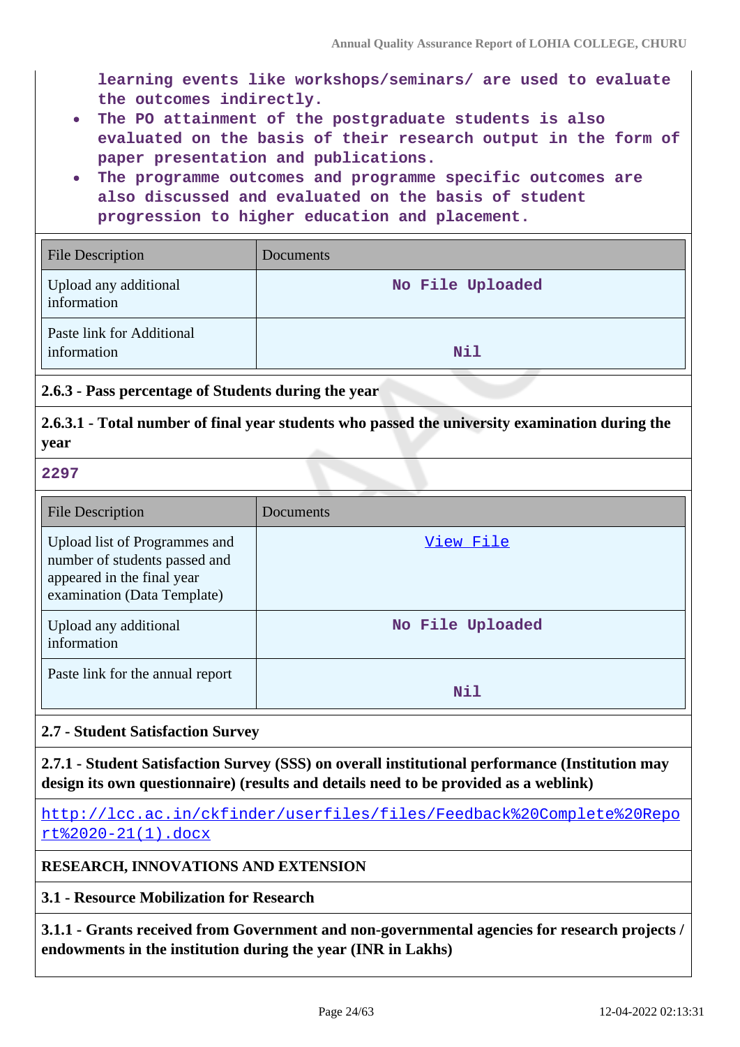learning events like workshops/seminars/ are used to evaluate the outcomes indirectly.

- The PO attainment of the postgraduate students is also evaluated on the basis of their research output in the form of paper presentation and publications.
- The programme outcomes and programme specific outcomes are also discussed and evaluated on the basis of student progression to higher education and placement.

| File Description | Documents |
|---|---|
| Upload any additional information | No File Uploaded |
| Paste link for Additional information | Nil |

**2.6.3 - Pass percentage of Students during the year**

**2.6.3.1 - Total number of final year students who passed the university examination during the year**

2297

| File Description | Documents |
|---|---|
| Upload list of Programmes and number of students passed and appeared in the final year examination (Data Template) | View File |
| Upload any additional information | No File Uploaded |
| Paste link for the annual report | Nil |

**2.7 - Student Satisfaction Survey**

**2.7.1 - Student Satisfaction Survey (SSS) on overall institutional performance (Institution may design its own questionnaire) (results and details need to be provided as a weblink)**

http://lcc.ac.in/ckfinder/userfiles/files/Feedback%20Complete%20Report%2020-21(1).docx

**RESEARCH, INNOVATIONS AND EXTENSION**

**3.1 - Resource Mobilization for Research**

**3.1.1 - Grants received from Government and non-governmental agencies for research projects / endowments in the institution during the year (INR in Lakhs)**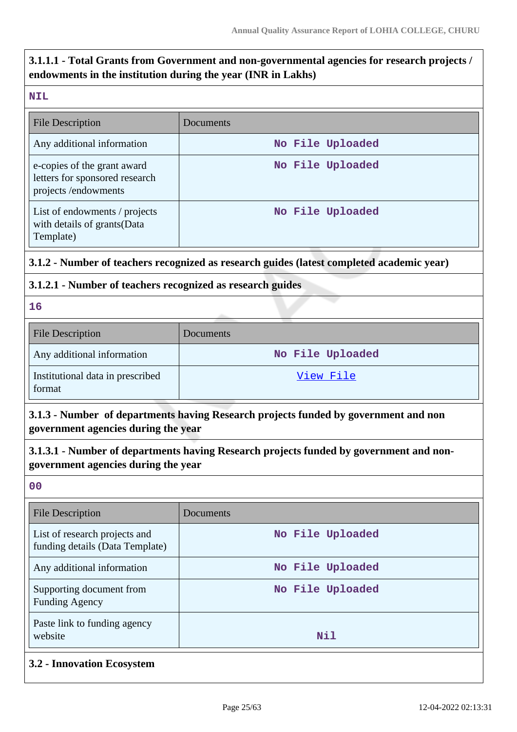**3.1.1.1 - Total Grants from Government and non-governmental agencies for research projects / endowments in the institution during the year (INR in Lakhs)**

NIL

| File Description | Documents |
|---|---|
| Any additional information | No File Uploaded |
| e-copies of the grant award letters for sponsored research projects /endowments | No File Uploaded |
| List of endowments / projects with details of grants(Data Template) | No File Uploaded |

**3.1.2 - Number of teachers recognized as research guides (latest completed academic year)**

**3.1.2.1 - Number of teachers recognized as research guides**

16

| File Description | Documents |
|---|---|
| Any additional information | No File Uploaded |
| Institutional data in prescribed format | View File |

**3.1.3 - Number of departments having Research projects funded by government and non government agencies during the year**

**3.1.3.1 - Number of departments having Research projects funded by government and non-government agencies during the year**

00

| File Description | Documents |
|---|---|
| List of research projects and funding details (Data Template) | No File Uploaded |
| Any additional information | No File Uploaded |
| Supporting document from Funding Agency | No File Uploaded |
| Paste link to funding agency website | Nil |

**3.2 - Innovation Ecosystem**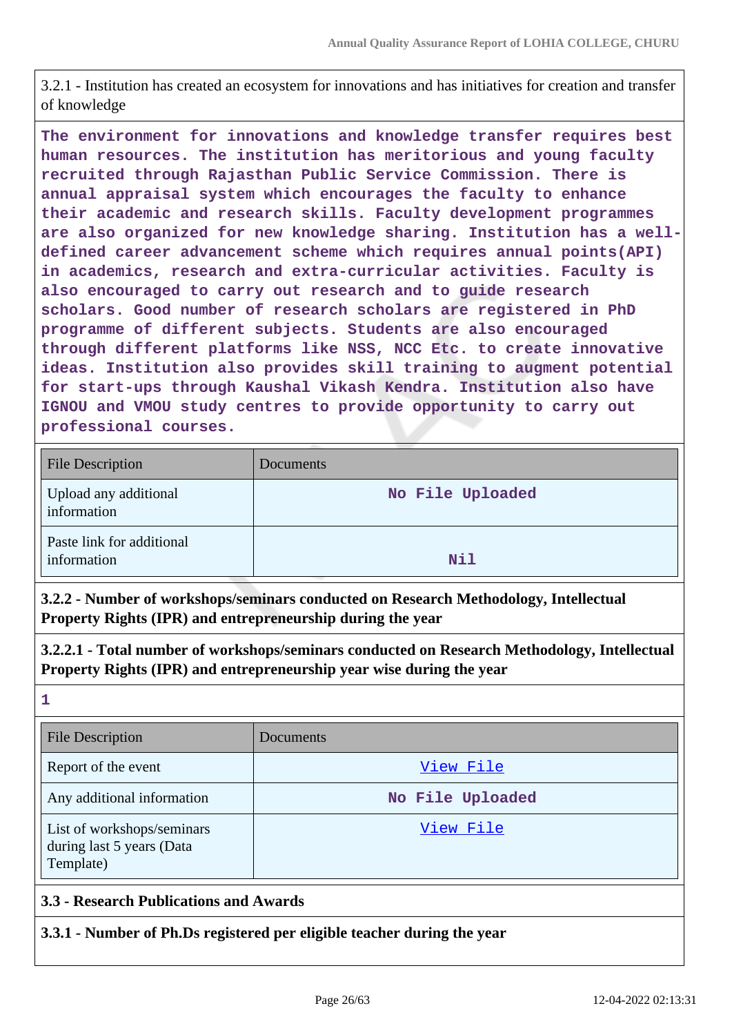3.2.1 - Institution has created an ecosystem for innovations and has initiatives for creation and transfer of knowledge

**The environment for innovations and knowledge transfer requires best human resources. The institution has meritorious and young faculty recruited through Rajasthan Public Service Commission. There is annual appraisal system which encourages the faculty to enhance their academic and research skills. Faculty development programmes are also organized for new knowledge sharing. Institution has a well-defined career advancement scheme which requires annual points(API) in academics, research and extra-curricular activities. Faculty is also encouraged to carry out research and to guide research scholars. Good number of research scholars are registered in PhD programme of different subjects. Students are also encouraged through different platforms like NSS, NCC Etc. to create innovative ideas. Institution also provides skill training to augment potential for start-ups through Kaushal Vikash Kendra. Institution also have IGNOU and VMOU study centres to provide opportunity to carry out professional courses.**

| File Description | Documents |
| --- | --- |
| Upload any additional information | No File Uploaded |
| Paste link for additional information | Nil |

**3.2.2 - Number of workshops/seminars conducted on Research Methodology, Intellectual Property Rights (IPR) and entrepreneurship during the year**

**3.2.2.1 - Total number of workshops/seminars conducted on Research Methodology, Intellectual Property Rights (IPR) and entrepreneurship year wise during the year**

**1**

| File Description | Documents |
| --- | --- |
| Report of the event | View File |
| Any additional information | No File Uploaded |
| List of workshops/seminars during last 5 years (Data Template) | View File |

## 3.3 - Research Publications and Awards

**3.3.1 - Number of Ph.Ds registered per eligible teacher during the year**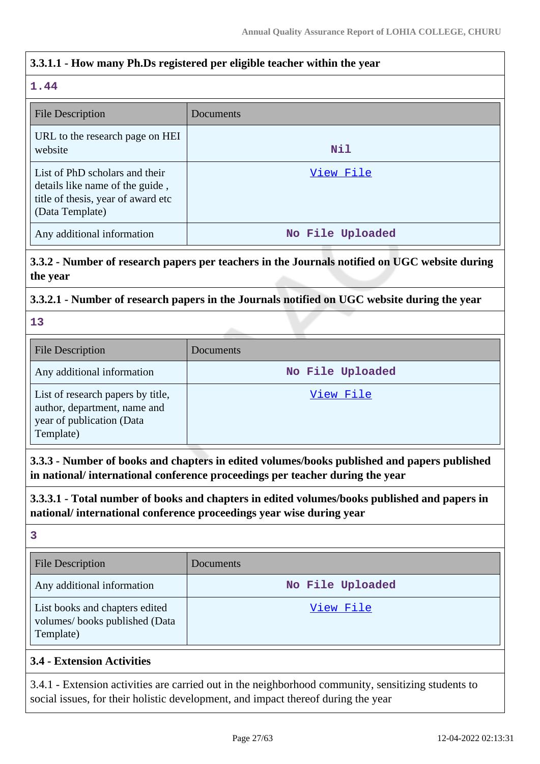**3.3.1.1 - How many Ph.Ds registered per eligible teacher within the year**

1.44

| File Description | Documents |
| --- | --- |
| URL to the research page on HEI website | Nil |
| List of PhD scholars and their details like name of the guide , title of thesis, year of award etc (Data Template) | View File |
| Any additional information | No File Uploaded |

**3.3.2 - Number of research papers per teachers in the Journals notified on UGC website during the year**

**3.3.2.1 - Number of research papers in the Journals notified on UGC website during the year**

13

| File Description | Documents |
| --- | --- |
| Any additional information | No File Uploaded |
| List of research papers by title, author, department, name and year of publication (Data Template) | View File |

**3.3.3 - Number of books and chapters in edited volumes/books published and papers published in national/ international conference proceedings per teacher during the year**

**3.3.3.1 - Total number of books and chapters in edited volumes/books published and papers in national/ international conference proceedings year wise during year**

3

| File Description | Documents |
| --- | --- |
| Any additional information | No File Uploaded |
| List books and chapters edited volumes/ books published (Data Template) | View File |

**3.4 - Extension Activities**

3.4.1 - Extension activities are carried out in the neighborhood community, sensitizing students to social issues, for their holistic development, and impact thereof during the year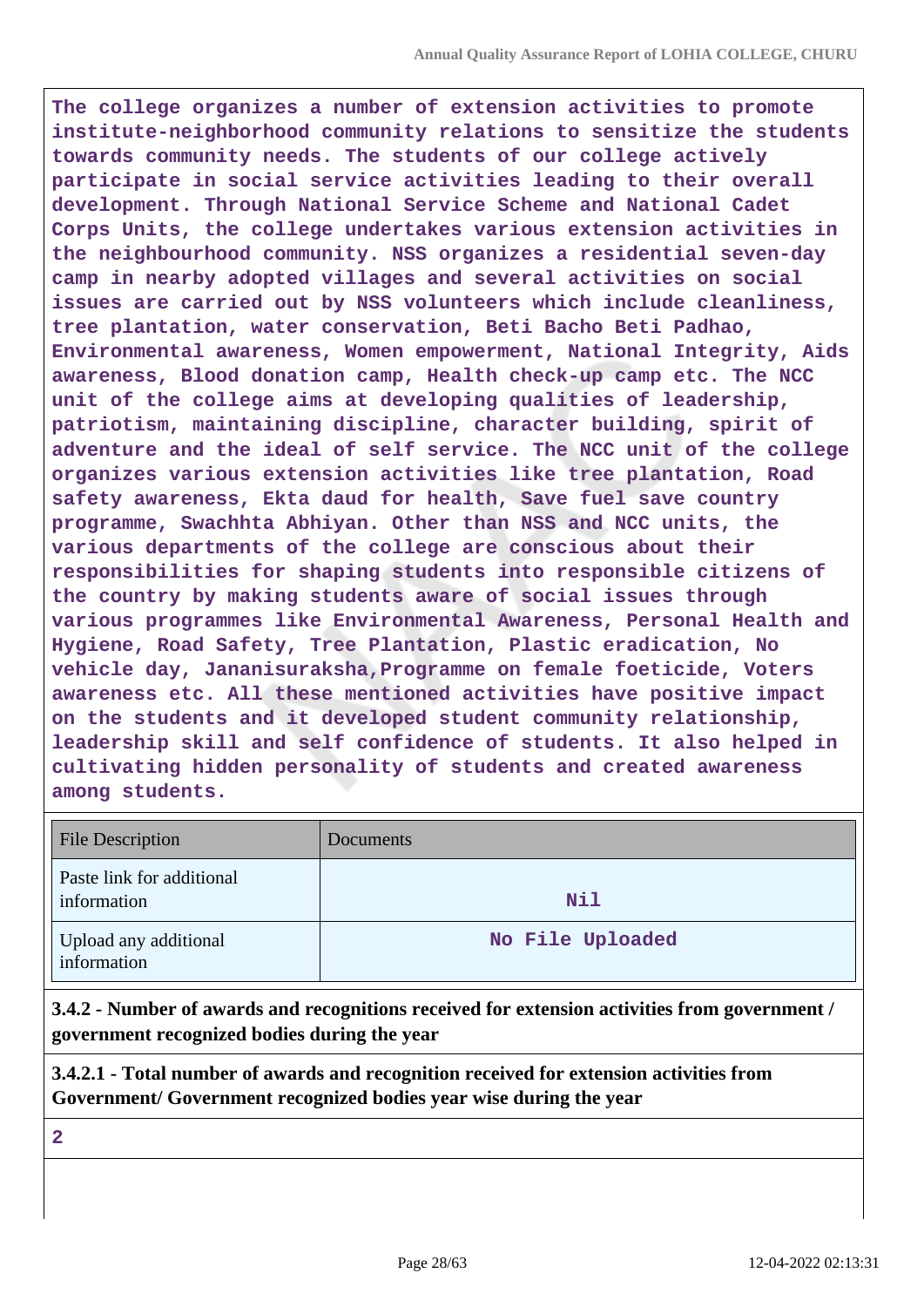**The college organizes a number of extension activities to promote institute-neighborhood community relations to sensitize the students towards community needs. The students of our college actively participate in social service activities leading to their overall development. Through National Service Scheme and National Cadet Corps Units, the college undertakes various extension activities in the neighbourhood community. NSS organizes a residential seven-day camp in nearby adopted villages and several activities on social issues are carried out by NSS volunteers which include cleanliness, tree plantation, water conservation, Beti Bacho Beti Padhao, Environmental awareness, Women empowerment, National Integrity, Aids awareness, Blood donation camp, Health check-up camp etc. The NCC unit of the college aims at developing qualities of leadership, patriotism, maintaining discipline, character building, spirit of adventure and the ideal of self service. The NCC unit of the college organizes various extension activities like tree plantation, Road safety awareness, Ekta daud for health, Save fuel save country programme, Swachhta Abhiyan. Other than NSS and NCC units, the various departments of the college are conscious about their responsibilities for shaping students into responsible citizens of the country by making students aware of social issues through various programmes like Environmental Awareness, Personal Health and Hygiene, Road Safety, Tree Plantation, Plastic eradication, No vehicle day, Jananisuraksha,Programme on female foeticide, Voters awareness etc. All these mentioned activities have positive impact on the students and it developed student community relationship, leadership skill and self confidence of students. It also helped in cultivating hidden personality of students and created awareness among students.**

| File Description | Documents |
|---|---|
| Paste link for additional information | **Nil** |
| Upload any additional information | **No File Uploaded** |

**3.4.2 - Number of awards and recognitions received for extension activities from government / government recognized bodies during the year**

**3.4.2.1 - Total number of awards and recognition received for extension activities from Government/ Government recognized bodies year wise during the year**

**2**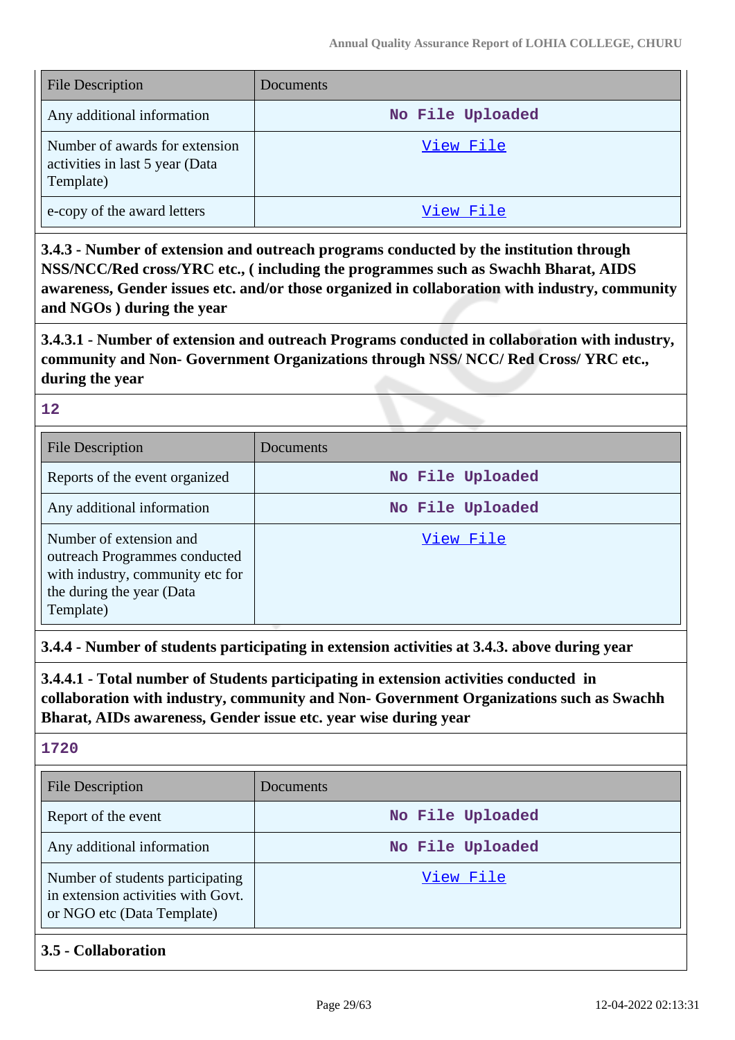| File Description | Documents |
|---|---|
| Any additional information | No File Uploaded |
| Number of awards for extension activities in last 5 year (Data Template) | View File |
| e-copy of the award letters | View File |

**3.4.3 - Number of extension and outreach programs conducted by the institution through NSS/NCC/Red cross/YRC etc., ( including the programmes such as Swachh Bharat, AIDS awareness, Gender issues etc. and/or those organized in collaboration with industry, community and NGOs ) during the year**

**3.4.3.1 - Number of extension and outreach Programs conducted in collaboration with industry, community and Non- Government Organizations through NSS/ NCC/ Red Cross/ YRC etc., during the year**

12

| File Description | Documents |
|---|---|
| Reports of the event organized | No File Uploaded |
| Any additional information | No File Uploaded |
| Number of extension and outreach Programmes conducted with industry, community etc for the during the year (Data Template) | View File |

**3.4.4 - Number of students participating in extension activities at 3.4.3. above during year**

**3.4.4.1 - Total number of Students participating in extension activities conducted in collaboration with industry, community and Non- Government Organizations such as Swachh Bharat, AIDs awareness, Gender issue etc. year wise during year**

1720

| File Description | Documents |
|---|---|
| Report of the event | No File Uploaded |
| Any additional information | No File Uploaded |
| Number of students participating in extension activities with Govt. or NGO etc (Data Template) | View File |

**3.5 - Collaboration**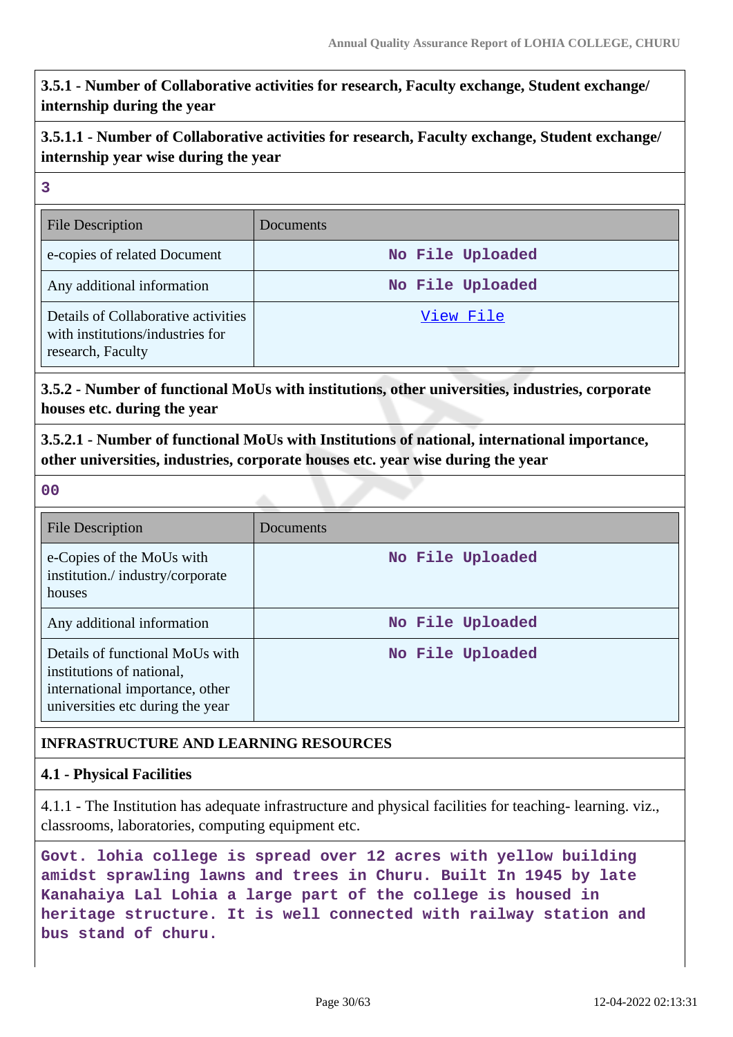**3.5.1 - Number of Collaborative activities for research, Faculty exchange, Student exchange/ internship during the year**

**3.5.1.1 - Number of Collaborative activities for research, Faculty exchange, Student exchange/ internship year wise during the year**

**3**

| File Description | Documents |
|---|---|
| e-copies of related Document | No File Uploaded |
| Any additional information | No File Uploaded |
| Details of Collaborative activities with institutions/industries for research, Faculty | View File |

**3.5.2 - Number of functional MoUs with institutions, other universities, industries, corporate houses etc. during the year**

**3.5.2.1 - Number of functional MoUs with Institutions of national, international importance, other universities, industries, corporate houses etc. year wise during the year**

**00**

| File Description | Documents |
|---|---|
| e-Copies of the MoUs with institution./ industry/corporate houses | No File Uploaded |
| Any additional information | No File Uploaded |
| Details of functional MoUs with institutions of national, international importance, other universities etc during the year | No File Uploaded |

**INFRASTRUCTURE AND LEARNING RESOURCES**

**4.1 - Physical Facilities**

4.1.1 - The Institution has adequate infrastructure and physical facilities for teaching- learning. viz., classrooms, laboratories, computing equipment etc.

**Govt. lohia college is spread over 12 acres with yellow building amidst sprawling lawns and trees in Churu. Built In 1945 by late Kanahaiya Lal Lohia a large part of the college is housed in heritage structure. It is well connected with railway station and bus stand of churu.**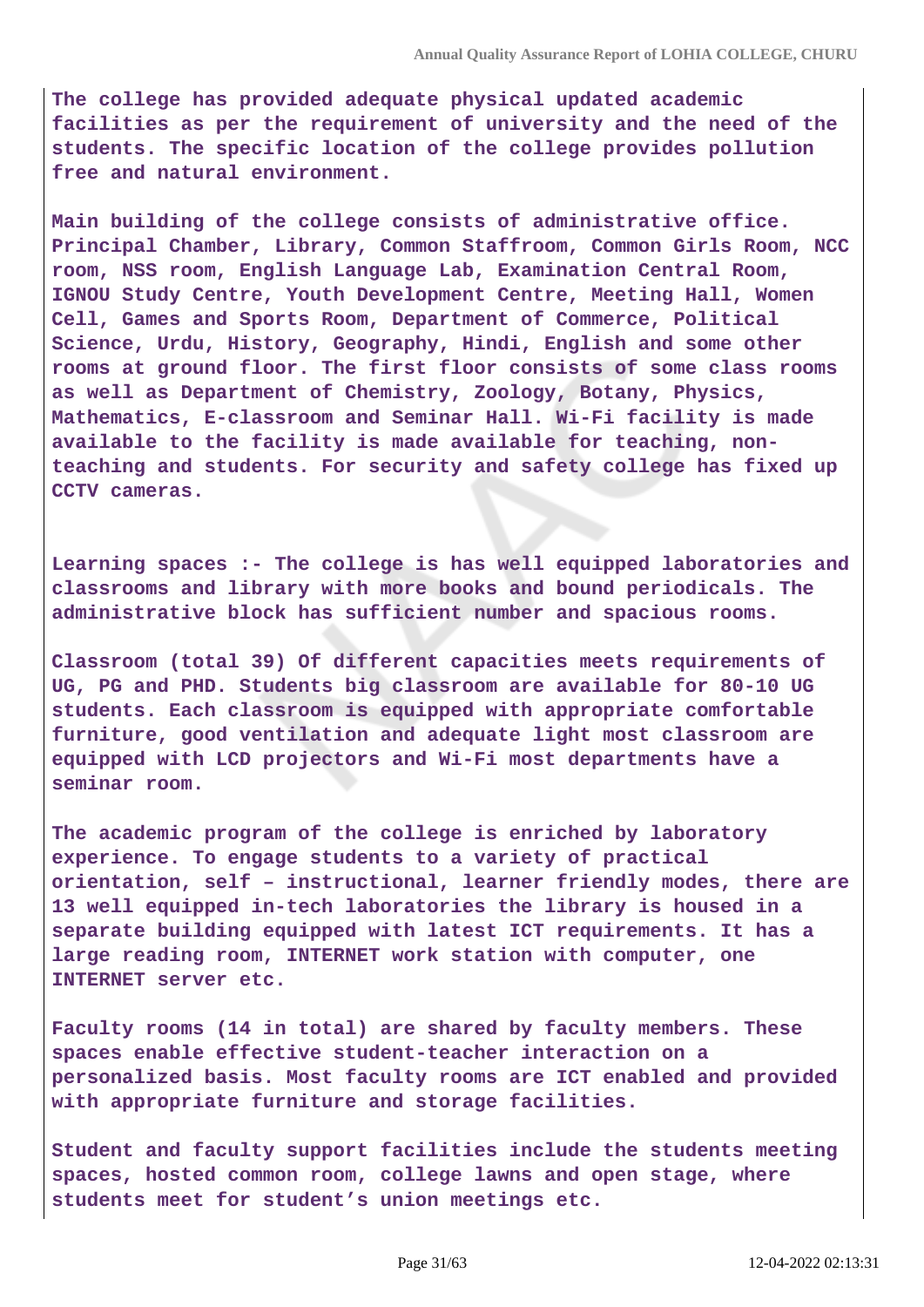**The college has provided adequate physical updated academic facilities as per the requirement of university and the need of the students. The specific location of the college provides pollution free and natural environment.**

**Main building of the college consists of administrative office. Principal Chamber, Library, Common Staffroom, Common Girls Room, NCC room, NSS room, English Language Lab, Examination Central Room, IGNOU Study Centre, Youth Development Centre, Meeting Hall, Women Cell, Games and Sports Room, Department of Commerce, Political Science, Urdu, History, Geography, Hindi, English and some other rooms at ground floor. The first floor consists of some class rooms as well as Department of Chemistry, Zoology, Botany, Physics, Mathematics, E-classroom and Seminar Hall. Wi-Fi facility is made available to the facility is made available for teaching, non-teaching and students. For security and safety college has fixed up CCTV cameras.**

**Learning spaces :- The college is has well equipped laboratories and classrooms and library with more books and bound periodicals. The administrative block has sufficient number and spacious rooms.**

**Classroom (total 39) Of different capacities meets requirements of UG, PG and PHD. Students big classroom are available for 80-10 UG students. Each classroom is equipped with appropriate comfortable furniture, good ventilation and adequate light most classroom are equipped with LCD projectors and Wi-Fi most departments have a seminar room.**

**The academic program of the college is enriched by laboratory experience. To engage students to a variety of practical orientation, self – instructional, learner friendly modes, there are 13 well equipped in-tech laboratories the library is housed in a separate building equipped with latest ICT requirements. It has a large reading room, INTERNET work station with computer, one INTERNET server etc.**

**Faculty rooms (14 in total) are shared by faculty members. These spaces enable effective student-teacher interaction on a personalized basis. Most faculty rooms are ICT enabled and provided with appropriate furniture and storage facilities.**

**Student and faculty support facilities include the students meeting spaces, hosted common room, college lawns and open stage, where students meet for student's union meetings etc.**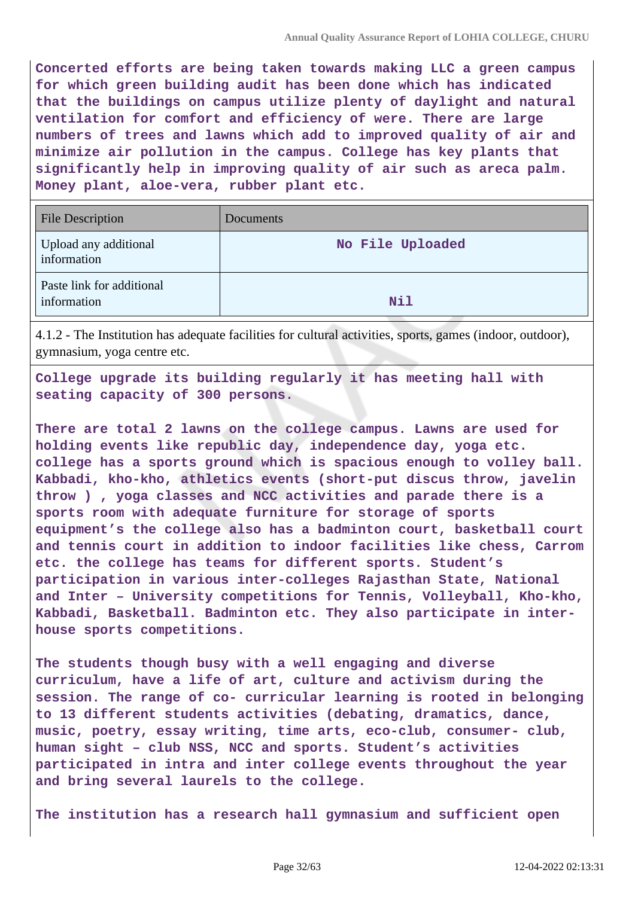Concerted efforts are being taken towards making LLC a green campus for which green building audit has been done which has indicated that the buildings on campus utilize plenty of daylight and natural ventilation for comfort and efficiency of were. There are large numbers of trees and lawns which add to improved quality of air and minimize air pollution in the campus. College has key plants that significantly help in improving quality of air such as areca palm. Money plant, aloe-vera, rubber plant etc.

| File Description | Documents |
| --- | --- |
| Upload any additional information | No File Uploaded |
| Paste link for additional information | Nil |

4.1.2 - The Institution has adequate facilities for cultural activities, sports, games (indoor, outdoor), gymnasium, yoga centre etc.

College upgrade its building regularly it has meeting hall with seating capacity of 300 persons.

There are total 2 lawns on the college campus. Lawns are used for holding events like republic day, independence day, yoga etc. college has a sports ground which is spacious enough to volley ball. Kabbadi, kho-kho, athletics events (short-put discus throw, javelin throw ) , yoga classes and NCC activities and parade there is a sports room with adequate furniture for storage of sports equipment's the college also has a badminton court, basketball court and tennis court in addition to indoor facilities like chess, Carrom etc. the college has teams for different sports. Student's participation in various inter-colleges Rajasthan State, National and Inter – University competitions for Tennis, Volleyball, Kho-kho, Kabbadi, Basketball. Badminton etc. They also participate in inter-house sports competitions.

The students though busy with a well engaging and diverse curriculum, have a life of art, culture and activism during the session. The range of co- curricular learning is rooted in belonging to 13 different students activities (debating, dramatics, dance, music, poetry, essay writing, time arts, eco-club, consumer- club, human sight – club NSS, NCC and sports. Student's activities participated in intra and inter college events throughout the year and bring several laurels to the college.

The institution has a research hall gymnasium and sufficient open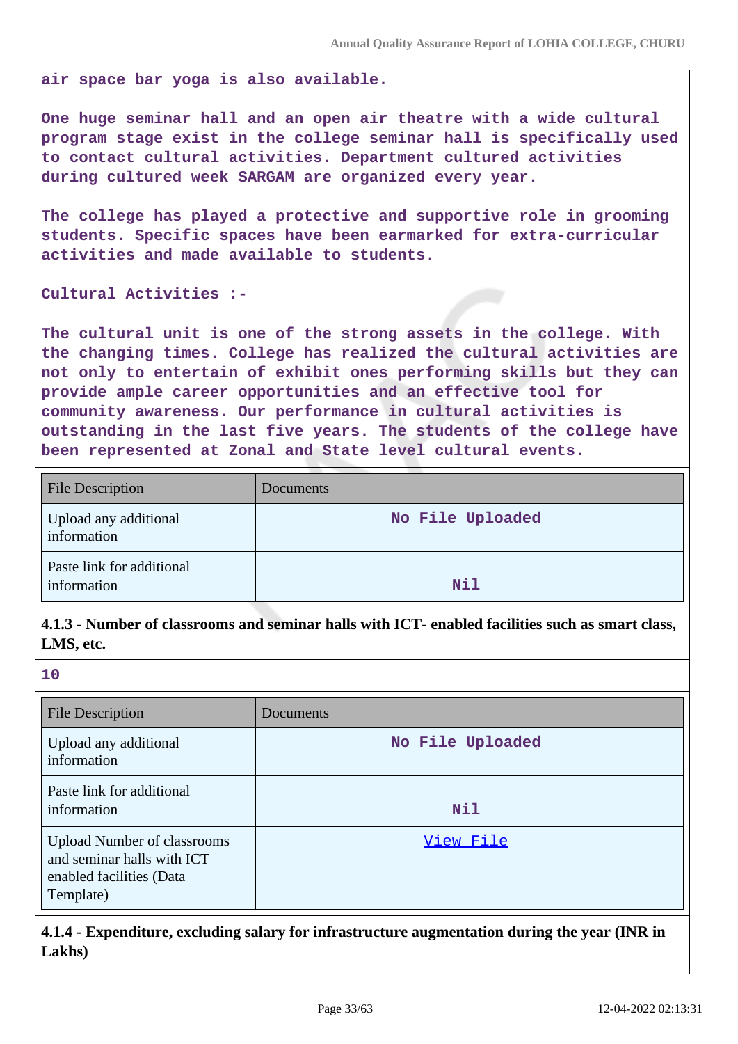air space bar yoga is also available.

One huge seminar hall and an open air theatre with a wide cultural program stage exist in the college seminar hall is specifically used to contact cultural activities. Department cultured activities during cultured week SARGAM are organized every year.

The college has played a protective and supportive role in grooming students. Specific spaces have been earmarked for extra-curricular activities and made available to students.

Cultural Activities :-

The cultural unit is one of the strong assets in the college. With the changing times. College has realized the cultural activities are not only to entertain of exhibit ones performing skills but they can provide ample career opportunities and an effective tool for community awareness. Our performance in cultural activities is outstanding in the last five years. The students of the college have been represented at Zonal and State level cultural events.

| File Description | Documents |
|---|---|
| Upload any additional information | No File Uploaded |
| Paste link for additional information | Nil |

**4.1.3 - Number of classrooms and seminar halls with ICT- enabled facilities such as smart class, LMS, etc.**

10

| File Description | Documents |
|---|---|
| Upload any additional information | No File Uploaded |
| Paste link for additional information | Nil |
| Upload Number of classrooms and seminar halls with ICT enabled facilities (Data Template) | View File |

**4.1.4 - Expenditure, excluding salary for infrastructure augmentation during the year (INR in Lakhs)**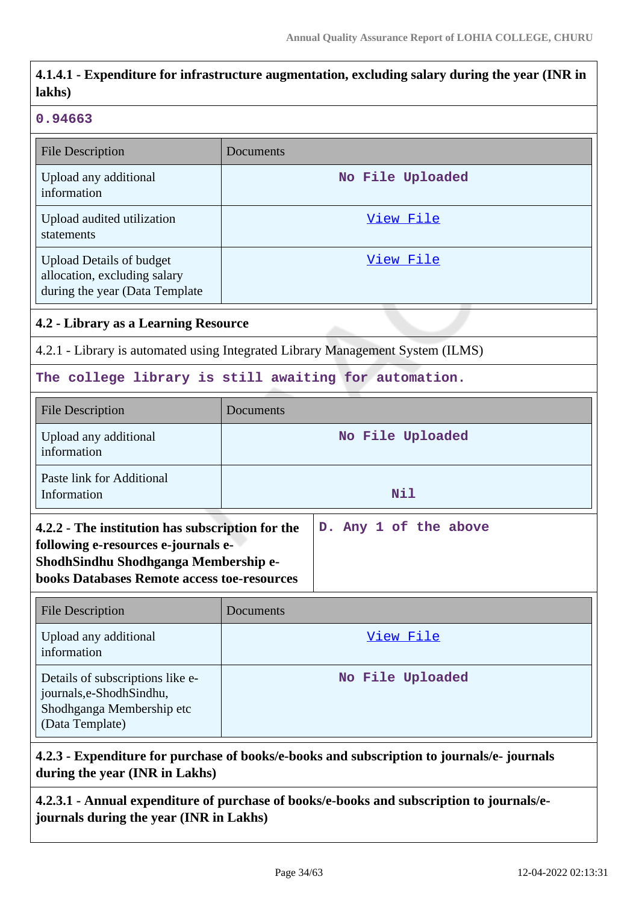**4.1.4.1 - Expenditure for infrastructure augmentation, excluding salary during the year (INR in lakhs)**

0.94663

| File Description | Documents |
|---|---|
| Upload any additional information | No File Uploaded |
| Upload audited utilization statements | View File |
| Upload Details of budget allocation, excluding salary during the year (Data Template | View File |

**4.2 - Library as a Learning Resource**

4.2.1 - Library is automated using Integrated Library Management System (ILMS)

The college library is still awaiting for automation.

| File Description | Documents |
|---|---|
| Upload any additional information | No File Uploaded |
| Paste link for Additional Information | Nil |

**4.2.2 - The institution has subscription for the following e-resources e-journals e-ShodhSindhu Shodhganga Membership e-books Databases Remote access toe-resources**

D. Any 1 of the above

| File Description | Documents |
|---|---|
| Upload any additional information | View File |
| Details of subscriptions like e-journals,e-ShodhSindhu, Shodhganga Membership etc (Data Template) | No File Uploaded |

**4.2.3 - Expenditure for purchase of books/e-books and subscription to journals/e- journals during the year (INR in Lakhs)**

**4.2.3.1 - Annual expenditure of purchase of books/e-books and subscription to journals/e-journals during the year (INR in Lakhs)**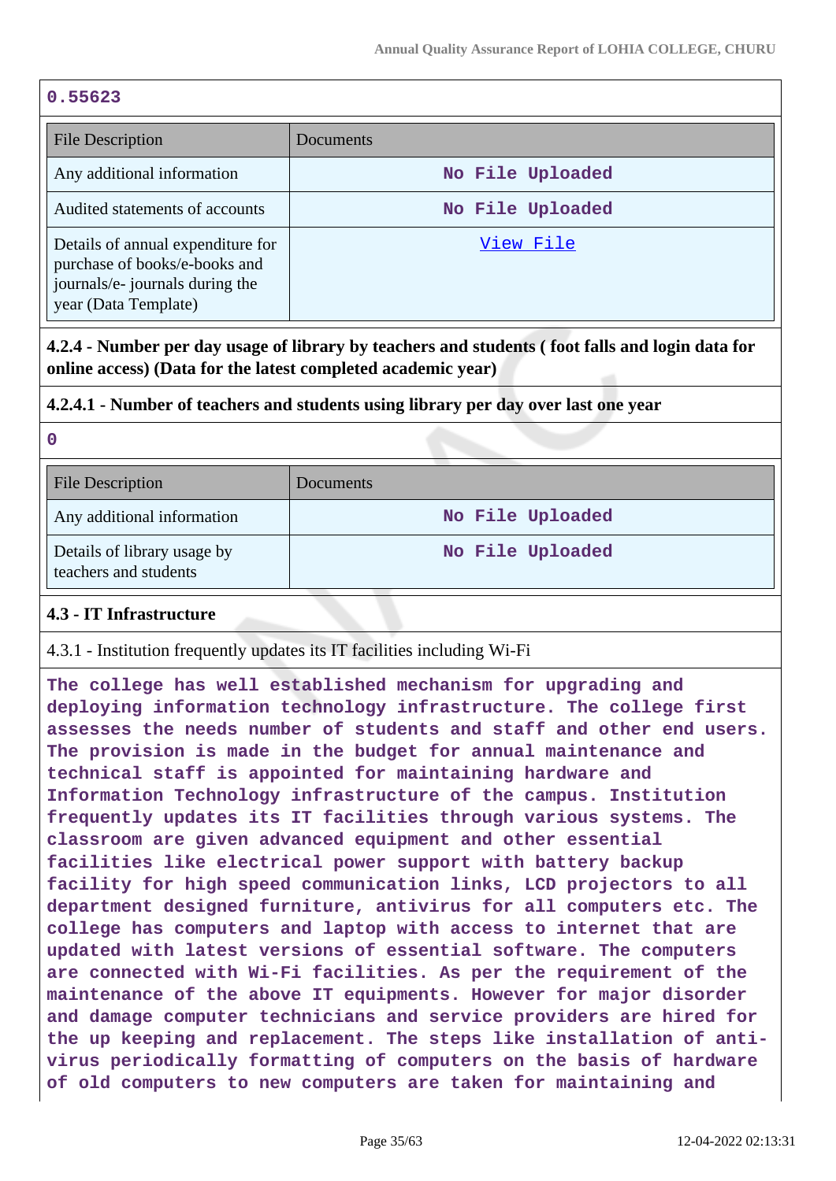0.55623

| File Description | Documents |
|---|---|
| Any additional information | No File Uploaded |
| Audited statements of accounts | No File Uploaded |
| Details of annual expenditure for purchase of books/e-books and journals/e- journals during the year (Data Template) | View File |

**4.2.4 - Number per day usage of library by teachers and students ( foot falls and login data for online access) (Data for the latest completed academic year)**

**4.2.4.1 - Number of teachers and students using library per day over last one year**

0

| File Description | Documents |
|---|---|
| Any additional information | No File Uploaded |
| Details of library usage by teachers and students | No File Uploaded |

**4.3 - IT Infrastructure**

4.3.1 - Institution frequently updates its IT facilities including Wi-Fi

The college has well established mechanism for upgrading and deploying information technology infrastructure. The college first assesses the needs number of students and staff and other end users. The provision is made in the budget for annual maintenance and technical staff is appointed for maintaining hardware and Information Technology infrastructure of the campus. Institution frequently updates its IT facilities through various systems. The classroom are given advanced equipment and other essential facilities like electrical power support with battery backup facility for high speed communication links, LCD projectors to all department designed furniture, antivirus for all computers etc. The college has computers and laptop with access to internet that are updated with latest versions of essential software. The computers are connected with Wi-Fi facilities. As per the requirement of the maintenance of the above IT equipments. However for major disorder and damage computer technicians and service providers are hired for the up keeping and replacement. The steps like installation of anti-virus periodically formatting of computers on the basis of hardware of old computers to new computers are taken for maintaining and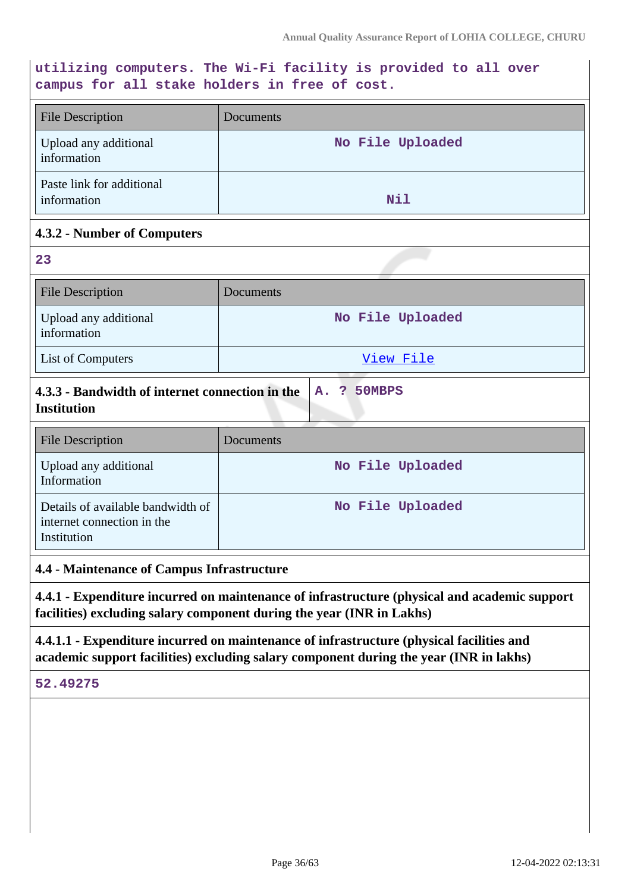utilizing computers. The Wi-Fi facility is provided to all over campus for all stake holders in free of cost.

| File Description | Documents |
|---|---|
| Upload any additional information | No File Uploaded |
| Paste link for additional information | Nil |

#### 4.3.2 - Number of Computers

23

| File Description | Documents |
|---|---|
| Upload any additional information | No File Uploaded |
| List of Computers | View File |

| 4.3.3 - Bandwidth of internet connection in the Institution | A. ? 50MBPS |
|---|---|

| File Description | Documents |
|---|---|
| Upload any additional Information | No File Uploaded |
| Details of available bandwidth of internet connection in the Institution | No File Uploaded |

#### 4.4 - Maintenance of Campus Infrastructure

**4.4.1 - Expenditure incurred on maintenance of infrastructure (physical and academic support facilities) excluding salary component during the year (INR in Lakhs)**

**4.4.1.1 - Expenditure incurred on maintenance of infrastructure (physical facilities and academic support facilities) excluding salary component during the year (INR in lakhs)**

52.49275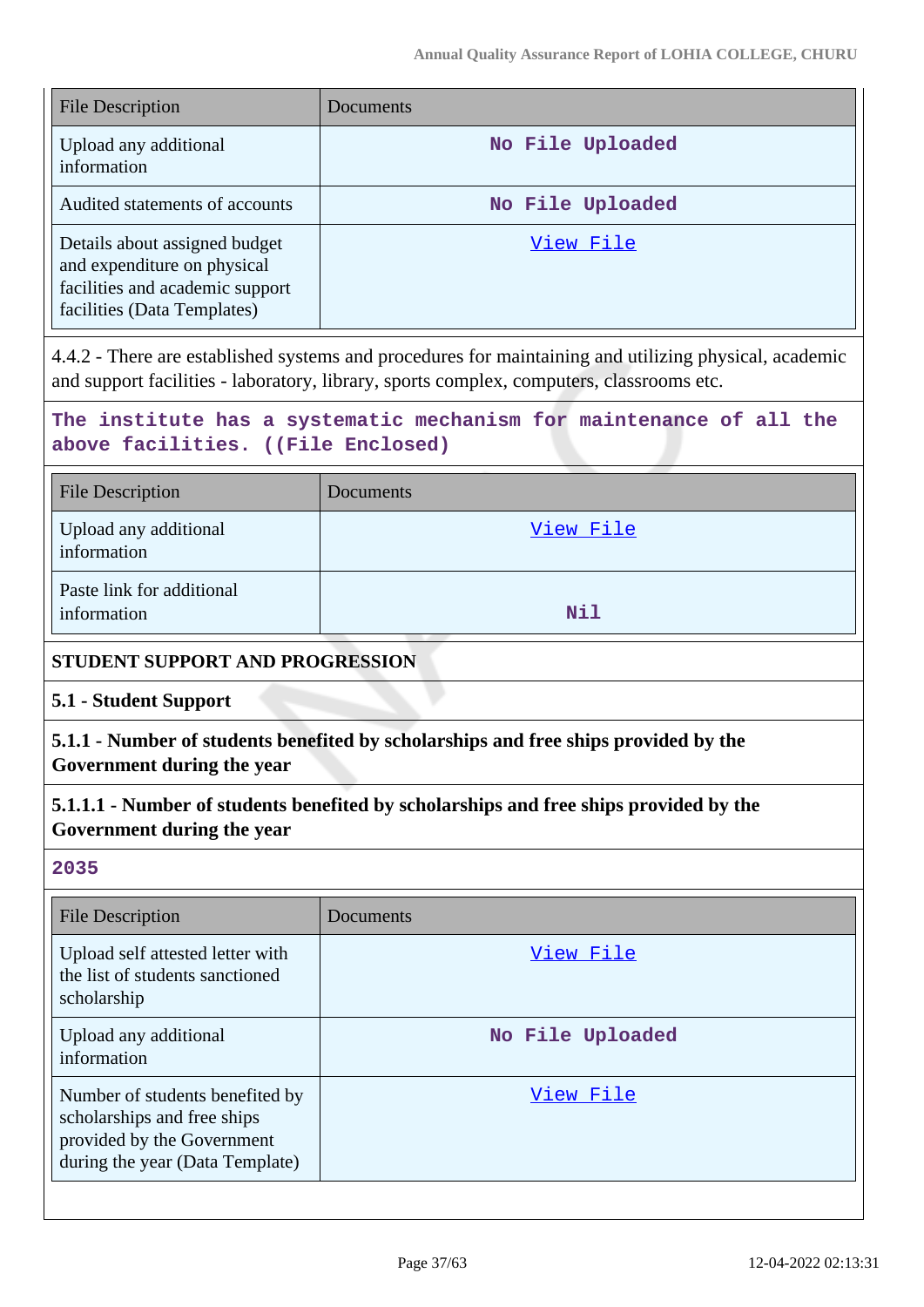| File Description | Documents |
|---|---|
| Upload any additional information | No File Uploaded |
| Audited statements of accounts | No File Uploaded |
| Details about assigned budget and expenditure on physical facilities and academic support facilities (Data Templates) | View File |

4.4.2 - There are established systems and procedures for maintaining and utilizing physical, academic and support facilities - laboratory, library, sports complex, computers, classrooms etc.

**The institute has a systematic mechanism for maintenance of all the above facilities. ((File Enclosed)**

| File Description | Documents |
|---|---|
| Upload any additional information | View File |
| Paste link for additional information | Nil |

**STUDENT SUPPORT AND PROGRESSION**

**5.1 - Student Support**

**5.1.1 - Number of students benefited by scholarships and free ships provided by the Government during the year**

**5.1.1.1 - Number of students benefited by scholarships and free ships provided by the Government during the year**

**2035**

| File Description | Documents |
|---|---|
| Upload self attested letter with the list of students sanctioned scholarship | View File |
| Upload any additional information | No File Uploaded |
| Number of students benefited by scholarships and free ships provided by the Government during the year (Data Template) | View File |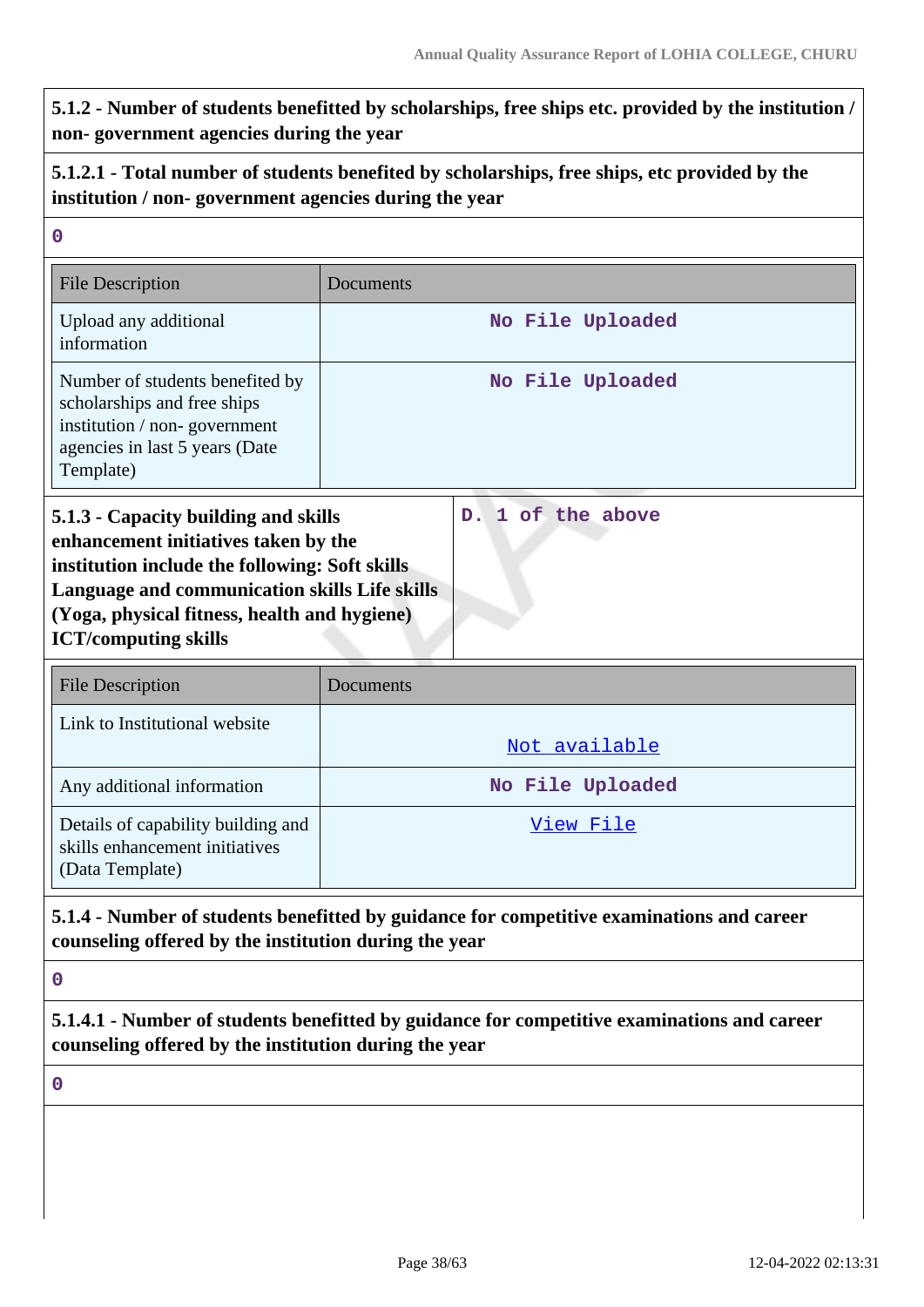**5.1.2 - Number of students benefitted by scholarships, free ships etc. provided by the institution / non- government agencies during the year**

**5.1.2.1 - Total number of students benefited by scholarships, free ships, etc provided by the institution / non- government agencies during the year**

0

| File Description | Documents |
|---|---|
| Upload any additional information | No File Uploaded |
| Number of students benefited by scholarships and free ships institution / non- government agencies in last 5 years (Date Template) | No File Uploaded |

**5.1.3 - Capacity building and skills enhancement initiatives taken by the institution include the following: Soft skills Language and communication skills Life skills (Yoga, physical fitness, health and hygiene) ICT/computing skills**

D. 1 of the above

| File Description | Documents |
|---|---|
| Link to Institutional website | Not available |
| Any additional information | No File Uploaded |
| Details of capability building and skills enhancement initiatives (Data Template) | View File |

**5.1.4 - Number of students benefitted by guidance for competitive examinations and career counseling offered by the institution during the year**

0

**5.1.4.1 - Number of students benefitted by guidance for competitive examinations and career counseling offered by the institution during the year**

0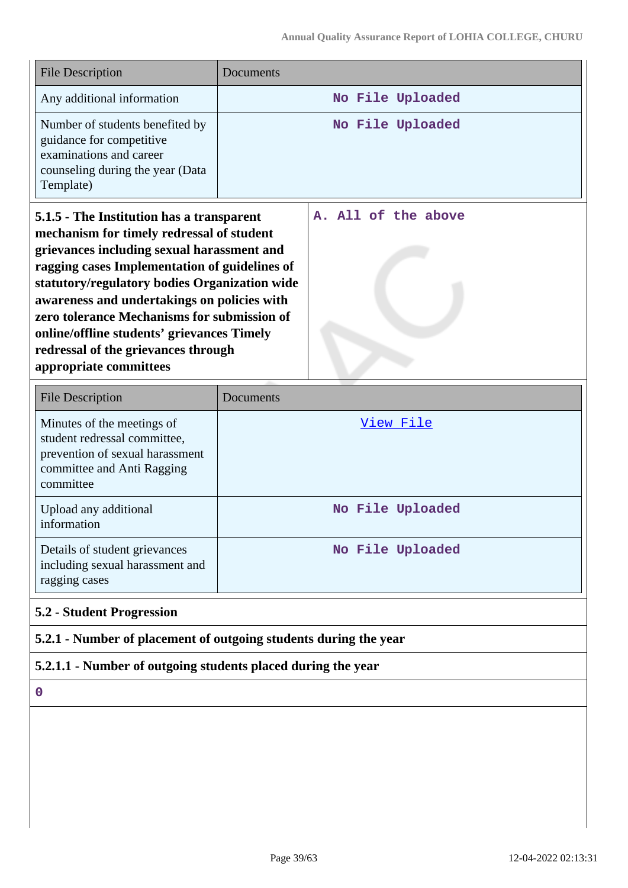| File Description | Documents |
| --- | --- |
| Any additional information | No File Uploaded |
| Number of students benefited by guidance for competitive examinations and career counseling during the year (Data Template) | No File Uploaded |

| **5.1.5 - The Institution has a transparent mechanism for timely redressal of student grievances including sexual harassment and ragging cases Implementation of guidelines of statutory/regulatory bodies Organization wide awareness and undertakings on policies with zero tolerance Mechanisms for submission of online/offline students' grievances Timely redressal of the grievances through appropriate committees** | A. All of the above |
| --- | --- |

| File Description | Documents |
| --- | --- |
| Minutes of the meetings of student redressal committee, prevention of sexual harassment committee and Anti Ragging committee | View File |
| Upload any additional information | No File Uploaded |
| Details of student grievances including sexual harassment and ragging cases | No File Uploaded |

**5.2 - Student Progression**

**5.2.1 - Number of placement of outgoing students during the year**

**5.2.1.1 - Number of outgoing students placed during the year**

0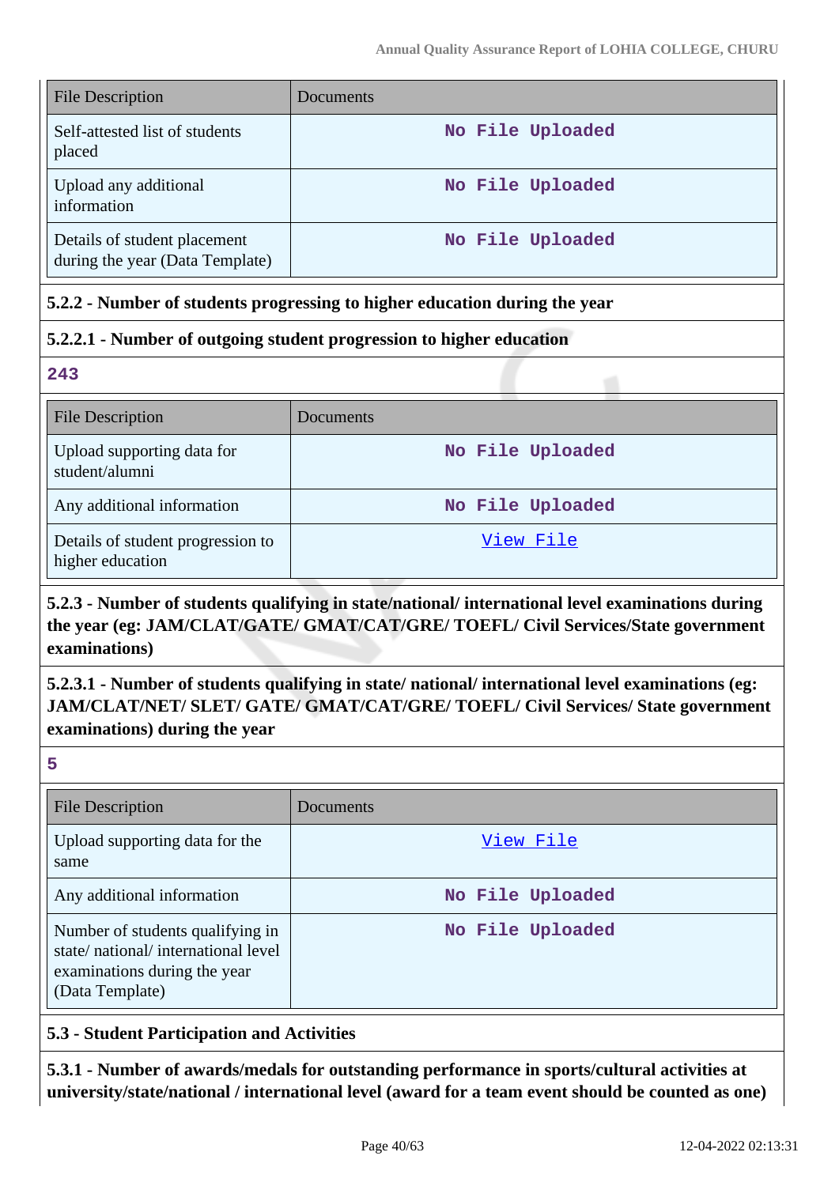| File Description | Documents |
| --- | --- |
| Self-attested list of students placed | No File Uploaded |
| Upload any additional information | No File Uploaded |
| Details of student placement during the year (Data Template) | No File Uploaded |

**5.2.2 - Number of students progressing to higher education during the year**

**5.2.2.1 - Number of outgoing student progression to higher education**

**243**

| File Description | Documents |
| --- | --- |
| Upload supporting data for student/alumni | No File Uploaded |
| Any additional information | No File Uploaded |
| Details of student progression to higher education | View File |

**5.2.3 - Number of students qualifying in state/national/ international level examinations during the year (eg: JAM/CLAT/GATE/ GMAT/CAT/GRE/ TOEFL/ Civil Services/State government examinations)**

**5.2.3.1 - Number of students qualifying in state/ national/ international level examinations (eg: JAM/CLAT/NET/ SLET/ GATE/ GMAT/CAT/GRE/ TOEFL/ Civil Services/ State government examinations) during the year**

**5**

| File Description | Documents |
| --- | --- |
| Upload supporting data for the same | View File |
| Any additional information | No File Uploaded |
| Number of students qualifying in state/ national/ international level examinations during the year (Data Template) | No File Uploaded |

**5.3 - Student Participation and Activities**

**5.3.1 - Number of awards/medals for outstanding performance in sports/cultural activities at university/state/national / international level (award for a team event should be counted as one)**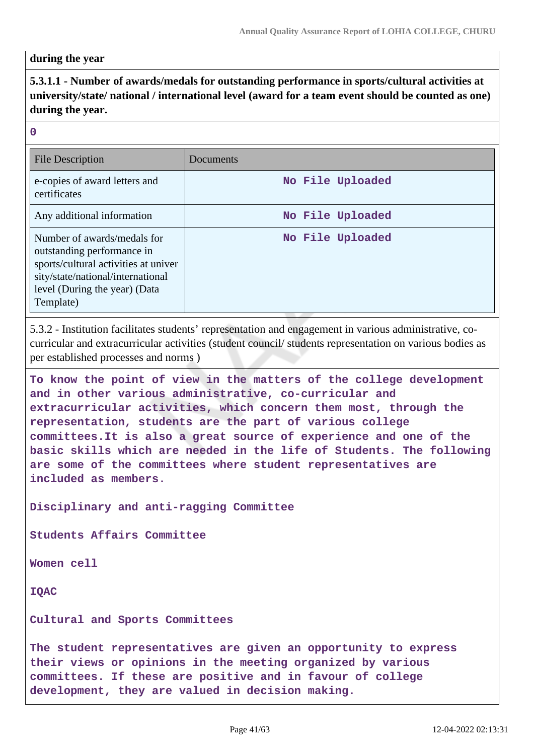**during the year**

**5.3.1.1 - Number of awards/medals for outstanding performance in sports/cultural activities at university/state/ national / international level (award for a team event should be counted as one) during the year.**

**0**

| File Description | Documents |
|---|---|
| e-copies of award letters and certificates | No File Uploaded |
| Any additional information | No File Uploaded |
| Number of awards/medals for outstanding performance in sports/cultural activities at university/state/national/international level (During the year) (Data Template) | No File Uploaded |

5.3.2 - Institution facilitates students' representation and engagement in various administrative, co-curricular and extracurricular activities (student council/ students representation on various bodies as per established processes and norms )

**To know the point of view in the matters of the college development and in other various administrative, co-curricular and extracurricular activities, which concern them most, through the representation, students are the part of various college committees.It is also a great source of experience and one of the basic skills which are needed in the life of Students. The following are some of the committees where student representatives are included as members.**

**Disciplinary and anti-ragging Committee**

**Students Affairs Committee**

**Women cell**

**IQAC**

**Cultural and Sports Committees**

**The student representatives are given an opportunity to express their views or opinions in the meeting organized by various committees. If these are positive and in favour of college development, they are valued in decision making.**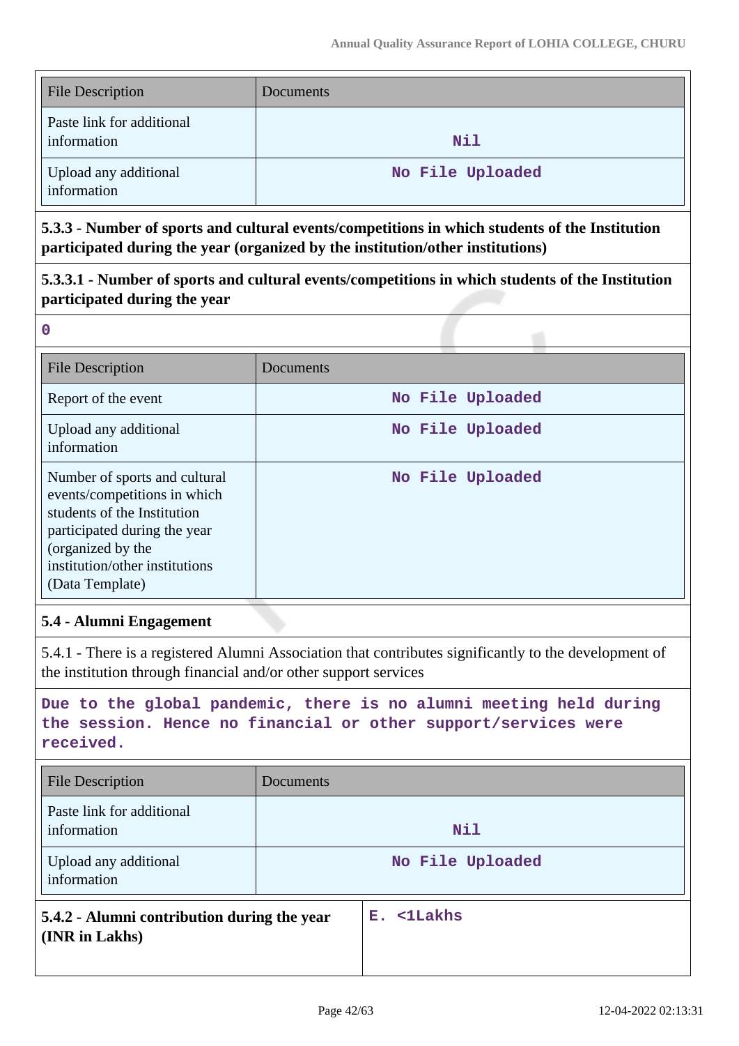| File Description | Documents |
|---|---|
| Paste link for additional information | Nil |
| Upload any additional information | No File Uploaded |

**5.3.3 - Number of sports and cultural events/competitions in which students of the Institution participated during the year (organized by the institution/other institutions)**

**5.3.3.1 - Number of sports and cultural events/competitions in which students of the Institution participated during the year**

**0**

| File Description | Documents |
|---|---|
| Report of the event | No File Uploaded |
| Upload any additional information | No File Uploaded |
| Number of sports and cultural events/competitions in which students of the Institution participated during the year (organized by the institution/other institutions (Data Template) | No File Uploaded |

**5.4 - Alumni Engagement**

5.4.1 - There is a registered Alumni Association that contributes significantly to the development of the institution through financial and/or other support services

**Due to the global pandemic, there is no alumni meeting held during the session. Hence no financial or other support/services were received.**

| File Description | Documents |
|---|---|
| Paste link for additional information | Nil |
| Upload any additional information | No File Uploaded |

| **5.4.2 - Alumni contribution during the year (INR in Lakhs)** | **E. <1Lakhs** |
|---|---|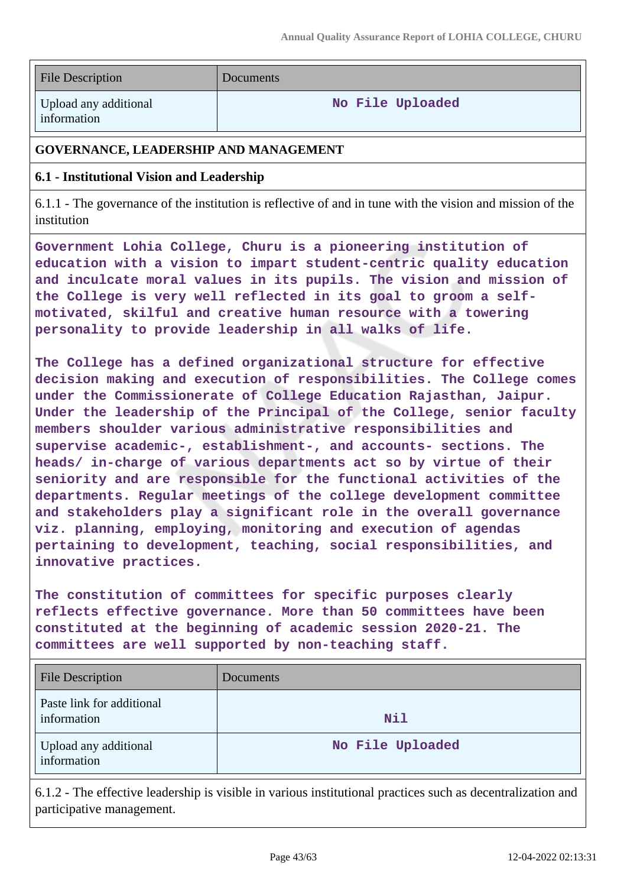| File Description | Documents |
| --- | --- |
| Upload any additional information | No File Uploaded |

## GOVERNANCE, LEADERSHIP AND MANAGEMENT

### 6.1 - Institutional Vision and Leadership

6.1.1 - The governance of the institution is reflective of and in tune with the vision and mission of the institution

**Government Lohia College, Churu is a pioneering institution of education with a vision to impart student-centric quality education and inculcate moral values in its pupils. The vision and mission of the College is very well reflected in its goal to groom a self-motivated, skilful and creative human resource with a towering personality to provide leadership in all walks of life.**

**The College has a defined organizational structure for effective decision making and execution of responsibilities. The College comes under the Commissionerate of College Education Rajasthan, Jaipur. Under the leadership of the Principal of the College, senior faculty members shoulder various administrative responsibilities and supervise academic-, establishment-, and accounts- sections. The heads/ in-charge of various departments act so by virtue of their seniority and are responsible for the functional activities of the departments. Regular meetings of the college development committee and stakeholders play a significant role in the overall governance viz. planning, employing, monitoring and execution of agendas pertaining to development, teaching, social responsibilities, and innovative practices.**

**The constitution of committees for specific purposes clearly reflects effective governance. More than 50 committees have been constituted at the beginning of academic session 2020-21. The committees are well supported by non-teaching staff.**

| File Description | Documents |
| --- | --- |
| Paste link for additional information | Nil |
| Upload any additional information | No File Uploaded |

6.1.2 - The effective leadership is visible in various institutional practices such as decentralization and participative management.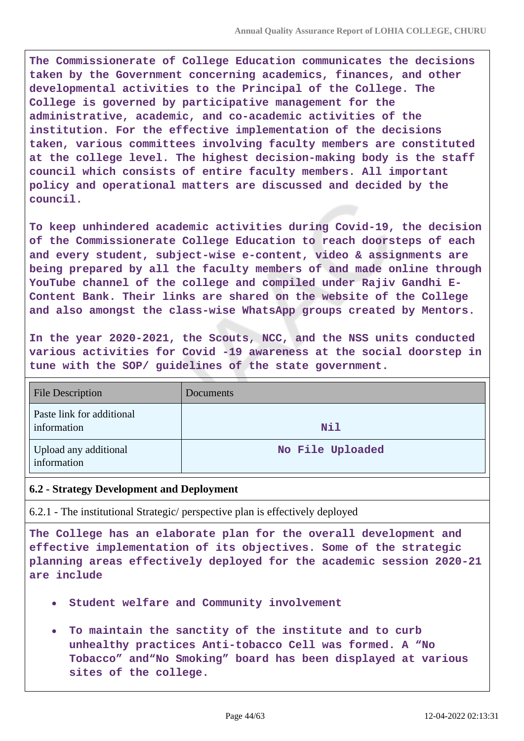The Commissionerate of College Education communicates the decisions taken by the Government concerning academics, finances, and other developmental activities to the Principal of the College. The College is governed by participative management for the administrative, academic, and co-academic activities of the institution. For the effective implementation of the decisions taken, various committees involving faculty members are constituted at the college level. The highest decision-making body is the staff council which consists of entire faculty members. All important policy and operational matters are discussed and decided by the council.

To keep unhindered academic activities during Covid-19, the decision of the Commissionerate College Education to reach doorsteps of each and every student, subject-wise e-content, video & assignments are being prepared by all the faculty members of and made online through YouTube channel of the college and compiled under Rajiv Gandhi E-Content Bank. Their links are shared on the website of the College and also amongst the class-wise WhatsApp groups created by Mentors.

In the year 2020-2021, the Scouts, NCC, and the NSS units conducted various activities for Covid -19 awareness at the social doorstep in tune with the SOP/ guidelines of the state government.

| File Description | Documents |
|---|---|
| Paste link for additional information | Nil |
| Upload any additional information | No File Uploaded |

**6.2 - Strategy Development and Deployment**

6.2.1 - The institutional Strategic/ perspective plan is effectively deployed

The College has an elaborate plan for the overall development and effective implementation of its objectives. Some of the strategic planning areas effectively deployed for the academic session 2020-21 are include

- Student welfare and Community involvement
- To maintain the sanctity of the institute and to curb unhealthy practices Anti-tobacco Cell was formed. A “No Tobacco” and“No Smoking” board has been displayed at various sites of the college.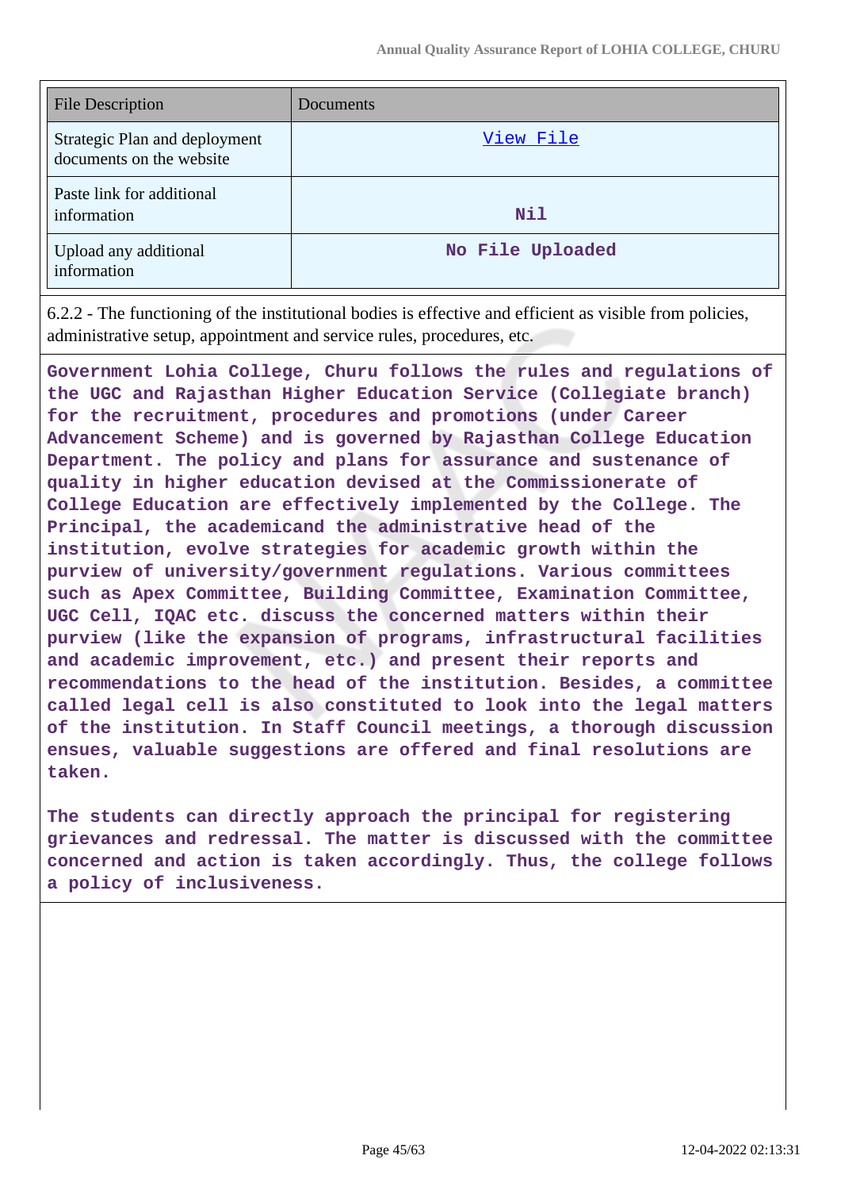| File Description | Documents |
|---|---|
| Strategic Plan and deployment documents on the website | View File |
| Paste link for additional information | Nil |
| Upload any additional information | No File Uploaded |

6.2.2 - The functioning of the institutional bodies is effective and efficient as visible from policies, administrative setup, appointment and service rules, procedures, etc.

**Government Lohia College, Churu follows the rules and regulations of the UGC and Rajasthan Higher Education Service (Collegiate branch) for the recruitment, procedures and promotions (under Career Advancement Scheme) and is governed by Rajasthan College Education Department. The policy and plans for assurance and sustenance of quality in higher education devised at the Commissionerate of College Education are effectively implemented by the College. The Principal, the academicand the administrative head of the institution, evolve strategies for academic growth within the purview of university/government regulations. Various committees such as Apex Committee, Building Committee, Examination Committee, UGC Cell, IQAC etc. discuss the concerned matters within their purview (like the expansion of programs, infrastructural facilities and academic improvement, etc.) and present their reports and recommendations to the head of the institution. Besides, a committee called legal cell is also constituted to look into the legal matters of the institution. In Staff Council meetings, a thorough discussion ensues, valuable suggestions are offered and final resolutions are taken.**

**The students can directly approach the principal for registering grievances and redressal. The matter is discussed with the committee concerned and action is taken accordingly. Thus, the college follows a policy of inclusiveness.**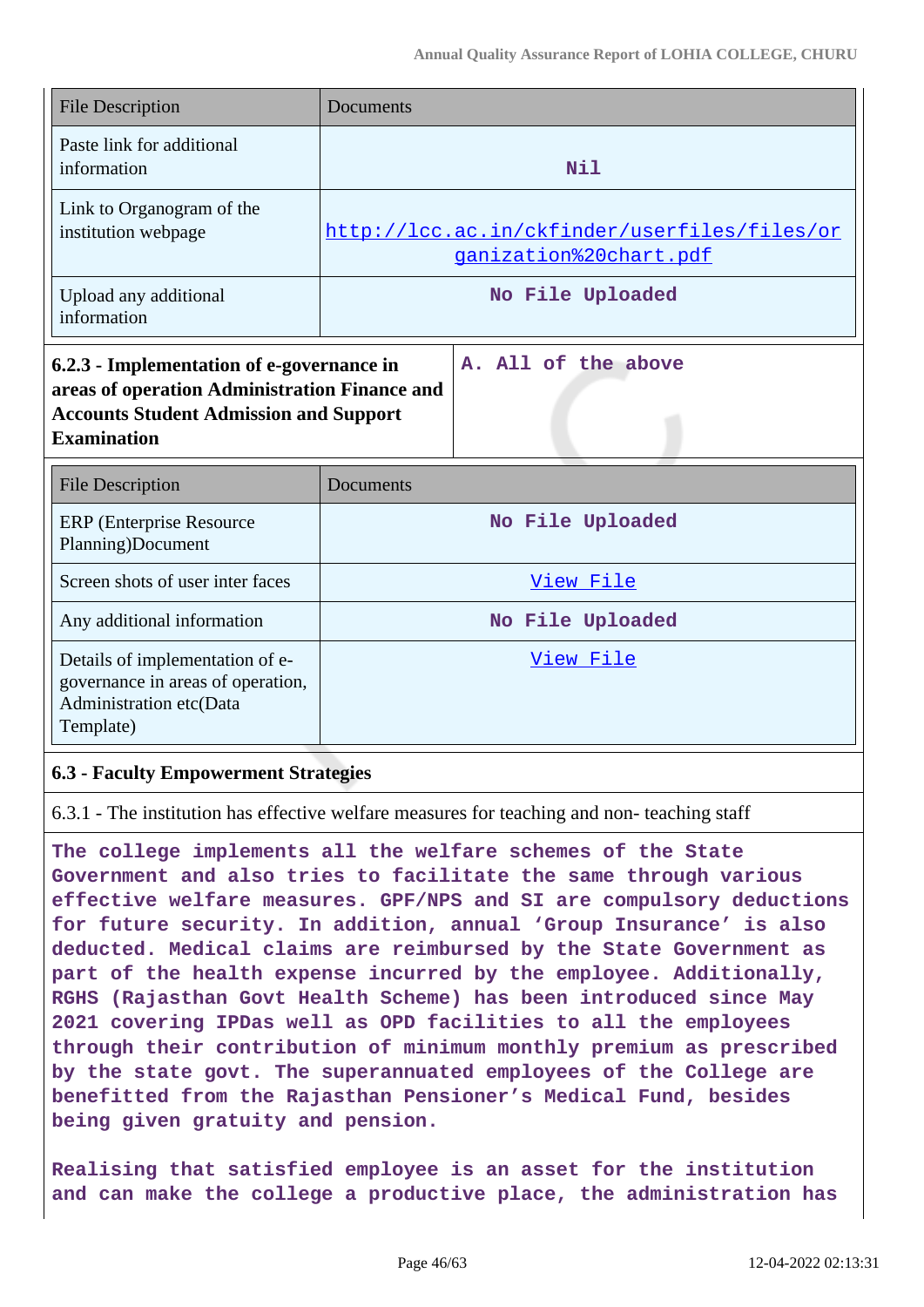| File Description | Documents |
|---|---|
| Paste link for additional information | Nil |
| Link to Organogram of the institution webpage | http://lcc.ac.in/ckfinder/userfiles/files/organization%20chart.pdf |
| Upload any additional information | No File Uploaded |

| **6.2.3 - Implementation of e-governance in areas of operation Administration Finance and Accounts Student Admission and Support Examination** | A. All of the above |
|---|---|

| File Description | Documents |
|---|---|
| ERP (Enterprise Resource Planning)Document | No File Uploaded |
| Screen shots of user inter faces | View File |
| Any additional information | No File Uploaded |
| Details of implementation of e-governance in areas of operation, Administration etc(Data Template) | View File |

### 6.3 - Faculty Empowerment Strategies

6.3.1 - The institution has effective welfare measures for teaching and non- teaching staff

The college implements all the welfare schemes of the State Government and also tries to facilitate the same through various effective welfare measures. GPF/NPS and SI are compulsory deductions for future security. In addition, annual 'Group Insurance' is also deducted. Medical claims are reimbursed by the State Government as part of the health expense incurred by the employee. Additionally, RGHS (Rajasthan Govt Health Scheme) has been introduced since May 2021 covering IPDas well as OPD facilities to all the employees through their contribution of minimum monthly premium as prescribed by the state govt. The superannuated employees of the College are benefitted from the Rajasthan Pensioner's Medical Fund, besides being given gratuity and pension.

Realising that satisfied employee is an asset for the institution and can make the college a productive place, the administration has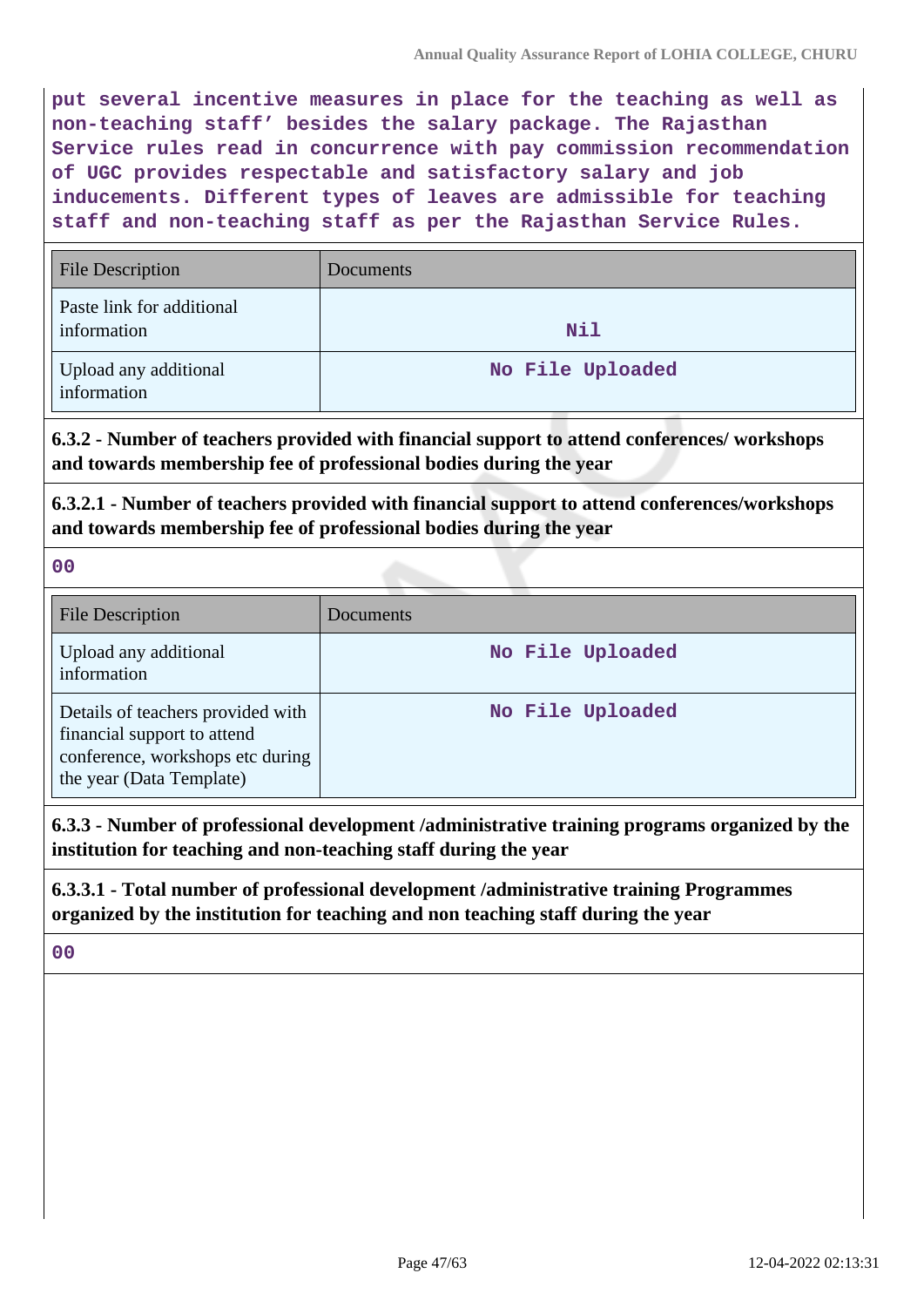**put several incentive measures in place for the teaching as well as non-teaching staff' besides the salary package. The Rajasthan Service rules read in concurrence with pay commission recommendation of UGC provides respectable and satisfactory salary and job inducements. Different types of leaves are admissible for teaching staff and non-teaching staff as per the Rajasthan Service Rules.**

| File Description | Documents |
|---|---|
| Paste link for additional information | Nil |
| Upload any additional information | No File Uploaded |

**6.3.2 - Number of teachers provided with financial support to attend conferences/ workshops and towards membership fee of professional bodies during the year**

**6.3.2.1 - Number of teachers provided with financial support to attend conferences/workshops and towards membership fee of professional bodies during the year**

**00**

| File Description | Documents |
|---|---|
| Upload any additional information | No File Uploaded |
| Details of teachers provided with financial support to attend conference, workshops etc during the year (Data Template) | No File Uploaded |

**6.3.3 - Number of professional development /administrative training programs organized by the institution for teaching and non-teaching staff during the year**

**6.3.3.1 - Total number of professional development /administrative training Programmes organized by the institution for teaching and non teaching staff during the year**

**00**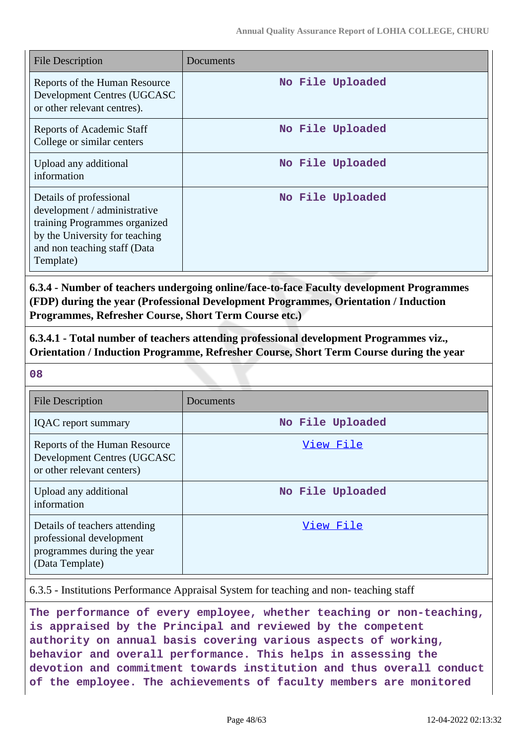| File Description | Documents |
|---|---|
| Reports of the Human Resource Development Centres (UGCASC or other relevant centres). | No File Uploaded |
| Reports of Academic Staff College or similar centers | No File Uploaded |
| Upload any additional information | No File Uploaded |
| Details of professional development / administrative training Programmes organized by the University for teaching and non teaching staff (Data Template) | No File Uploaded |

**6.3.4 - Number of teachers undergoing online/face-to-face Faculty development Programmes (FDP) during the year (Professional Development Programmes, Orientation / Induction Programmes, Refresher Course, Short Term Course etc.)**

**6.3.4.1 - Total number of teachers attending professional development Programmes viz., Orientation / Induction Programme, Refresher Course, Short Term Course during the year**

**08**

| File Description | Documents |
|---|---|
| IQAC report summary | No File Uploaded |
| Reports of the Human Resource Development Centres (UGCASC or other relevant centers) | View File |
| Upload any additional information | No File Uploaded |
| Details of teachers attending professional development programmes during the year (Data Template) | View File |

6.3.5 - Institutions Performance Appraisal System for teaching and non- teaching staff

**The performance of every employee, whether teaching or non-teaching, is appraised by the Principal and reviewed by the competent authority on annual basis covering various aspects of working, behavior and overall performance. This helps in assessing the devotion and commitment towards institution and thus overall conduct of the employee. The achievements of faculty members are monitored**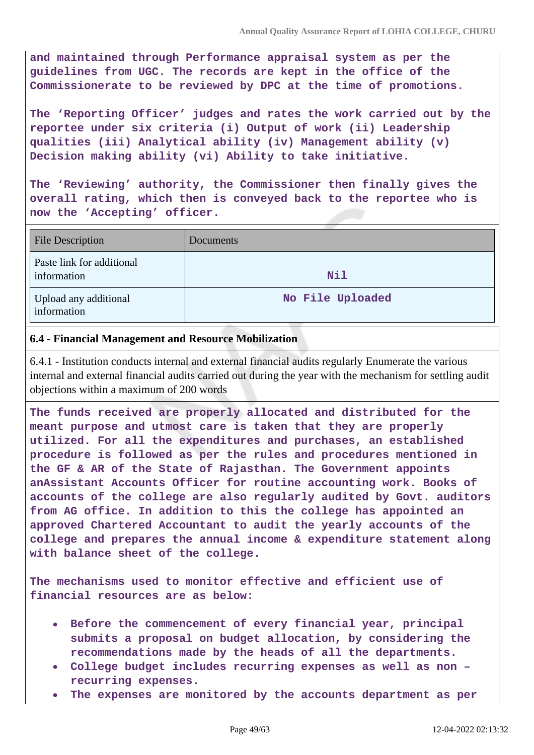**and maintained through Performance appraisal system as per the guidelines from UGC. The records are kept in the office of the Commissionerate to be reviewed by DPC at the time of promotions.**

**The 'Reporting Officer' judges and rates the work carried out by the reportee under six criteria (i) Output of work (ii) Leadership qualities (iii) Analytical ability (iv) Management ability (v) Decision making ability (vi) Ability to take initiative.**

**The 'Reviewing' authority, the Commissioner then finally gives the overall rating, which then is conveyed back to the reportee who is now the 'Accepting' officer.**

| File Description | Documents |
|---|---|
| Paste link for additional information | **Nil** |
| Upload any additional information | **No File Uploaded** |

**6.4 - Financial Management and Resource Mobilization**

6.4.1 - Institution conducts internal and external financial audits regularly Enumerate the various internal and external financial audits carried out during the year with the mechanism for settling audit objections within a maximum of 200 words

**The funds received are properly allocated and distributed for the meant purpose and utmost care is taken that they are properly utilized. For all the expenditures and purchases, an established procedure is followed as per the rules and procedures mentioned in the GF & AR of the State of Rajasthan. The Government appoints anAssistant Accounts Officer for routine accounting work. Books of accounts of the college are also regularly audited by Govt. auditors from AG office. In addition to this the college has appointed an approved Chartered Accountant to audit the yearly accounts of the college and prepares the annual income & expenditure statement along with balance sheet of the college.**

**The mechanisms used to monitor effective and efficient use of financial resources are as below:**

- **Before the commencement of every financial year, principal submits a proposal on budget allocation, by considering the recommendations made by the heads of all the departments.**
- **College budget includes recurring expenses as well as non – recurring expenses.**
- **The expenses are monitored by the accounts department as per**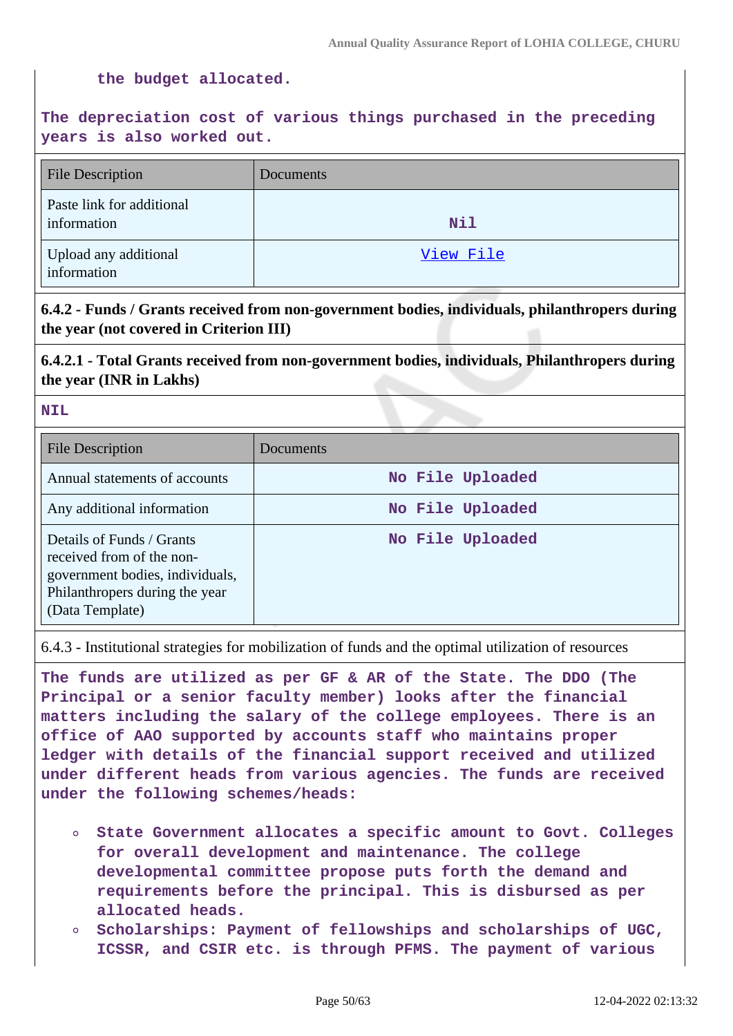the budget allocated.

The depreciation cost of various things purchased in the preceding years is also worked out.

| File Description | Documents |
|---|---|
| Paste link for additional information | Nil |
| Upload any additional information | View File |

**6.4.2 - Funds / Grants received from non-government bodies, individuals, philanthropers during the year (not covered in Criterion III)**

**6.4.2.1 - Total Grants received from non-government bodies, individuals, Philanthropers during the year (INR in Lakhs)**

NIL

| File Description | Documents |
|---|---|
| Annual statements of accounts | No File Uploaded |
| Any additional information | No File Uploaded |
| Details of Funds / Grants received from of the non-government bodies, individuals, Philanthropers during the year (Data Template) | No File Uploaded |

6.4.3 - Institutional strategies for mobilization of funds and the optimal utilization of resources

The funds are utilized as per GF & AR of the State. The DDO (The Principal or a senior faculty member) looks after the financial matters including the salary of the college employees. There is an office of AAO supported by accounts staff who maintains proper ledger with details of the financial support received and utilized under different heads from various agencies. The funds are received under the following schemes/heads:

- State Government allocates a specific amount to Govt. Colleges for overall development and maintenance. The college developmental committee propose puts forth the demand and requirements before the principal. This is disbursed as per allocated heads.
- Scholarships: Payment of fellowships and scholarships of UGC, ICSSR, and CSIR etc. is through PFMS. The payment of various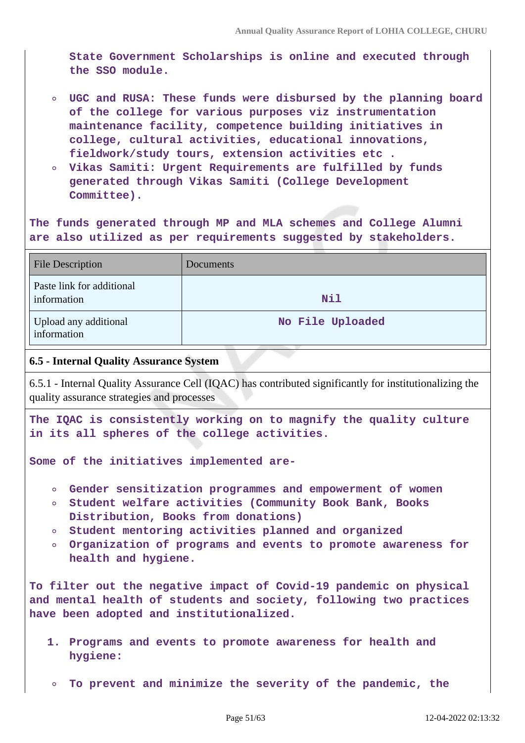State Government Scholarships is online and executed through the SSO module.

- UGC and RUSA: These funds were disbursed by the planning board of the college for various purposes viz instrumentation maintenance facility, competence building initiatives in college, cultural activities, educational innovations, fieldwork/study tours, extension activities etc .
- Vikas Samiti: Urgent Requirements are fulfilled by funds generated through Vikas Samiti (College Development Committee).

The funds generated through MP and MLA schemes and College Alumni are also utilized as per requirements suggested by stakeholders.

| File Description | Documents |
|---|---|
| Paste link for additional information | Nil |
| Upload any additional information | No File Uploaded |

**6.5 - Internal Quality Assurance System**

6.5.1 - Internal Quality Assurance Cell (IQAC) has contributed significantly for institutionalizing the quality assurance strategies and processes

The IQAC is consistently working on to magnify the quality culture in its all spheres of the college activities.

Some of the initiatives implemented are-

- Gender sensitization programmes and empowerment of women
- Student welfare activities (Community Book Bank, Books Distribution, Books from donations)
- Student mentoring activities planned and organized
- Organization of programs and events to promote awareness for health and hygiene.

To filter out the negative impact of Covid-19 pandemic on physical and mental health of students and society, following two practices have been adopted and institutionalized.

1. Programs and events to promote awareness for health and hygiene:

- To prevent and minimize the severity of the pandemic, the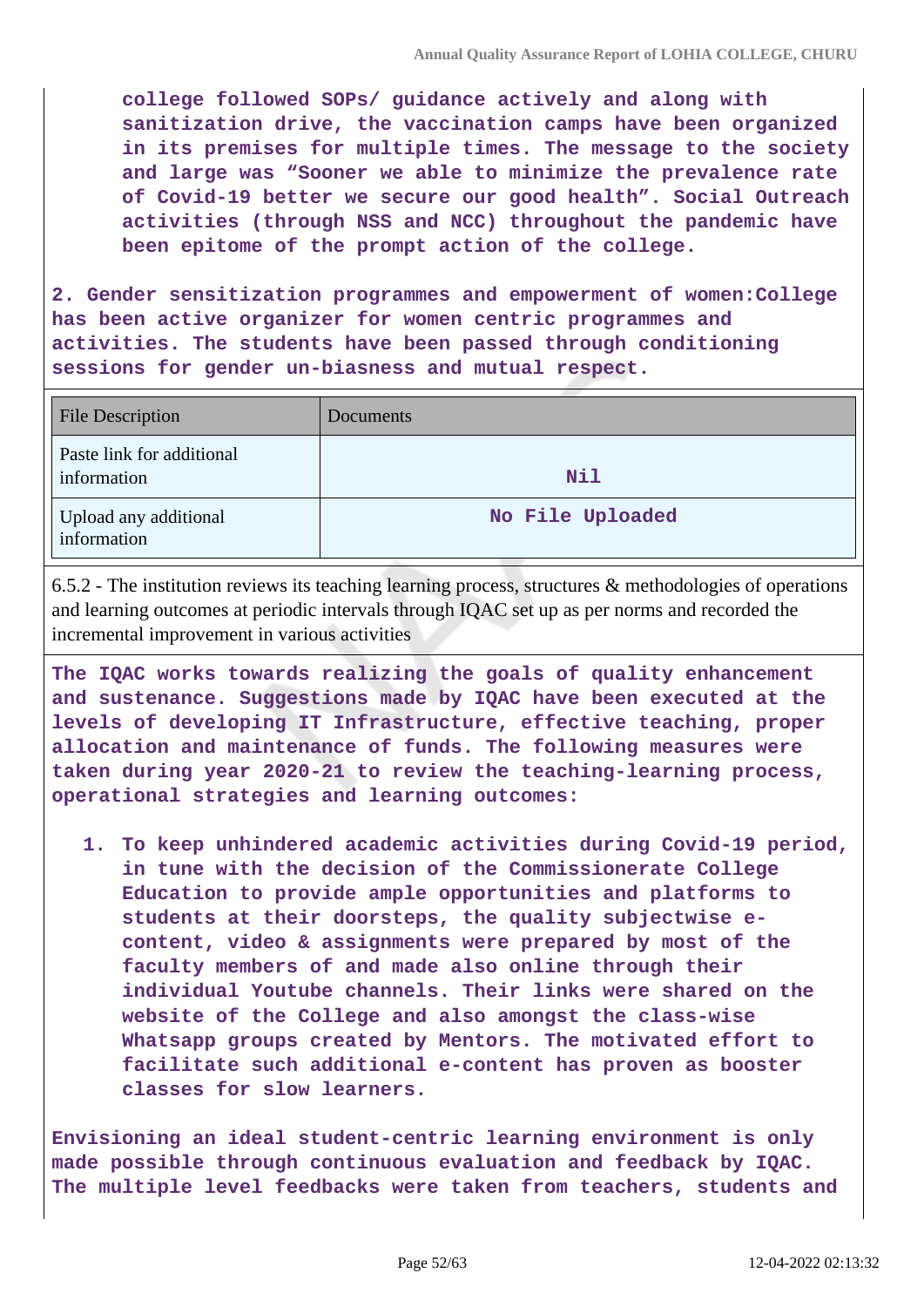college followed SOPs/ guidance actively and along with sanitization drive, the vaccination camps have been organized in its premises for multiple times. The message to the society and large was "Sooner we able to minimize the prevalence rate of Covid-19 better we secure our good health". Social Outreach activities (through NSS and NCC) throughout the pandemic have been epitome of the prompt action of the college.

**2. Gender sensitization programmes and empowerment of women:College has been active organizer for women centric programmes and activities. The students have been passed through conditioning sessions for gender un-biasness and mutual respect.**

| File Description | Documents |
|---|---|
| Paste link for additional information | Nil |
| Upload any additional information | No File Uploaded |

6.5.2 - The institution reviews its teaching learning process, structures & methodologies of operations and learning outcomes at periodic intervals through IQAC set up as per norms and recorded the incremental improvement in various activities

**The IQAC works towards realizing the goals of quality enhancement and sustenance. Suggestions made by IQAC have been executed at the levels of developing IT Infrastructure, effective teaching, proper allocation and maintenance of funds. The following measures were taken during year 2020-21 to review the teaching-learning process, operational strategies and learning outcomes:**

1. **To keep unhindered academic activities during Covid-19 period, in tune with the decision of the Commissionerate College Education to provide ample opportunities and platforms to students at their doorsteps, the quality subjectwise e-content, video & assignments were prepared by most of the faculty members of and made also online through their individual Youtube channels. Their links were shared on the website of the College and also amongst the class-wise Whatsapp groups created by Mentors. The motivated effort to facilitate such additional e-content has proven as booster classes for slow learners.**

**Envisioning an ideal student-centric learning environment is only made possible through continuous evaluation and feedback by IQAC. The multiple level feedbacks were taken from teachers, students and**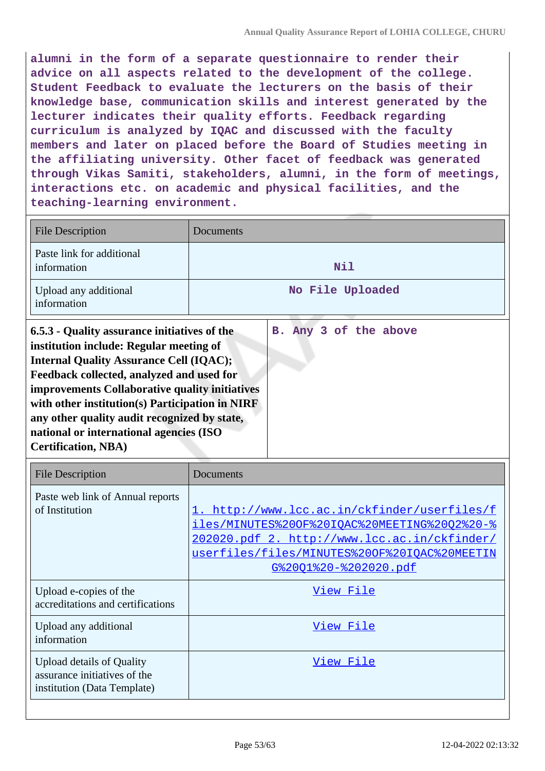alumni in the form of a separate questionnaire to render their advice on all aspects related to the development of the college. Student Feedback to evaluate the lecturers on the basis of their knowledge base, communication skills and interest generated by the lecturer indicates their quality efforts. Feedback regarding curriculum is analyzed by IQAC and discussed with the faculty members and later on placed before the Board of Studies meeting in the affiliating university. Other facet of feedback was generated through Vikas Samiti, stakeholders, alumni, in the form of meetings, interactions etc. on academic and physical facilities, and the teaching-learning environment.

| File Description | Documents |
|---|---|
| Paste link for additional information | Nil |
| Upload any additional information | No File Uploaded |

| **6.5.3 - Quality assurance initiatives of the institution include: Regular meeting of Internal Quality Assurance Cell (IQAC); Feedback collected, analyzed and used for improvements Collaborative quality initiatives with other institution(s) Participation in NIRF any other quality audit recognized by state, national or international agencies (ISO Certification, NBA)** | B. Any 3 of the above |
|---|---|

| File Description | Documents |
|---|---|
| Paste web link of Annual reports of Institution | 1. http://www.lcc.ac.in/ckfinder/userfiles/files/MINUTES%20OF%20IQAC%20MEETING%20Q2%20-%202020.pdf 2. http://www.lcc.ac.in/ckfinder/userfiles/files/MINUTES%20OF%20IQAC%20MEETING%20Q1%20-%202020.pdf |
| Upload e-copies of the accreditations and certifications | View File |
| Upload any additional information | View File |
| Upload details of Quality assurance initiatives of the institution (Data Template) | View File |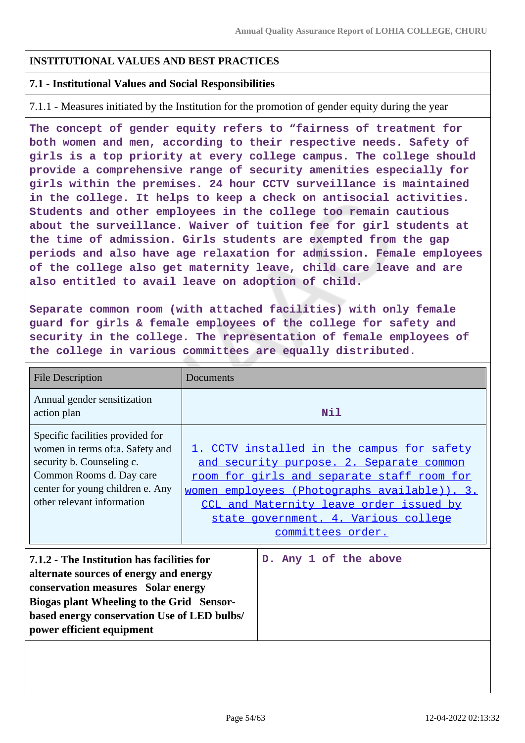## INSTITUTIONAL VALUES AND BEST PRACTICES

### 7.1 - Institutional Values and Social Responsibilities

7.1.1 - Measures initiated by the Institution for the promotion of gender equity during the year

The concept of gender equity refers to “fairness of treatment for both women and men, according to their respective needs. Safety of girls is a top priority at every college campus. The college should provide a comprehensive range of security amenities especially for girls within the premises. 24 hour CCTV surveillance is maintained in the college. It helps to keep a check on antisocial activities. Students and other employees in the college too remain cautious about the surveillance. Waiver of tuition fee for girl students at the time of admission. Girls students are exempted from the gap periods and also have age relaxation for admission. Female employees of the college also get maternity leave, child care leave and are also entitled to avail leave on adoption of child.

Separate common room (with attached facilities) with only female guard for girls & female employees of the college for safety and security in the college. The representation of female employees of the college in various committees are equally distributed.

| File Description | Documents |
|---|---|
| Annual gender sensitization action plan | Nil |
| Specific facilities provided for women in terms of:a. Safety and security b. Counseling c. Common Rooms d. Day care center for young children e. Any other relevant information | 1. CCTV installed in the campus for safety and security purpose. 2. Separate common room for girls and separate staff room for women employees (Photographs available)). 3. CCL and Maternity leave order issued by state government. 4. Various college committees order. |

| 7.1.2 - The Institution has facilities for alternate sources of energy and energy conservation measures Solar energy Biogas plant Wheeling to the Grid Sensor-based energy conservation Use of LED bulbs/ power efficient equipment | D. Any 1 of the above |
|---|---|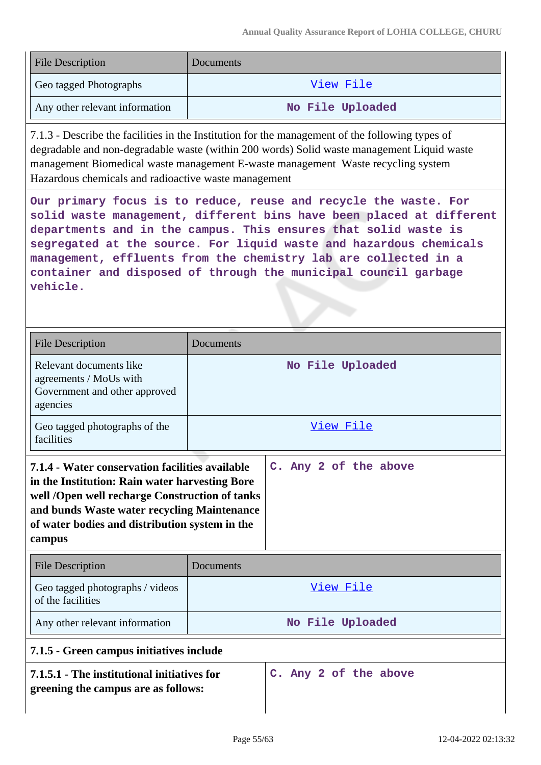| File Description | Documents |
|---|---|
| Geo tagged Photographs | View File |
| Any other relevant information | No File Uploaded |

7.1.3 - Describe the facilities in the Institution for the management of the following types of degradable and non-degradable waste (within 200 words) Solid waste management Liquid waste management Biomedical waste management E-waste management Waste recycling system Hazardous chemicals and radioactive waste management

Our primary focus is to reduce, reuse and recycle the waste. For solid waste management, different bins have been placed at different departments and in the campus. This ensures that solid waste is segregated at the source. For liquid waste and hazardous chemicals management, effluents from the chemistry lab are collected in a container and disposed of through the municipal council garbage vehicle.

| File Description | Documents |
|---|---|
| Relevant documents like agreements / MoUs with Government and other approved agencies | No File Uploaded |
| Geo tagged photographs of the facilities | View File |

| **7.1.4 - Water conservation facilities available in the Institution: Rain water harvesting Bore well /Open well recharge Construction of tanks and bunds Waste water recycling Maintenance of water bodies and distribution system in the campus** | C. Any 2 of the above |
|---|---|

| File Description | Documents |
|---|---|
| Geo tagged photographs / videos of the facilities | View File |
| Any other relevant information | No File Uploaded |

**7.1.5 - Green campus initiatives include**

| **7.1.5.1 - The institutional initiatives for greening the campus are as follows:** | C. Any 2 of the above |
|---|---|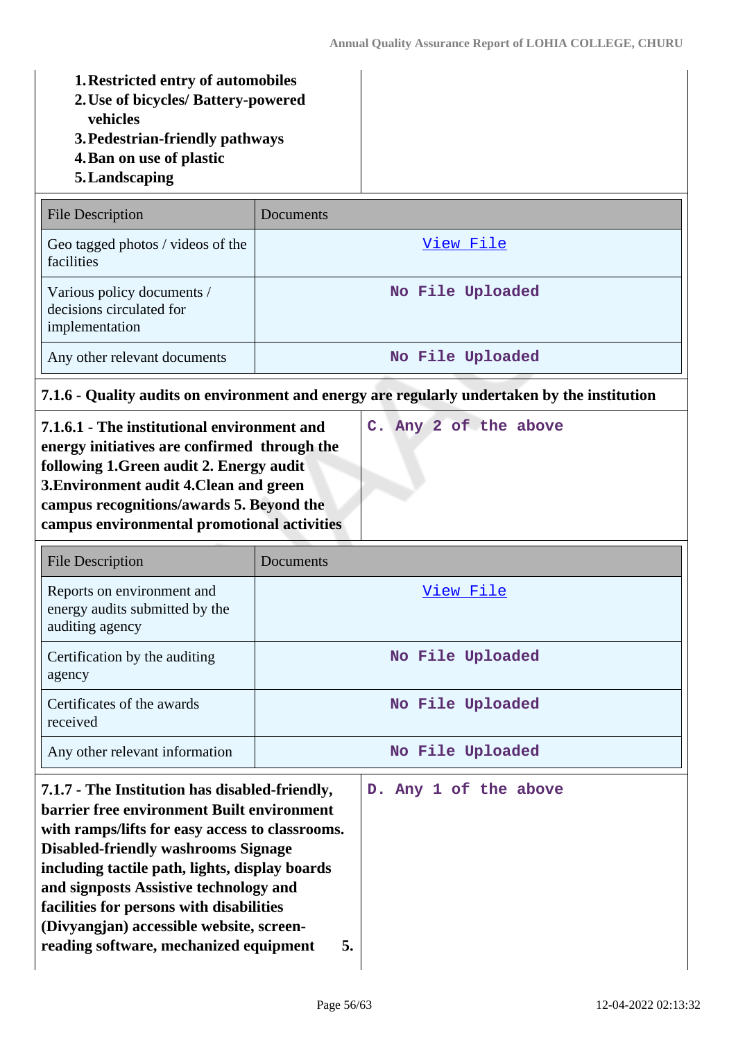1. **Restricted entry of automobiles**
2. **Use of bicycles/ Battery-powered vehicles**
3. **Pedestrian-friendly pathways**
4. **Ban on use of plastic**
5. **Landscaping**

| File Description | Documents |
|---|---|
| Geo tagged photos / videos of the facilities | View File |
| Various policy documents / decisions circulated for implementation | No File Uploaded |
| Any other relevant documents | No File Uploaded |

**7.1.6 - Quality audits on environment and energy are regularly undertaken by the institution**

| | |
|---|---|
| **7.1.6.1 - The institutional environment and energy initiatives are confirmed through the following 1.Green audit 2. Energy audit 3.Environment audit 4.Clean and green campus recognitions/awards 5. Beyond the campus environmental promotional activities** | C. Any 2 of the above |

| File Description | Documents |
|---|---|
| Reports on environment and energy audits submitted by the auditing agency | View File |
| Certification by the auditing agency | No File Uploaded |
| Certificates of the awards received | No File Uploaded |
| Any other relevant information | No File Uploaded |

| | |
|---|---|
| **7.1.7 - The Institution has disabled-friendly, barrier free environment Built environment with ramps/lifts for easy access to classrooms. Disabled-friendly washrooms Signage including tactile path, lights, display boards and signposts Assistive technology and facilities for persons with disabilities (Divyangjan) accessible website, screen-reading software, mechanized equipment 5.** | D. Any 1 of the above |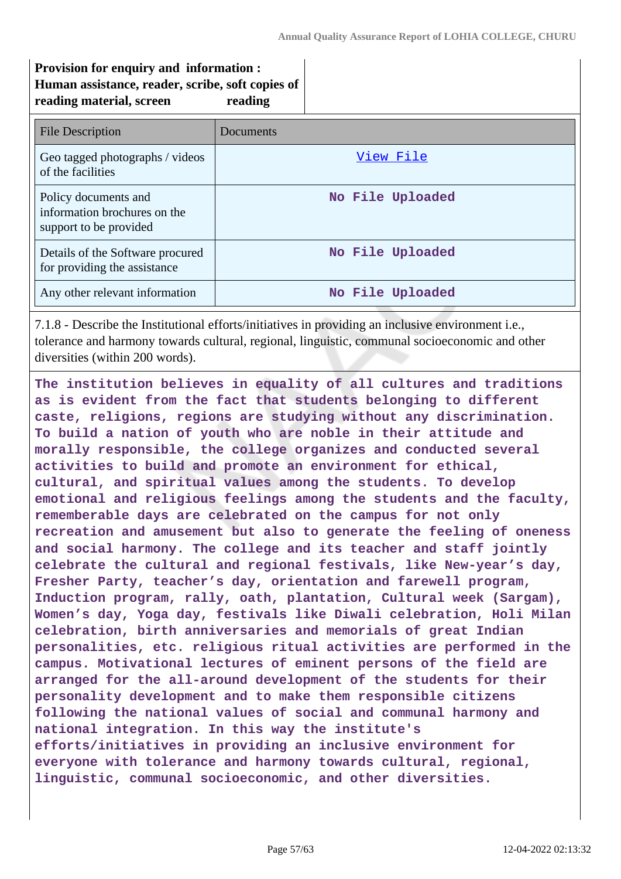**Provision for enquiry and information : Human assistance, reader, scribe, soft copies of reading material, screen reading**

| File Description | Documents |
|---|---|
| Geo tagged photographs / videos of the facilities | View File |
| Policy documents and information brochures on the support to be provided | No File Uploaded |
| Details of the Software procured for providing the assistance | No File Uploaded |
| Any other relevant information | No File Uploaded |

7.1.8 - Describe the Institutional efforts/initiatives in providing an inclusive environment i.e., tolerance and harmony towards cultural, regional, linguistic, communal socioeconomic and other diversities (within 200 words).

**The institution believes in equality of all cultures and traditions as is evident from the fact that students belonging to different caste, religions, regions are studying without any discrimination. To build a nation of youth who are noble in their attitude and morally responsible, the college organizes and conducted several activities to build and promote an environment for ethical, cultural, and spiritual values among the students. To develop emotional and religious feelings among the students and the faculty, rememberable days are celebrated on the campus for not only recreation and amusement but also to generate the feeling of oneness and social harmony. The college and its teacher and staff jointly celebrate the cultural and regional festivals, like New-year's day, Fresher Party, teacher's day, orientation and farewell program, Induction program, rally, oath, plantation, Cultural week (Sargam), Women's day, Yoga day, festivals like Diwali celebration, Holi Milan celebration, birth anniversaries and memorials of great Indian personalities, etc. religious ritual activities are performed in the campus. Motivational lectures of eminent persons of the field are arranged for the all-around development of the students for their personality development and to make them responsible citizens following the national values of social and communal harmony and national integration. In this way the institute's efforts/initiatives in providing an inclusive environment for everyone with tolerance and harmony towards cultural, regional, linguistic, communal socioeconomic, and other diversities.**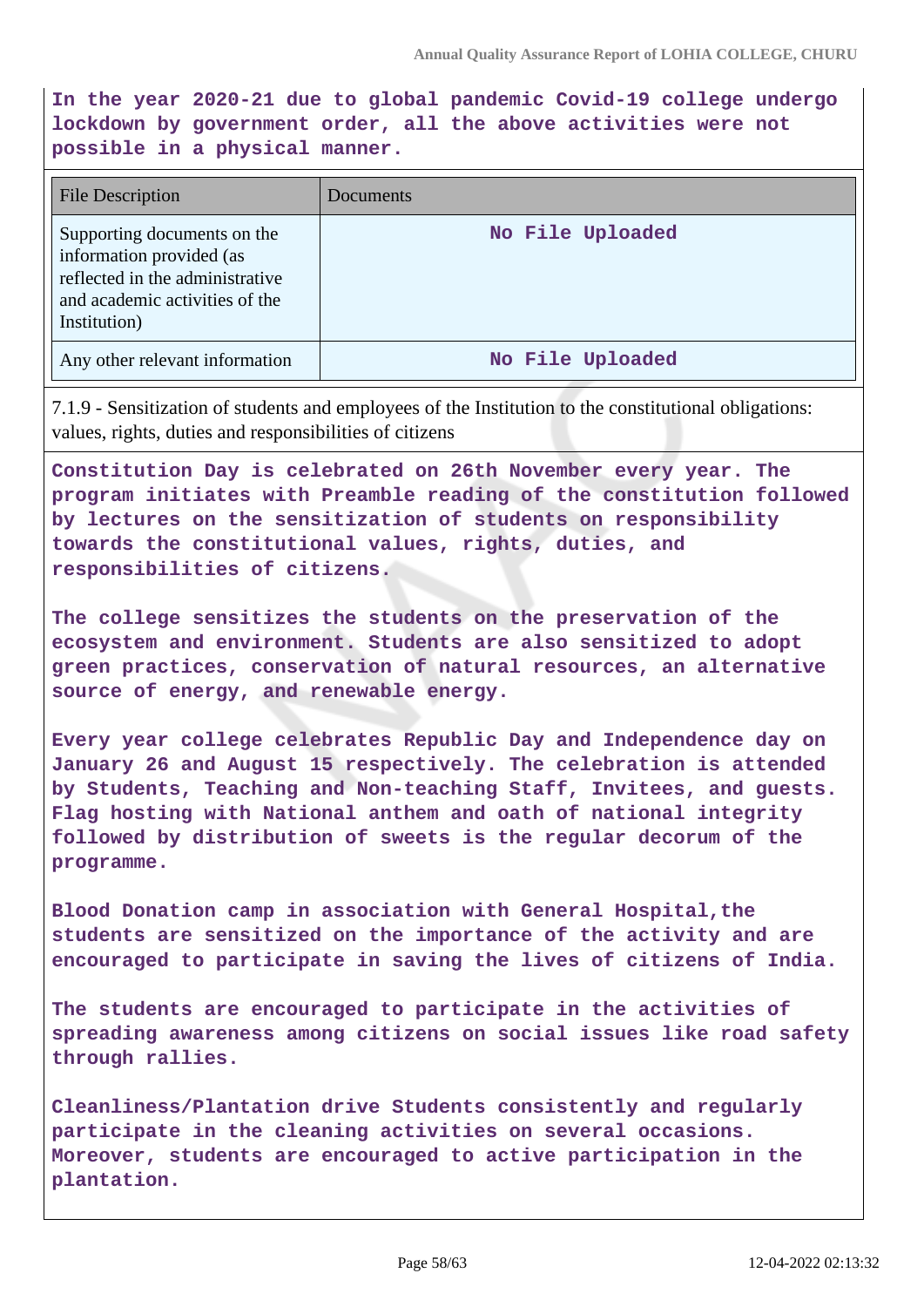**In the year 2020-21 due to global pandemic Covid-19 college undergo lockdown by government order, all the above activities were not possible in a physical manner.**

| File Description | Documents |
|---|---|
| Supporting documents on the information provided (as reflected in the administrative and academic activities of the Institution) | No File Uploaded |
| Any other relevant information | No File Uploaded |

7.1.9 - Sensitization of students and employees of the Institution to the constitutional obligations: values, rights, duties and responsibilities of citizens

**Constitution Day is celebrated on 26th November every year. The program initiates with Preamble reading of the constitution followed by lectures on the sensitization of students on responsibility towards the constitutional values, rights, duties, and responsibilities of citizens.**

**The college sensitizes the students on the preservation of the ecosystem and environment. Students are also sensitized to adopt green practices, conservation of natural resources, an alternative source of energy, and renewable energy.**

**Every year college celebrates Republic Day and Independence day on January 26 and August 15 respectively. The celebration is attended by Students, Teaching and Non-teaching Staff, Invitees, and guests. Flag hosting with National anthem and oath of national integrity followed by distribution of sweets is the regular decorum of the programme.**

**Blood Donation camp in association with General Hospital,the students are sensitized on the importance of the activity and are encouraged to participate in saving the lives of citizens of India.**

**The students are encouraged to participate in the activities of spreading awareness among citizens on social issues like road safety through rallies.**

**Cleanliness/Plantation drive Students consistently and regularly participate in the cleaning activities on several occasions. Moreover, students are encouraged to active participation in the plantation.**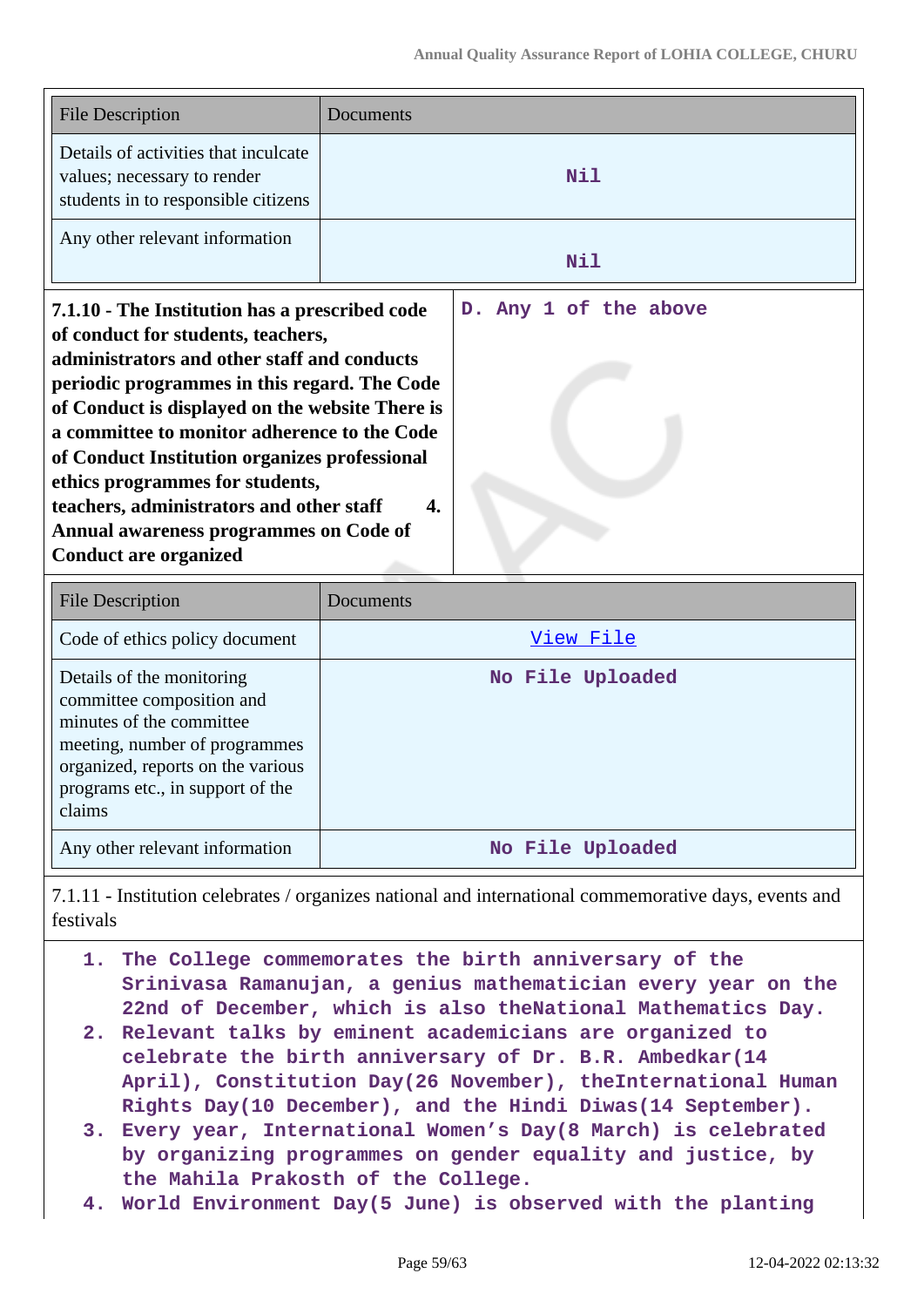| File Description | Documents |
|---|---|
| Details of activities that inculcate values; necessary to render students in to responsible citizens | Nil |
| Any other relevant information | Nil |

| 7.1.10 - The Institution has a prescribed code of conduct for students, teachers, administrators and other staff and conducts periodic programmes in this regard. The Code of Conduct is displayed on the website There is a committee to monitor adherence to the Code of Conduct Institution organizes professional ethics programmes for students, teachers, administrators and other staff 4. Annual awareness programmes on Code of Conduct are organized | D. Any 1 of the above |
|---|---|

| File Description | Documents |
|---|---|
| Code of ethics policy document | View File |
| Details of the monitoring committee composition and minutes of the committee meeting, number of programmes organized, reports on the various programs etc., in support of the claims | No File Uploaded |
| Any other relevant information | No File Uploaded |

7.1.11 - Institution celebrates / organizes national and international commemorative days, events and festivals

1. The College commemorates the birth anniversary of the Srinivasa Ramanujan, a genius mathematician every year on the 22nd of December, which is also theNational Mathematics Day.
2. Relevant talks by eminent academicians are organized to celebrate the birth anniversary of Dr. B.R. Ambedkar(14 April), Constitution Day(26 November), theInternational Human Rights Day(10 December), and the Hindi Diwas(14 September).
3. Every year, International Women's Day(8 March) is celebrated by organizing programmes on gender equality and justice, by the Mahila Prakosth of the College.
4. World Environment Day(5 June) is observed with the planting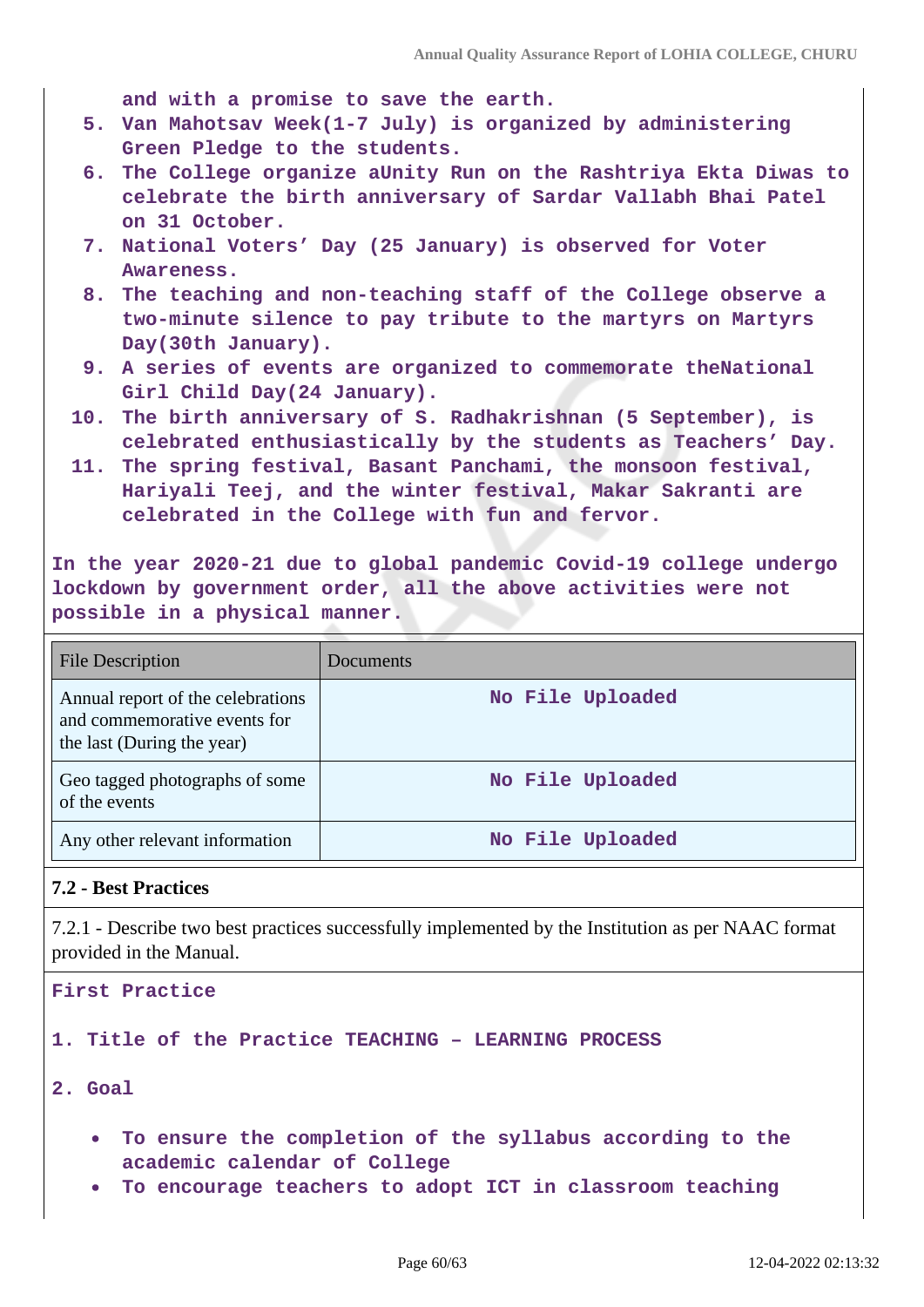and with a promise to save the earth.

5. Van Mahotsav Week(1-7 July) is organized by administering Green Pledge to the students.
6. The College organize aUnity Run on the Rashtriya Ekta Diwas to celebrate the birth anniversary of Sardar Vallabh Bhai Patel on 31 October.
7. National Voters' Day (25 January) is observed for Voter Awareness.
8. The teaching and non-teaching staff of the College observe a two-minute silence to pay tribute to the martyrs on Martyrs Day(30th January).
9. A series of events are organized to commemorate theNational Girl Child Day(24 January).
10. The birth anniversary of S. Radhakrishnan (5 September), is celebrated enthusiastically by the students as Teachers' Day.
11. The spring festival, Basant Panchami, the monsoon festival, Hariyali Teej, and the winter festival, Makar Sakranti are celebrated in the College with fun and fervor.

In the year 2020-21 due to global pandemic Covid-19 college undergo lockdown by government order, all the above activities were not possible in a physical manner.

| File Description | Documents |
|---|---|
| Annual report of the celebrations and commemorative events for the last (During the year) | No File Uploaded |
| Geo tagged photographs of some of the events | No File Uploaded |
| Any other relevant information | No File Uploaded |

**7.2 - Best Practices**

7.2.1 - Describe two best practices successfully implemented by the Institution as per NAAC format provided in the Manual.

First Practice

1. Title of the Practice TEACHING – LEARNING PROCESS

2. Goal

- To ensure the completion of the syllabus according to the academic calendar of College
- To encourage teachers to adopt ICT in classroom teaching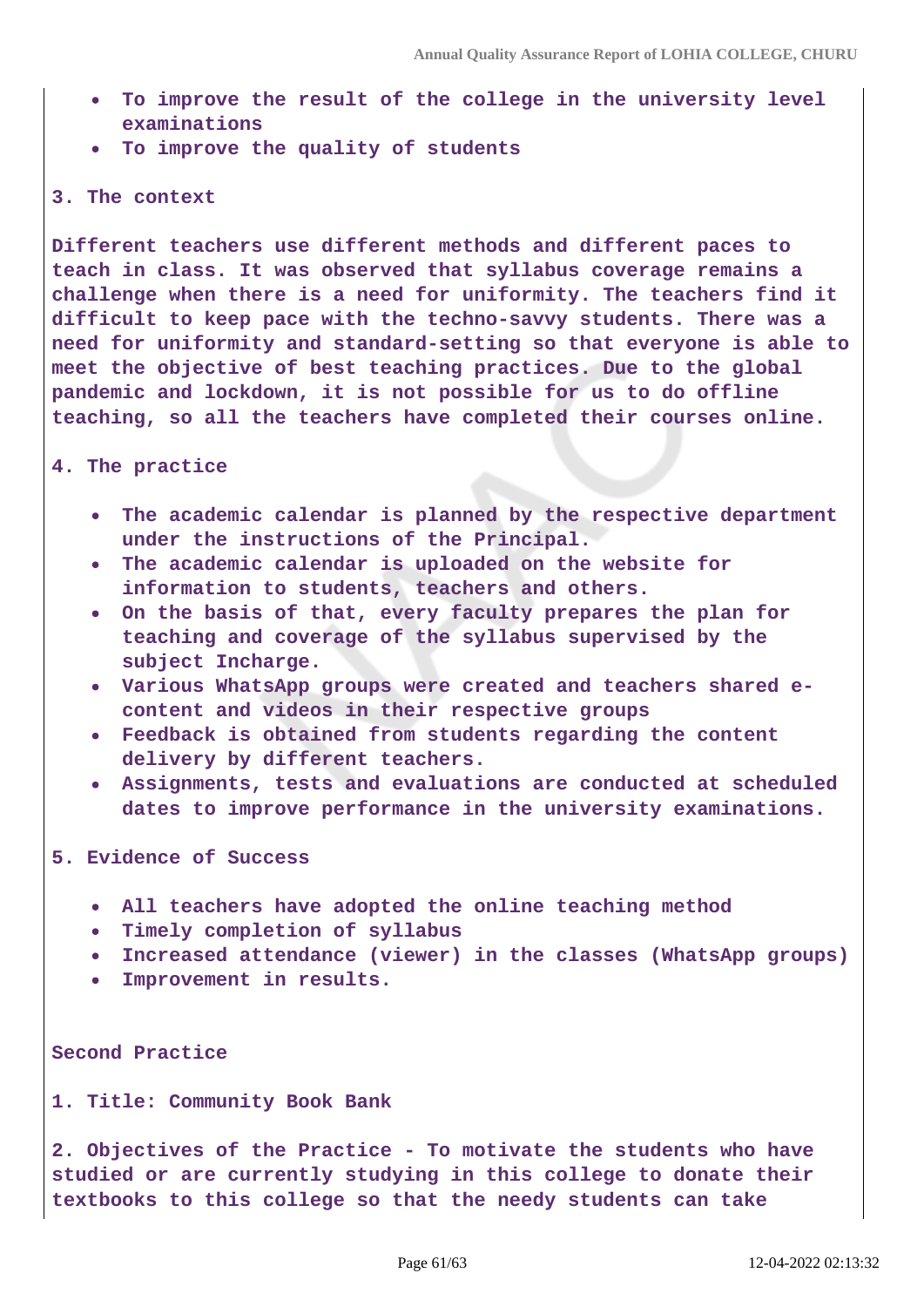- To improve the result of the college in the university level examinations
- To improve the quality of students

**3. The context**

**Different teachers use different methods and different paces to teach in class. It was observed that syllabus coverage remains a challenge when there is a need for uniformity. The teachers find it difficult to keep pace with the techno-savvy students. There was a need for uniformity and standard-setting so that everyone is able to meet the objective of best teaching practices. Due to the global pandemic and lockdown, it is not possible for us to do offline teaching, so all the teachers have completed their courses online.**

**4. The practice**

- The academic calendar is planned by the respective department under the instructions of the Principal.
- The academic calendar is uploaded on the website for information to students, teachers and others.
- On the basis of that, every faculty prepares the plan for teaching and coverage of the syllabus supervised by the subject Incharge.
- Various WhatsApp groups were created and teachers shared e-content and videos in their respective groups
- Feedback is obtained from students regarding the content delivery by different teachers.
- Assignments, tests and evaluations are conducted at scheduled dates to improve performance in the university examinations.

**5. Evidence of Success**

- All teachers have adopted the online teaching method
- Timely completion of syllabus
- Increased attendance (viewer) in the classes (WhatsApp groups)
- Improvement in results.

**Second Practice**

**1. Title: Community Book Bank**

**2. Objectives of the Practice - To motivate the students who have studied or are currently studying in this college to donate their textbooks to this college so that the needy students can take**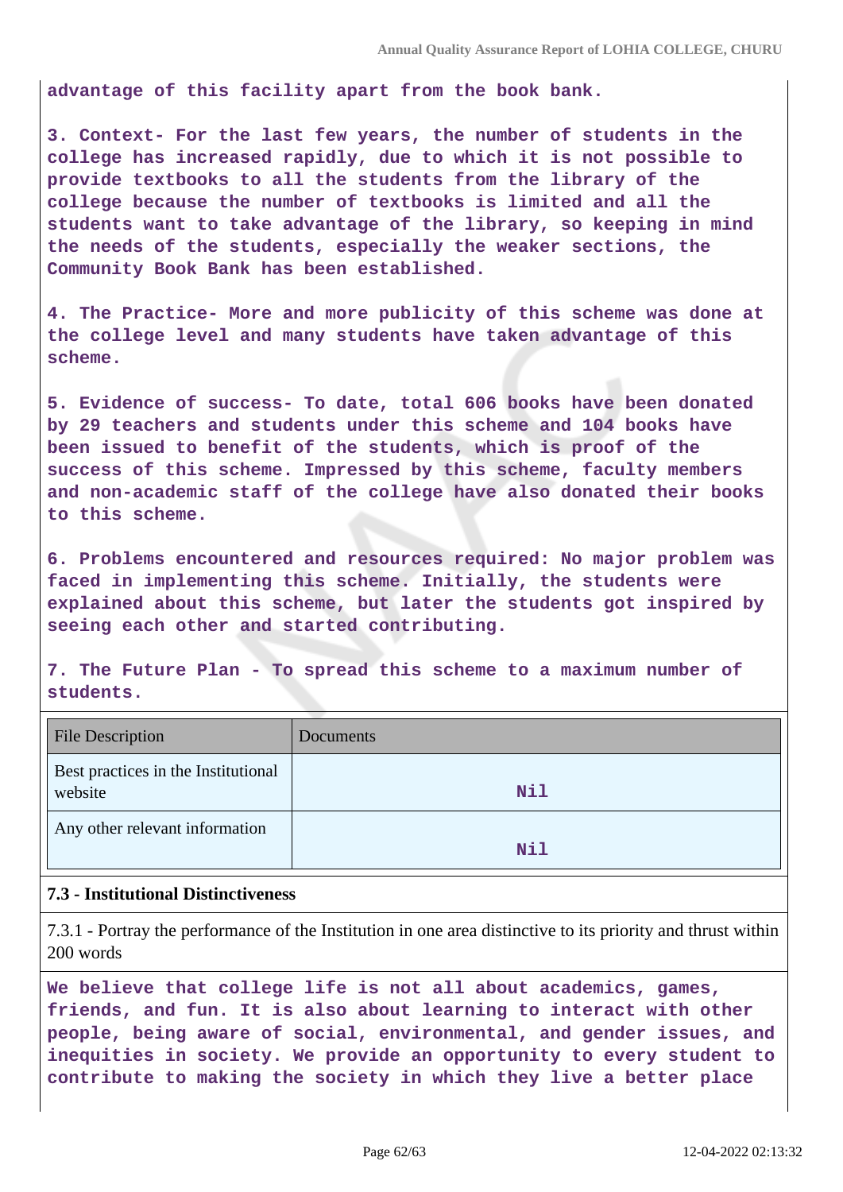**advantage of this facility apart from the book bank.**

**3. Context- For the last few years, the number of students in the college has increased rapidly, due to which it is not possible to provide textbooks to all the students from the library of the college because the number of textbooks is limited and all the students want to take advantage of the library, so keeping in mind the needs of the students, especially the weaker sections, the Community Book Bank has been established.**

**4. The Practice- More and more publicity of this scheme was done at the college level and many students have taken advantage of this scheme.**

**5. Evidence of success- To date, total 606 books have been donated by 29 teachers and students under this scheme and 104 books have been issued to benefit of the students, which is proof of the success of this scheme. Impressed by this scheme, faculty members and non-academic staff of the college have also donated their books to this scheme.**

**6. Problems encountered and resources required: No major problem was faced in implementing this scheme. Initially, the students were explained about this scheme, but later the students got inspired by seeing each other and started contributing.**

**7. The Future Plan - To spread this scheme to a maximum number of students.**

| File Description | Documents |
|---|---|
| Best practices in the Institutional website | **Nil** |
| Any other relevant information | **Nil** |

**7.3 - Institutional Distinctiveness**

7.3.1 - Portray the performance of the Institution in one area distinctive to its priority and thrust within 200 words

**We believe that college life is not all about academics, games, friends, and fun. It is also about learning to interact with other people, being aware of social, environmental, and gender issues, and inequities in society. We provide an opportunity to every student to contribute to making the society in which they live a better place**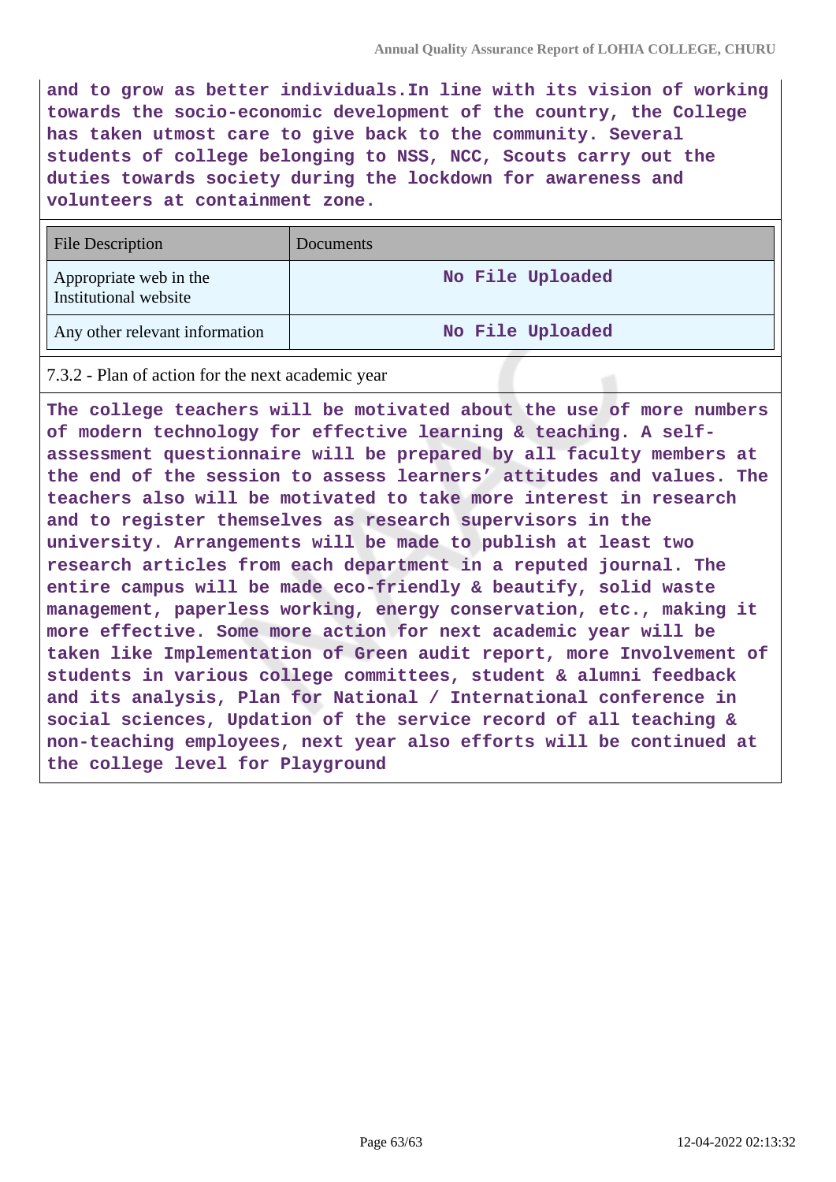**and to grow as better individuals.In line with its vision of working towards the socio-economic development of the country, the College has taken utmost care to give back to the community. Several students of college belonging to NSS, NCC, Scouts carry out the duties towards society during the lockdown for awareness and volunteers at containment zone.**

| File Description | Documents |
|---|---|
| Appropriate web in the Institutional website | No File Uploaded |
| Any other relevant information | No File Uploaded |

7.3.2 - Plan of action for the next academic year

**The college teachers will be motivated about the use of more numbers of modern technology for effective learning & teaching. A self-assessment questionnaire will be prepared by all faculty members at the end of the session to assess learners' attitudes and values. The teachers also will be motivated to take more interest in research and to register themselves as research supervisors in the university. Arrangements will be made to publish at least two research articles from each department in a reputed journal. The entire campus will be made eco-friendly & beautify, solid waste management, paperless working, energy conservation, etc., making it more effective. Some more action for next academic year will be taken like Implementation of Green audit report, more Involvement of students in various college committees, student & alumni feedback and its analysis, Plan for National / International conference in social sciences, Updation of the service record of all teaching & non-teaching employees, next year also efforts will be continued at the college level for Playground**